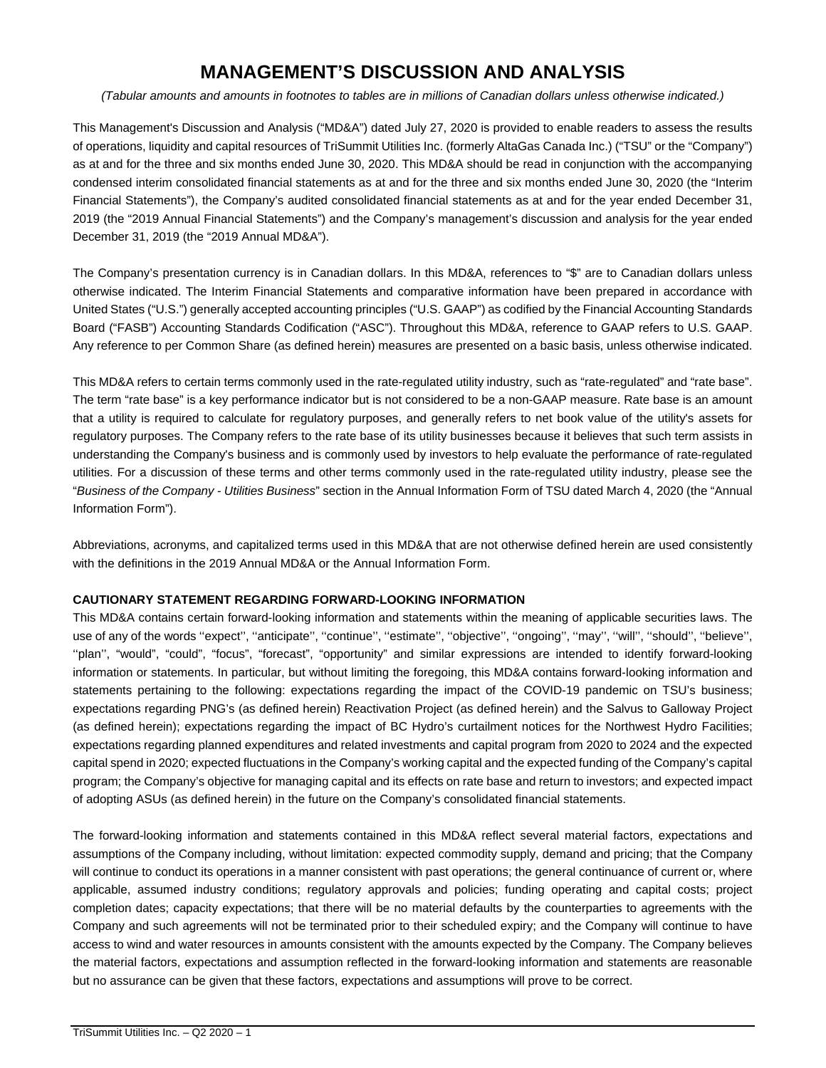# MANAGEMENT'S DISCUSSION AND ANALYSIS

*(Tabular amounts and amounts in footnotes to tables are in millions of Canadian dollars unless otherwise indicated.)*

This Management's Discussion and Analysis ("MD&A") dated July 27, 2020 is provided to enable readers to assess the results of operations, liquidity and capital resources of TriSummit Utilities Inc. (formerly AltaGas Canada Inc.) ("TSU" or the "Company") as at and for the three and six months ended June 30, 2020. This MD&A should be read in conjunction with the accompanying condensed interim consolidated financial statements as at and for the three and six months ended June 30, 2020 (the "Interim Financial Statements"), the Company's audited consolidated financial statements as at and for the year ended December 31, 2019 (the "2019 Annual Financial Statements") and the Company's management's discussion and analysis for the year ended December 31, 2019 (the "2019 Annual MD&A").

The Company's presentation currency is in Canadian dollars. In this MD&A, references to "$" are to Canadian dollars unless otherwise indicated. The Interim Financial Statements and comparative information have been prepared in accordance with United States ("U.S.") generally accepted accounting principles ("U.S. GAAP") as codified by the Financial Accounting Standards Board ("FASB") Accounting Standards Codification ("ASC"). Throughout this MD&A, reference to GAAP refers to U.S. GAAP. Any reference to per Common Share (as defined herein) measures are presented on a basic basis, unless otherwise indicated.

This MD&A refers to certain terms commonly used in the rate-regulated utility industry, such as "rate-regulated" and "rate base". The term "rate base" is a key performance indicator but is not considered to be a non-GAAP measure. Rate base is an amount that a utility is required to calculate for regulatory purposes, and generally refers to net book value of the utility's assets for regulatory purposes. The Company refers to the rate base of its utility businesses because it believes that such term assists in understanding the Company's business and is commonly used by investors to help evaluate the performance of rate-regulated utilities. For a discussion of these terms and other terms commonly used in the rate-regulated utility industry, please see the "*Business of the Company - Utilities Business*" section in the Annual Information Form of TSU dated March 4, 2020 (the "Annual Information Form").

Abbreviations, acronyms, and capitalized terms used in this MD&A that are not otherwise defined herein are used consistently with the definitions in the 2019 Annual MD&A or the Annual Information Form.

**CAUTIONARY STATEMENT REGARDING FORWARD-LOOKING INFORMATION**

This MD&A contains certain forward-looking information and statements within the meaning of applicable securities laws. The use of any of the words ''expect'', ''anticipate'', ''continue'', ''estimate'', ''objective'', ''ongoing'', ''may'', ''will'', ''should'', ''believe'', ''plan'', "would", "could", "focus", "forecast", "opportunity" and similar expressions are intended to identify forward-looking information or statements. In particular, but without limiting the foregoing, this MD&A contains forward-looking information and statements pertaining to the following: expectations regarding the impact of the COVID-19 pandemic on TSU's business; expectations regarding PNG's (as defined herein) Reactivation Project (as defined herein) and the Salvus to Galloway Project (as defined herein); expectations regarding the impact of BC Hydro's curtailment notices for the Northwest Hydro Facilities; expectations regarding planned expenditures and related investments and capital program from 2020 to 2024 and the expected capital spend in 2020; expected fluctuations in the Company's working capital and the expected funding of the Company's capital program; the Company's objective for managing capital and its effects on rate base and return to investors; and expected impact of adopting ASUs (as defined herein) in the future on the Company's consolidated financial statements.

The forward-looking information and statements contained in this MD&A reflect several material factors, expectations and assumptions of the Company including, without limitation: expected commodity supply, demand and pricing; that the Company will continue to conduct its operations in a manner consistent with past operations; the general continuance of current or, where applicable, assumed industry conditions; regulatory approvals and policies; funding operating and capital costs; project completion dates; capacity expectations; that there will be no material defaults by the counterparties to agreements with the Company and such agreements will not be terminated prior to their scheduled expiry; and the Company will continue to have access to wind and water resources in amounts consistent with the amounts expected by the Company. The Company believes the material factors, expectations and assumption reflected in the forward-looking information and statements are reasonable but no assurance can be given that these factors, expectations and assumptions will prove to be correct.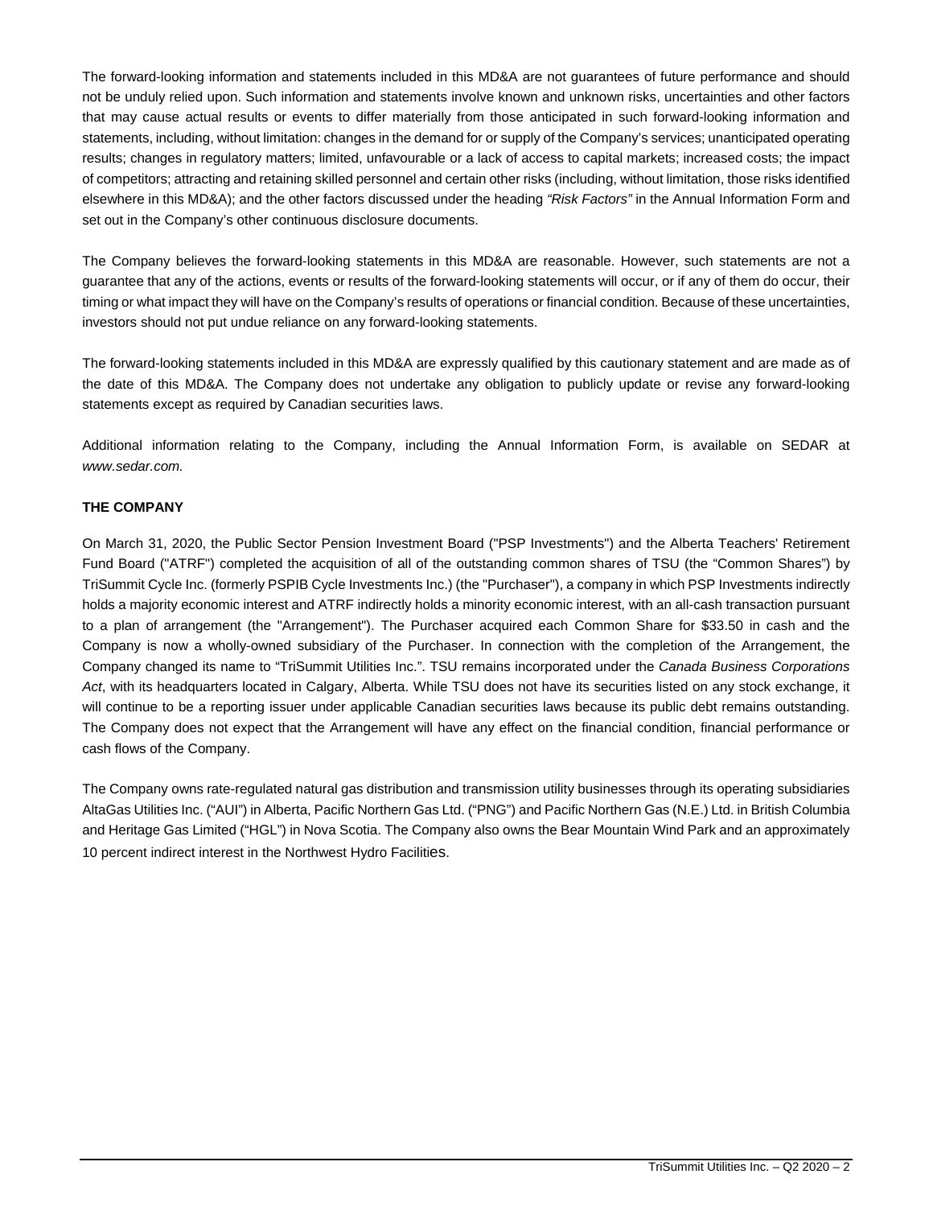The forward-looking information and statements included in this MD&A are not guarantees of future performance and should not be unduly relied upon. Such information and statements involve known and unknown risks, uncertainties and other factors that may cause actual results or events to differ materially from those anticipated in such forward-looking information and statements, including, without limitation: changes in the demand for or supply of the Company's services; unanticipated operating results; changes in regulatory matters; limited, unfavourable or a lack of access to capital markets; increased costs; the impact of competitors; attracting and retaining skilled personnel and certain other risks (including, without limitation, those risks identified elsewhere in this MD&A); and the other factors discussed under the heading *"Risk Factors"* in the Annual Information Form and set out in the Company's other continuous disclosure documents.

The Company believes the forward-looking statements in this MD&A are reasonable. However, such statements are not a guarantee that any of the actions, events or results of the forward-looking statements will occur, or if any of them do occur, their timing or what impact they will have on the Company's results of operations or financial condition. Because of these uncertainties, investors should not put undue reliance on any forward-looking statements.

The forward-looking statements included in this MD&A are expressly qualified by this cautionary statement and are made as of the date of this MD&A. The Company does not undertake any obligation to publicly update or revise any forward-looking statements except as required by Canadian securities laws.

Additional information relating to the Company, including the Annual Information Form, is available on SEDAR at *www.sedar.com.*

**THE COMPANY**

On March 31, 2020, the Public Sector Pension Investment Board ("PSP Investments") and the Alberta Teachers' Retirement Fund Board ("ATRF") completed the acquisition of all of the outstanding common shares of TSU (the "Common Shares") by TriSummit Cycle Inc. (formerly PSPIB Cycle Investments Inc.) (the "Purchaser"), a company in which PSP Investments indirectly holds a majority economic interest and ATRF indirectly holds a minority economic interest, with an all-cash transaction pursuant to a plan of arrangement (the "Arrangement"). The Purchaser acquired each Common Share for $33.50 in cash and the Company is now a wholly-owned subsidiary of the Purchaser. In connection with the completion of the Arrangement, the Company changed its name to "TriSummit Utilities Inc.". TSU remains incorporated under the *Canada Business Corporations Act*, with its headquarters located in Calgary, Alberta. While TSU does not have its securities listed on any stock exchange, it will continue to be a reporting issuer under applicable Canadian securities laws because its public debt remains outstanding. The Company does not expect that the Arrangement will have any effect on the financial condition, financial performance or cash flows of the Company.

The Company owns rate-regulated natural gas distribution and transmission utility businesses through its operating subsidiaries AltaGas Utilities Inc. ("AUI") in Alberta, Pacific Northern Gas Ltd. ("PNG") and Pacific Northern Gas (N.E.) Ltd. in British Columbia and Heritage Gas Limited ("HGL") in Nova Scotia. The Company also owns the Bear Mountain Wind Park and an approximately 10 percent indirect interest in the Northwest Hydro Facilities.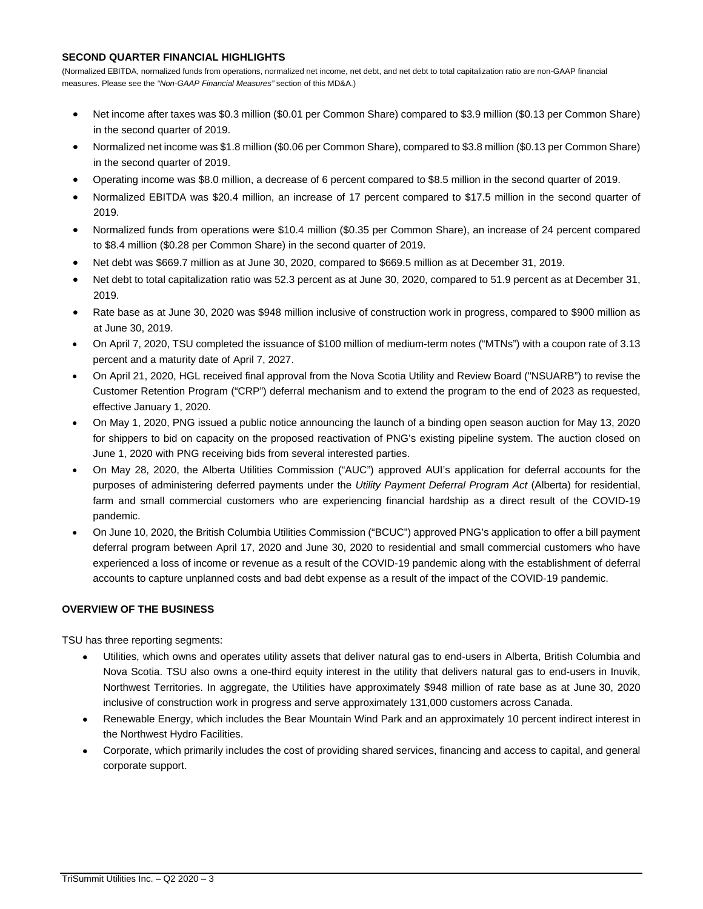## SECOND QUARTER FINANCIAL HIGHLIGHTS

(Normalized EBITDA, normalized funds from operations, normalized net income, net debt, and net debt to total capitalization ratio are non-GAAP financial measures. Please see the *"Non-GAAP Financial Measures"* section of this MD&A.)

- Net income after taxes was $0.3 million ($0.01 per Common Share) compared to $3.9 million ($0.13 per Common Share) in the second quarter of 2019.
- Normalized net income was $1.8 million ($0.06 per Common Share), compared to $3.8 million ($0.13 per Common Share) in the second quarter of 2019.
- Operating income was $8.0 million, a decrease of 6 percent compared to $8.5 million in the second quarter of 2019.
- Normalized EBITDA was $20.4 million, an increase of 17 percent compared to $17.5 million in the second quarter of 2019.
- Normalized funds from operations were $10.4 million ($0.35 per Common Share), an increase of 24 percent compared to $8.4 million ($0.28 per Common Share) in the second quarter of 2019.
- Net debt was $669.7 million as at June 30, 2020, compared to $669.5 million as at December 31, 2019.
- Net debt to total capitalization ratio was 52.3 percent as at June 30, 2020, compared to 51.9 percent as at December 31, 2019.
- Rate base as at June 30, 2020 was $948 million inclusive of construction work in progress, compared to $900 million as at June 30, 2019.
- On April 7, 2020, TSU completed the issuance of $100 million of medium-term notes ("MTNs") with a coupon rate of 3.13 percent and a maturity date of April 7, 2027.
- On April 21, 2020, HGL received final approval from the Nova Scotia Utility and Review Board ("NSUARB") to revise the Customer Retention Program ("CRP") deferral mechanism and to extend the program to the end of 2023 as requested, effective January 1, 2020.
- On May 1, 2020, PNG issued a public notice announcing the launch of a binding open season auction for May 13, 2020 for shippers to bid on capacity on the proposed reactivation of PNG's existing pipeline system. The auction closed on June 1, 2020 with PNG receiving bids from several interested parties.
- On May 28, 2020, the Alberta Utilities Commission ("AUC") approved AUI's application for deferral accounts for the purposes of administering deferred payments under the *Utility Payment Deferral Program Act* (Alberta) for residential, farm and small commercial customers who are experiencing financial hardship as a direct result of the COVID-19 pandemic.
- On June 10, 2020, the British Columbia Utilities Commission ("BCUC") approved PNG's application to offer a bill payment deferral program between April 17, 2020 and June 30, 2020 to residential and small commercial customers who have experienced a loss of income or revenue as a result of the COVID-19 pandemic along with the establishment of deferral accounts to capture unplanned costs and bad debt expense as a result of the impact of the COVID-19 pandemic.

## OVERVIEW OF THE BUSINESS

TSU has three reporting segments:

- Utilities, which owns and operates utility assets that deliver natural gas to end-users in Alberta, British Columbia and Nova Scotia. TSU also owns a one-third equity interest in the utility that delivers natural gas to end-users in Inuvik, Northwest Territories. In aggregate, the Utilities have approximately $948 million of rate base as at June 30, 2020 inclusive of construction work in progress and serve approximately 131,000 customers across Canada.
- Renewable Energy, which includes the Bear Mountain Wind Park and an approximately 10 percent indirect interest in the Northwest Hydro Facilities.
- Corporate, which primarily includes the cost of providing shared services, financing and access to capital, and general corporate support.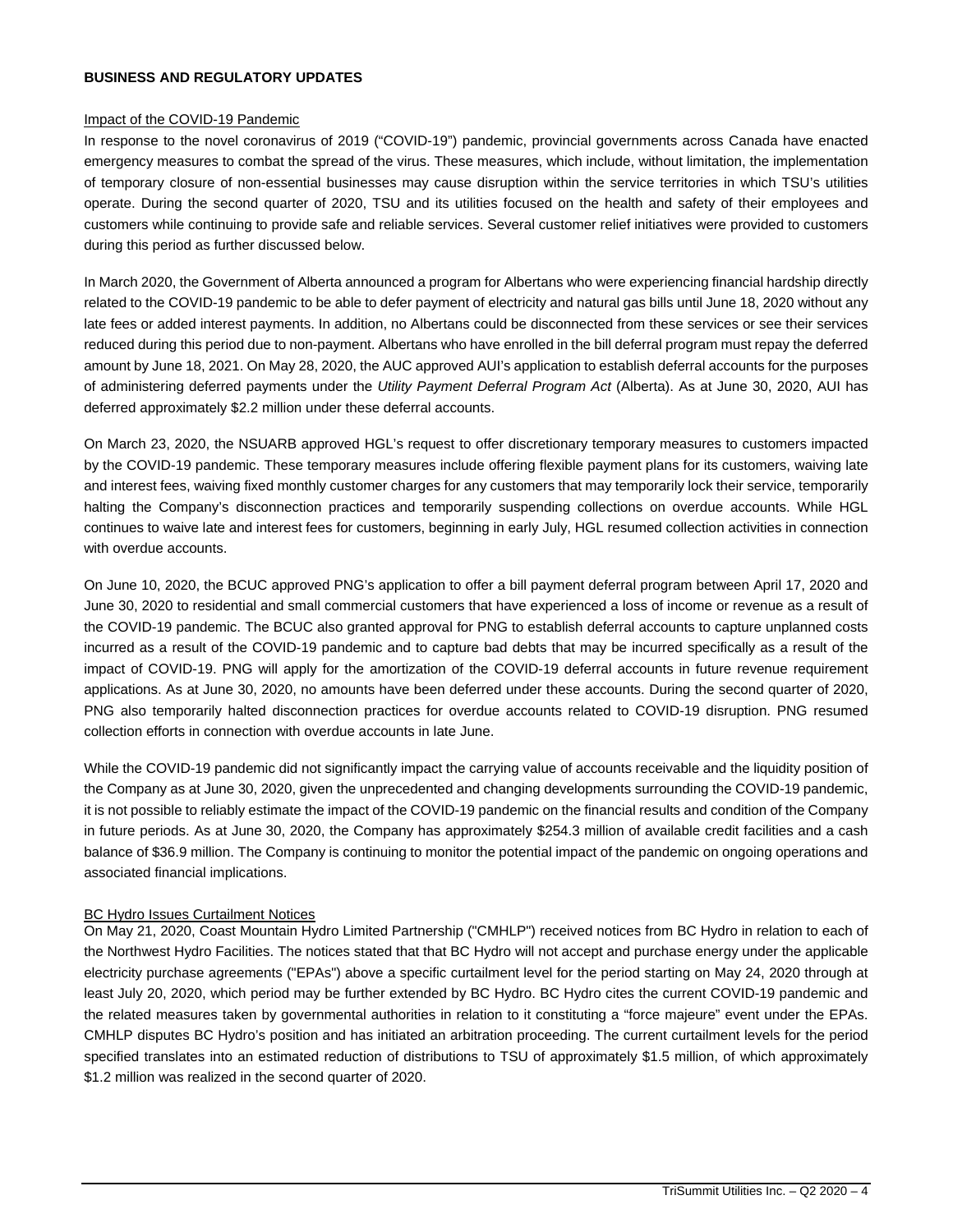## BUSINESS AND REGULATORY UPDATES

### Impact of the COVID-19 Pandemic

In response to the novel coronavirus of 2019 ("COVID-19") pandemic, provincial governments across Canada have enacted emergency measures to combat the spread of the virus. These measures, which include, without limitation, the implementation of temporary closure of non-essential businesses may cause disruption within the service territories in which TSU's utilities operate. During the second quarter of 2020, TSU and its utilities focused on the health and safety of their employees and customers while continuing to provide safe and reliable services. Several customer relief initiatives were provided to customers during this period as further discussed below.

In March 2020, the Government of Alberta announced a program for Albertans who were experiencing financial hardship directly related to the COVID-19 pandemic to be able to defer payment of electricity and natural gas bills until June 18, 2020 without any late fees or added interest payments. In addition, no Albertans could be disconnected from these services or see their services reduced during this period due to non-payment. Albertans who have enrolled in the bill deferral program must repay the deferred amount by June 18, 2021. On May 28, 2020, the AUC approved AUI's application to establish deferral accounts for the purposes of administering deferred payments under the *Utility Payment Deferral Program Act* (Alberta). As at June 30, 2020, AUI has deferred approximately $2.2 million under these deferral accounts.

On March 23, 2020, the NSUARB approved HGL's request to offer discretionary temporary measures to customers impacted by the COVID-19 pandemic. These temporary measures include offering flexible payment plans for its customers, waiving late and interest fees, waiving fixed monthly customer charges for any customers that may temporarily lock their service, temporarily halting the Company's disconnection practices and temporarily suspending collections on overdue accounts. While HGL continues to waive late and interest fees for customers, beginning in early July, HGL resumed collection activities in connection with overdue accounts.

On June 10, 2020, the BCUC approved PNG's application to offer a bill payment deferral program between April 17, 2020 and June 30, 2020 to residential and small commercial customers that have experienced a loss of income or revenue as a result of the COVID-19 pandemic. The BCUC also granted approval for PNG to establish deferral accounts to capture unplanned costs incurred as a result of the COVID-19 pandemic and to capture bad debts that may be incurred specifically as a result of the impact of COVID-19. PNG will apply for the amortization of the COVID-19 deferral accounts in future revenue requirement applications. As at June 30, 2020, no amounts have been deferred under these accounts. During the second quarter of 2020, PNG also temporarily halted disconnection practices for overdue accounts related to COVID-19 disruption. PNG resumed collection efforts in connection with overdue accounts in late June.

While the COVID-19 pandemic did not significantly impact the carrying value of accounts receivable and the liquidity position of the Company as at June 30, 2020, given the unprecedented and changing developments surrounding the COVID-19 pandemic, it is not possible to reliably estimate the impact of the COVID-19 pandemic on the financial results and condition of the Company in future periods. As at June 30, 2020, the Company has approximately $254.3 million of available credit facilities and a cash balance of $36.9 million. The Company is continuing to monitor the potential impact of the pandemic on ongoing operations and associated financial implications.

### BC Hydro Issues Curtailment Notices

On May 21, 2020, Coast Mountain Hydro Limited Partnership ("CMHLP") received notices from BC Hydro in relation to each of the Northwest Hydro Facilities. The notices stated that that BC Hydro will not accept and purchase energy under the applicable electricity purchase agreements ("EPAs") above a specific curtailment level for the period starting on May 24, 2020 through at least July 20, 2020, which period may be further extended by BC Hydro. BC Hydro cites the current COVID-19 pandemic and the related measures taken by governmental authorities in relation to it constituting a "force majeure" event under the EPAs. CMHLP disputes BC Hydro's position and has initiated an arbitration proceeding. The current curtailment levels for the period specified translates into an estimated reduction of distributions to TSU of approximately $1.5 million, of which approximately $1.2 million was realized in the second quarter of 2020.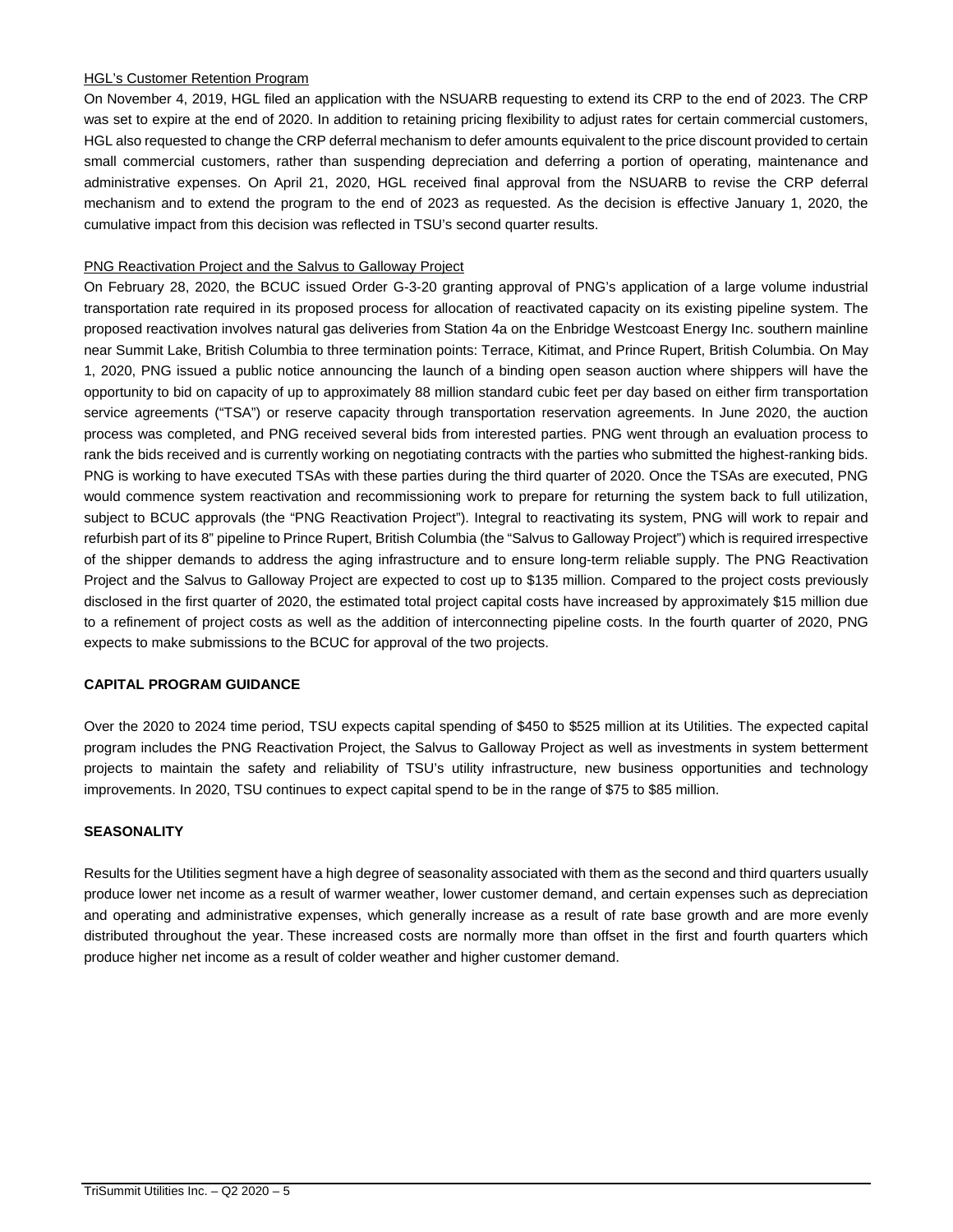HGL's Customer Retention Program

On November 4, 2019, HGL filed an application with the NSUARB requesting to extend its CRP to the end of 2023. The CRP was set to expire at the end of 2020. In addition to retaining pricing flexibility to adjust rates for certain commercial customers, HGL also requested to change the CRP deferral mechanism to defer amounts equivalent to the price discount provided to certain small commercial customers, rather than suspending depreciation and deferring a portion of operating, maintenance and administrative expenses. On April 21, 2020, HGL received final approval from the NSUARB to revise the CRP deferral mechanism and to extend the program to the end of 2023 as requested. As the decision is effective January 1, 2020, the cumulative impact from this decision was reflected in TSU's second quarter results.

PNG Reactivation Project and the Salvus to Galloway Project

On February 28, 2020, the BCUC issued Order G-3-20 granting approval of PNG's application of a large volume industrial transportation rate required in its proposed process for allocation of reactivated capacity on its existing pipeline system. The proposed reactivation involves natural gas deliveries from Station 4a on the Enbridge Westcoast Energy Inc. southern mainline near Summit Lake, British Columbia to three termination points: Terrace, Kitimat, and Prince Rupert, British Columbia. On May 1, 2020, PNG issued a public notice announcing the launch of a binding open season auction where shippers will have the opportunity to bid on capacity of up to approximately 88 million standard cubic feet per day based on either firm transportation service agreements ("TSA") or reserve capacity through transportation reservation agreements. In June 2020, the auction process was completed, and PNG received several bids from interested parties. PNG went through an evaluation process to rank the bids received and is currently working on negotiating contracts with the parties who submitted the highest-ranking bids. PNG is working to have executed TSAs with these parties during the third quarter of 2020. Once the TSAs are executed, PNG would commence system reactivation and recommissioning work to prepare for returning the system back to full utilization, subject to BCUC approvals (the "PNG Reactivation Project"). Integral to reactivating its system, PNG will work to repair and refurbish part of its 8" pipeline to Prince Rupert, British Columbia (the "Salvus to Galloway Project") which is required irrespective of the shipper demands to address the aging infrastructure and to ensure long-term reliable supply. The PNG Reactivation Project and the Salvus to Galloway Project are expected to cost up to $135 million. Compared to the project costs previously disclosed in the first quarter of 2020, the estimated total project capital costs have increased by approximately $15 million due to a refinement of project costs as well as the addition of interconnecting pipeline costs. In the fourth quarter of 2020, PNG expects to make submissions to the BCUC for approval of the two projects.

## CAPITAL PROGRAM GUIDANCE

Over the 2020 to 2024 time period, TSU expects capital spending of $450 to $525 million at its Utilities. The expected capital program includes the PNG Reactivation Project, the Salvus to Galloway Project as well as investments in system betterment projects to maintain the safety and reliability of TSU's utility infrastructure, new business opportunities and technology improvements. In 2020, TSU continues to expect capital spend to be in the range of $75 to $85 million.

## SEASONALITY

Results for the Utilities segment have a high degree of seasonality associated with them as the second and third quarters usually produce lower net income as a result of warmer weather, lower customer demand, and certain expenses such as depreciation and operating and administrative expenses, which generally increase as a result of rate base growth and are more evenly distributed throughout the year. These increased costs are normally more than offset in the first and fourth quarters which produce higher net income as a result of colder weather and higher customer demand.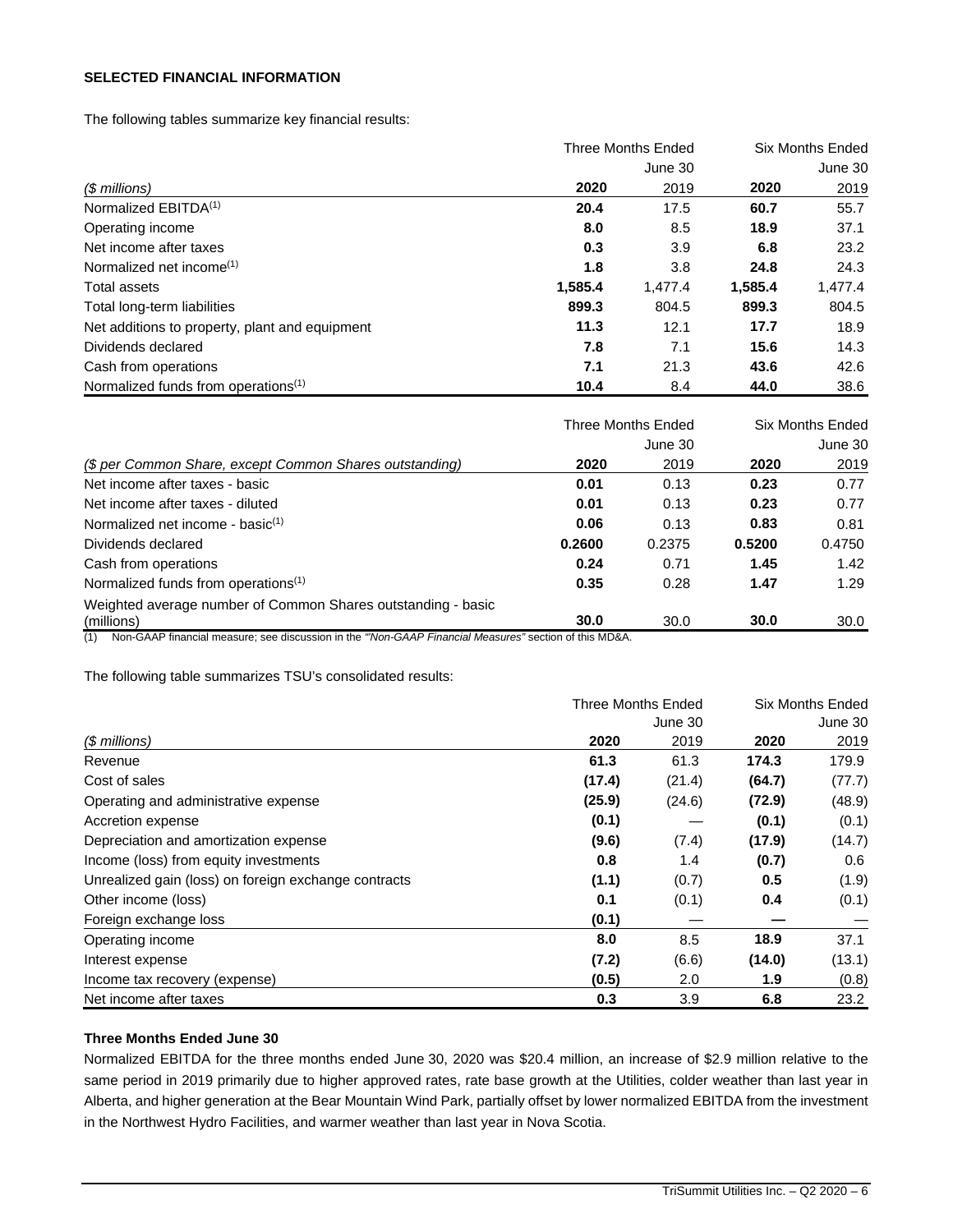**SELECTED FINANCIAL INFORMATION**

The following tables summarize key financial results:

| | Three Months Ended | June 30 | Six Months Ended | June 30 |
|---|---|---|---|---|
| *($ millions)* | **2020** | 2019 | **2020** | 2019 |
| Normalized EBITDA[1] | **20.4** | 17.5 | **60.7** | 55.7 |
| Operating income | **8.0** | 8.5 | **18.9** | 37.1 |
| Net income after taxes | **0.3** | 3.9 | **6.8** | 23.2 |
| Normalized net income[1] | **1.8** | 3.8 | **24.8** | 24.3 |
| Total assets | **1,585.4** | 1,477.4 | **1,585.4** | 1,477.4 |
| Total long-term liabilities | **899.3** | 804.5 | **899.3** | 804.5 |
| Net additions to property, plant and equipment | **11.3** | 12.1 | **17.7** | 18.9 |
| Dividends declared | **7.8** | 7.1 | **15.6** | 14.3 |
| Cash from operations | **7.1** | 21.3 | **43.6** | 42.6 |
| Normalized funds from operations[1] | **10.4** | 8.4 | **44.0** | 38.6 |

| | Three Months Ended | June 30 | Six Months Ended | June 30 |
|---|---|---|---|---|
| *($ per Common Share, except Common Shares outstanding)* | **2020** | 2019 | **2020** | 2019 |
| Net income after taxes - basic | **0.01** | 0.13 | **0.23** | 0.77 |
| Net income after taxes - diluted | **0.01** | 0.13 | **0.23** | 0.77 |
| Normalized net income - basic[1] | **0.06** | 0.13 | **0.83** | 0.81 |
| Dividends declared | **0.2600** | 0.2375 | **0.5200** | 0.4750 |
| Cash from operations | **0.24** | 0.71 | **1.45** | 1.42 |
| Normalized funds from operations[1] | **0.35** | 0.28 | **1.47** | 1.29 |
| Weighted average number of Common Shares outstanding - basic (millions) | **30.0** | 30.0 | **30.0** | 30.0 |

(1) Non-GAAP financial measure; see discussion in the *"Non-GAAP Financial Measures"* section of this MD&A.

The following table summarizes TSU's consolidated results:

| | Three Months Ended | June 30 | Six Months Ended | June 30 |
|---|---|---|---|---|
| *($ millions)* | **2020** | 2019 | **2020** | 2019 |
| Revenue | **61.3** | 61.3 | **174.3** | 179.9 |
| Cost of sales | **(17.4)** | (21.4) | **(64.7)** | (77.7) |
| Operating and administrative expense | **(25.9)** | (24.6) | **(72.9)** | (48.9) |
| Accretion expense | **(0.1)** | — | **(0.1)** | (0.1) |
| Depreciation and amortization expense | **(9.6)** | (7.4) | **(17.9)** | (14.7) |
| Income (loss) from equity investments | **0.8** | 1.4 | **(0.7)** | 0.6 |
| Unrealized gain (loss) on foreign exchange contracts | **(1.1)** | (0.7) | **0.5** | (1.9) |
| Other income (loss) | **0.1** | (0.1) | **0.4** | (0.1) |
| Foreign exchange loss | **(0.1)** | — | **—** | — |
| Operating income | **8.0** | 8.5 | **18.9** | 37.1 |
| Interest expense | **(7.2)** | (6.6) | **(14.0)** | (13.1) |
| Income tax recovery (expense) | **(0.5)** | 2.0 | **1.9** | (0.8) |
| Net income after taxes | **0.3** | 3.9 | **6.8** | 23.2 |

**Three Months Ended June 30**

Normalized EBITDA for the three months ended June 30, 2020 was $20.4 million, an increase of $2.9 million relative to the same period in 2019 primarily due to higher approved rates, rate base growth at the Utilities, colder weather than last year in Alberta, and higher generation at the Bear Mountain Wind Park, partially offset by lower normalized EBITDA from the investment in the Northwest Hydro Facilities, and warmer weather than last year in Nova Scotia.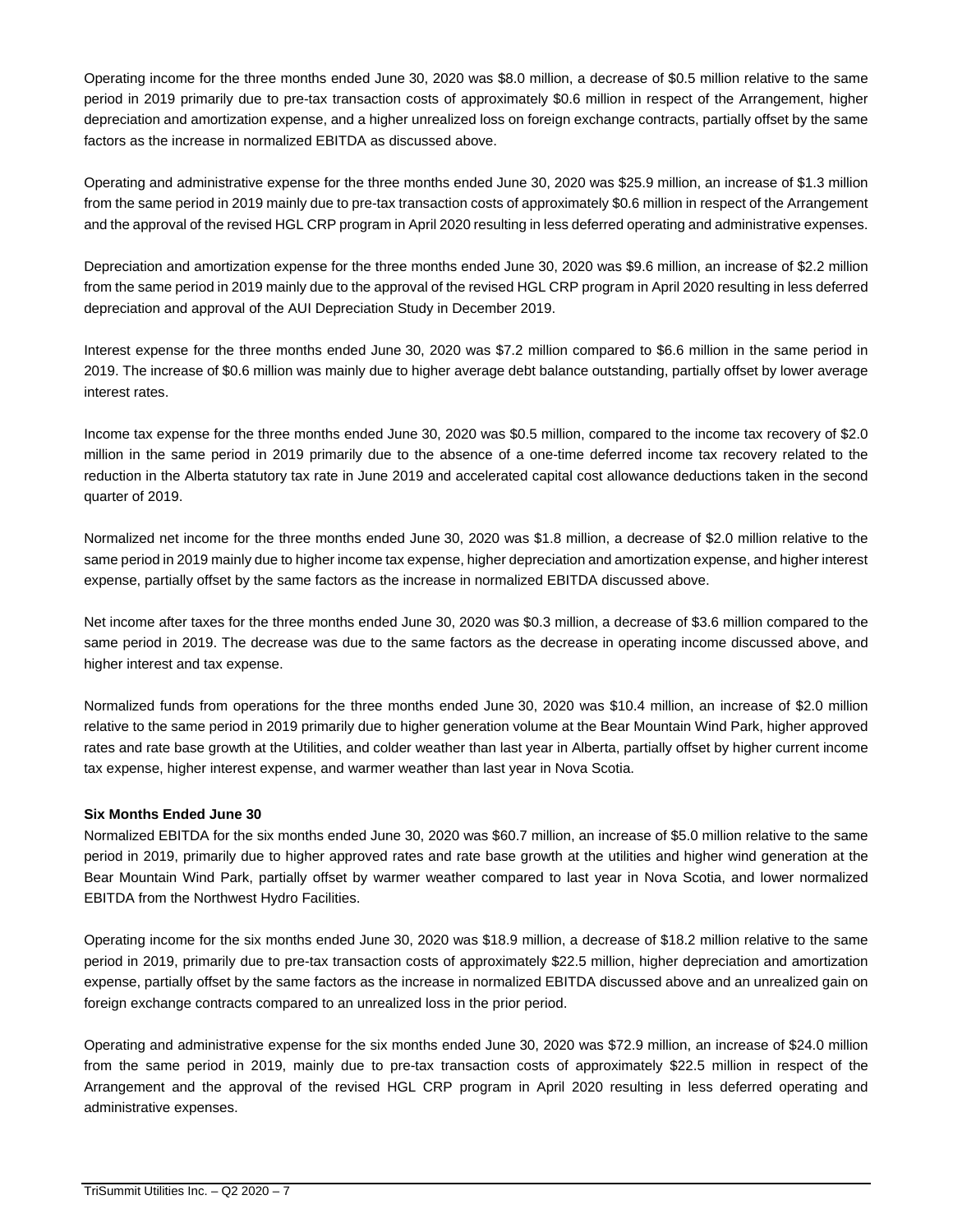Operating income for the three months ended June 30, 2020 was $8.0 million, a decrease of $0.5 million relative to the same period in 2019 primarily due to pre-tax transaction costs of approximately $0.6 million in respect of the Arrangement, higher depreciation and amortization expense, and a higher unrealized loss on foreign exchange contracts, partially offset by the same factors as the increase in normalized EBITDA as discussed above.

Operating and administrative expense for the three months ended June 30, 2020 was $25.9 million, an increase of $1.3 million from the same period in 2019 mainly due to pre-tax transaction costs of approximately $0.6 million in respect of the Arrangement and the approval of the revised HGL CRP program in April 2020 resulting in less deferred operating and administrative expenses.

Depreciation and amortization expense for the three months ended June 30, 2020 was $9.6 million, an increase of $2.2 million from the same period in 2019 mainly due to the approval of the revised HGL CRP program in April 2020 resulting in less deferred depreciation and approval of the AUI Depreciation Study in December 2019.

Interest expense for the three months ended June 30, 2020 was $7.2 million compared to $6.6 million in the same period in 2019. The increase of $0.6 million was mainly due to higher average debt balance outstanding, partially offset by lower average interest rates.

Income tax expense for the three months ended June 30, 2020 was $0.5 million, compared to the income tax recovery of $2.0 million in the same period in 2019 primarily due to the absence of a one-time deferred income tax recovery related to the reduction in the Alberta statutory tax rate in June 2019 and accelerated capital cost allowance deductions taken in the second quarter of 2019.

Normalized net income for the three months ended June 30, 2020 was $1.8 million, a decrease of $2.0 million relative to the same period in 2019 mainly due to higher income tax expense, higher depreciation and amortization expense, and higher interest expense, partially offset by the same factors as the increase in normalized EBITDA discussed above.

Net income after taxes for the three months ended June 30, 2020 was $0.3 million, a decrease of $3.6 million compared to the same period in 2019. The decrease was due to the same factors as the decrease in operating income discussed above, and higher interest and tax expense.

Normalized funds from operations for the three months ended June 30, 2020 was $10.4 million, an increase of $2.0 million relative to the same period in 2019 primarily due to higher generation volume at the Bear Mountain Wind Park, higher approved rates and rate base growth at the Utilities, and colder weather than last year in Alberta, partially offset by higher current income tax expense, higher interest expense, and warmer weather than last year in Nova Scotia.

**Six Months Ended June 30**

Normalized EBITDA for the six months ended June 30, 2020 was $60.7 million, an increase of $5.0 million relative to the same period in 2019, primarily due to higher approved rates and rate base growth at the utilities and higher wind generation at the Bear Mountain Wind Park, partially offset by warmer weather compared to last year in Nova Scotia, and lower normalized EBITDA from the Northwest Hydro Facilities.

Operating income for the six months ended June 30, 2020 was $18.9 million, a decrease of $18.2 million relative to the same period in 2019, primarily due to pre-tax transaction costs of approximately $22.5 million, higher depreciation and amortization expense, partially offset by the same factors as the increase in normalized EBITDA discussed above and an unrealized gain on foreign exchange contracts compared to an unrealized loss in the prior period.

Operating and administrative expense for the six months ended June 30, 2020 was $72.9 million, an increase of $24.0 million from the same period in 2019, mainly due to pre-tax transaction costs of approximately $22.5 million in respect of the Arrangement and the approval of the revised HGL CRP program in April 2020 resulting in less deferred operating and administrative expenses.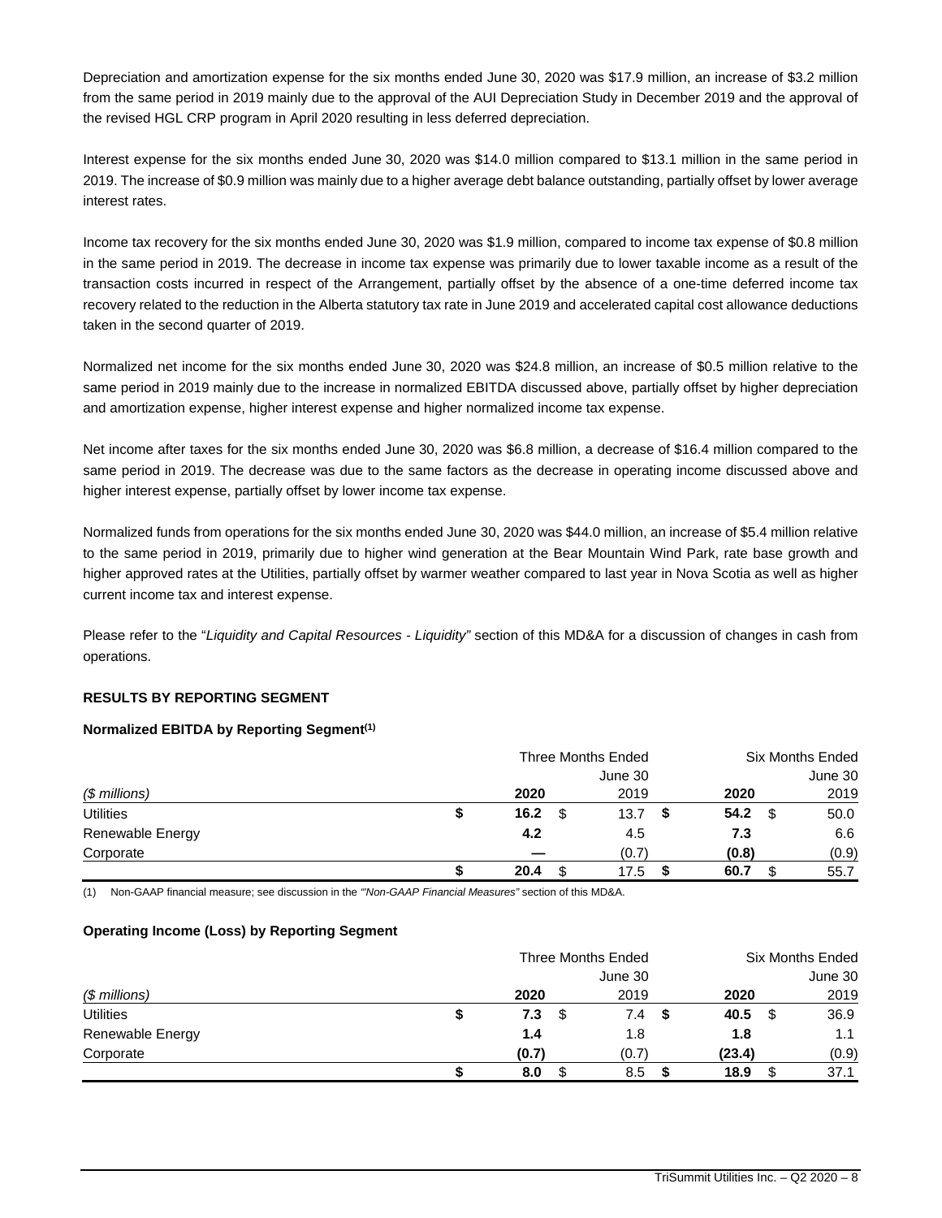Depreciation and amortization expense for the six months ended June 30, 2020 was $17.9 million, an increase of $3.2 million from the same period in 2019 mainly due to the approval of the AUI Depreciation Study in December 2019 and the approval of the revised HGL CRP program in April 2020 resulting in less deferred depreciation.

Interest expense for the six months ended June 30, 2020 was $14.0 million compared to $13.1 million in the same period in 2019. The increase of $0.9 million was mainly due to a higher average debt balance outstanding, partially offset by lower average interest rates.

Income tax recovery for the six months ended June 30, 2020 was $1.9 million, compared to income tax expense of $0.8 million in the same period in 2019. The decrease in income tax expense was primarily due to lower taxable income as a result of the transaction costs incurred in respect of the Arrangement, partially offset by the absence of a one-time deferred income tax recovery related to the reduction in the Alberta statutory tax rate in June 2019 and accelerated capital cost allowance deductions taken in the second quarter of 2019.

Normalized net income for the six months ended June 30, 2020 was $24.8 million, an increase of $0.5 million relative to the same period in 2019 mainly due to the increase in normalized EBITDA discussed above, partially offset by higher depreciation and amortization expense, higher interest expense and higher normalized income tax expense.

Net income after taxes for the six months ended June 30, 2020 was $6.8 million, a decrease of $16.4 million compared to the same period in 2019. The decrease was due to the same factors as the decrease in operating income discussed above and higher interest expense, partially offset by lower income tax expense.

Normalized funds from operations for the six months ended June 30, 2020 was $44.0 million, an increase of $5.4 million relative to the same period in 2019, primarily due to higher wind generation at the Bear Mountain Wind Park, rate base growth and higher approved rates at the Utilities, partially offset by warmer weather compared to last year in Nova Scotia as well as higher current income tax and interest expense.

Please refer to the "*Liquidity and Capital Resources - Liquidity*" section of this MD&A for a discussion of changes in cash from operations.

## RESULTS BY REPORTING SEGMENT

### Normalized EBITDA by Reporting Segment[1]

| | Three Months Ended June 30 | | Six Months Ended June 30 | |
|---|---|---|---|---|
| *($ millions)* | **2020** | 2019 | **2020** | 2019 |
| Utilities | **$ 16.2** | $ 13.7 | **$ 54.2** | $ 50.0 |
| Renewable Energy | **4.2** | 4.5 | **7.3** | 6.6 |
| Corporate | **—** | (0.7) | **(0.8)** | (0.9) |
| | **$ 20.4** | $ 17.5 | **$ 60.7** | $ 55.7 |

(1) Non-GAAP financial measure; see discussion in the *"Non-GAAP Financial Measures"* section of this MD&A.

### Operating Income (Loss) by Reporting Segment

| | Three Months Ended June 30 | | Six Months Ended June 30 | |
|---|---|---|---|---|
| *($ millions)* | **2020** | 2019 | **2020** | 2019 |
| Utilities | **$ 7.3** | $ 7.4 | **$ 40.5** | $ 36.9 |
| Renewable Energy | **1.4** | 1.8 | **1.8** | 1.1 |
| Corporate | **(0.7)** | (0.7) | **(23.4)** | (0.9) |
| | **$ 8.0** | $ 8.5 | **$ 18.9** | $ 37.1 |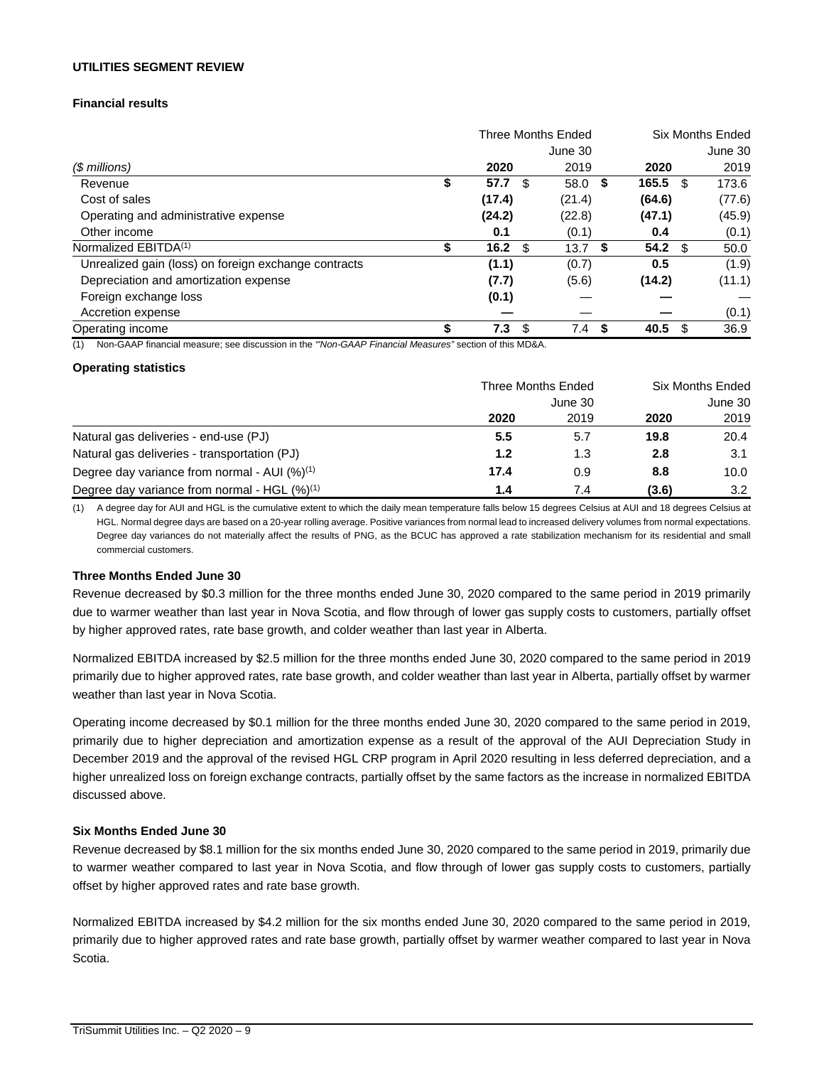**UTILITIES SEGMENT REVIEW**

**Financial results**

| *($ millions)* | Three Months Ended June 30 2020 | 2019 | Six Months Ended June 30 2020 | 2019 |
|---|---|---|---|---|
| Revenue | **$ 57.7** | $ 58.0 | **$ 165.5** | $ 173.6 |
| Cost of sales | **(17.4)** | (21.4) | **(64.6)** | (77.6) |
| Operating and administrative expense | **(24.2)** | (22.8) | **(47.1)** | (45.9) |
| Other income | **0.1** | (0.1) | **0.4** | (0.1) |
| Normalized EBITDA[(1)] | **$ 16.2** | $ 13.7 | **$ 54.2** | $ 50.0 |
| Unrealized gain (loss) on foreign exchange contracts | **(1.1)** | (0.7) | **0.5** | (1.9) |
| Depreciation and amortization expense | **(7.7)** | (5.6) | **(14.2)** | (11.1) |
| Foreign exchange loss | **(0.1)** | — | **—** | — |
| Accretion expense | **—** | — | **—** | (0.1) |
| Operating income | **$ 7.3** | $ 7.4 | **$ 40.5** | $ 36.9 |

(1) Non-GAAP financial measure; see discussion in the *"Non-GAAP Financial Measures"* section of this MD&A.

**Operating statistics**

| | Three Months Ended June 30 2020 | 2019 | Six Months Ended June 30 2020 | 2019 |
|---|---|---|---|---|
| Natural gas deliveries - end-use (PJ) | **5.5** | 5.7 | **19.8** | 20.4 |
| Natural gas deliveries - transportation (PJ) | **1.2** | 1.3 | **2.8** | 3.1 |
| Degree day variance from normal - AUI (%)[(1)] | **17.4** | 0.9 | **8.8** | 10.0 |
| Degree day variance from normal - HGL (%)[(1)] | **1.4** | 7.4 | **(3.6)** | 3.2 |

(1) A degree day for AUI and HGL is the cumulative extent to which the daily mean temperature falls below 15 degrees Celsius at AUI and 18 degrees Celsius at HGL. Normal degree days are based on a 20-year rolling average. Positive variances from normal lead to increased delivery volumes from normal expectations. Degree day variances do not materially affect the results of PNG, as the BCUC has approved a rate stabilization mechanism for its residential and small commercial customers.

**Three Months Ended June 30**

Revenue decreased by $0.3 million for the three months ended June 30, 2020 compared to the same period in 2019 primarily due to warmer weather than last year in Nova Scotia, and flow through of lower gas supply costs to customers, partially offset by higher approved rates, rate base growth, and colder weather than last year in Alberta.

Normalized EBITDA increased by $2.5 million for the three months ended June 30, 2020 compared to the same period in 2019 primarily due to higher approved rates, rate base growth, and colder weather than last year in Alberta, partially offset by warmer weather than last year in Nova Scotia.

Operating income decreased by $0.1 million for the three months ended June 30, 2020 compared to the same period in 2019, primarily due to higher depreciation and amortization expense as a result of the approval of the AUI Depreciation Study in December 2019 and the approval of the revised HGL CRP program in April 2020 resulting in less deferred depreciation, and a higher unrealized loss on foreign exchange contracts, partially offset by the same factors as the increase in normalized EBITDA discussed above.

**Six Months Ended June 30**

Revenue decreased by $8.1 million for the six months ended June 30, 2020 compared to the same period in 2019, primarily due to warmer weather compared to last year in Nova Scotia, and flow through of lower gas supply costs to customers, partially offset by higher approved rates and rate base growth.

Normalized EBITDA increased by $4.2 million for the six months ended June 30, 2020 compared to the same period in 2019, primarily due to higher approved rates and rate base growth, partially offset by warmer weather compared to last year in Nova Scotia.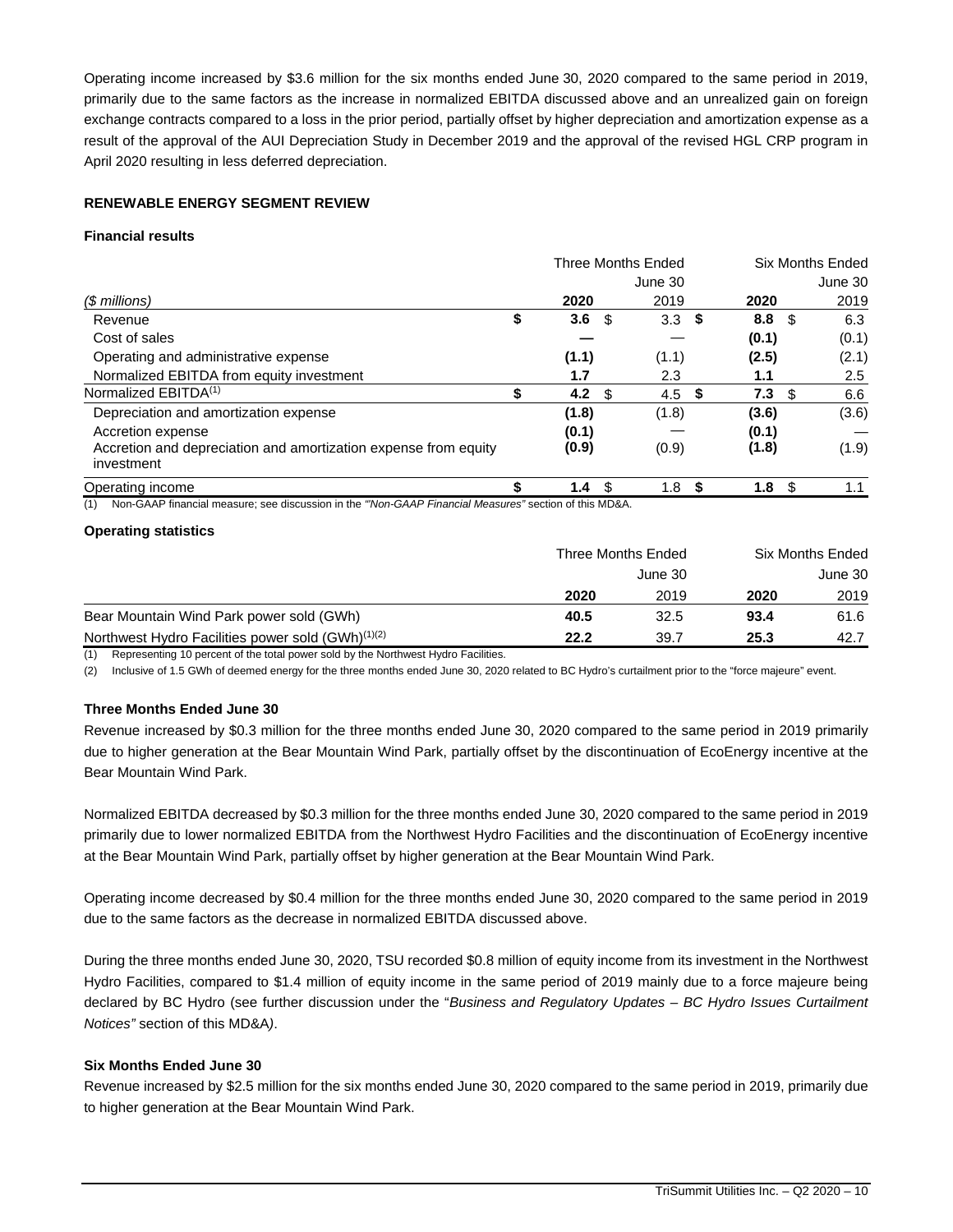Operating income increased by $3.6 million for the six months ended June 30, 2020 compared to the same period in 2019, primarily due to the same factors as the increase in normalized EBITDA discussed above and an unrealized gain on foreign exchange contracts compared to a loss in the prior period, partially offset by higher depreciation and amortization expense as a result of the approval of the AUI Depreciation Study in December 2019 and the approval of the revised HGL CRP program in April 2020 resulting in less deferred depreciation.

**RENEWABLE ENERGY SEGMENT REVIEW**

**Financial results**

| | Three Months Ended June 30 | | Six Months Ended June 30 | |
|---|---|---|---|---|
| *($ millions)* | **2020** | 2019 | **2020** | 2019 |
| Revenue | **$ 3.6** | $ 3.3 | **$ 8.8** | $ 6.3 |
| Cost of sales | **—** | — | **(0.1)** | (0.1) |
| Operating and administrative expense | **(1.1)** | (1.1) | **(2.5)** | (2.1) |
| Normalized EBITDA from equity investment | **1.7** | 2.3 | **1.1** | 2.5 |
| Normalized EBITDA[(1)] | **$ 4.2** | $ 4.5 | **$ 7.3** | $ 6.6 |
| Depreciation and amortization expense | **(1.8)** | (1.8) | **(3.6)** | (3.6) |
| Accretion expense | **(0.1)** | — | **(0.1)** | — |
| Accretion and depreciation and amortization expense from equity investment | **(0.9)** | (0.9) | **(1.8)** | (1.9) |
| Operating income | **$ 1.4** | $ 1.8 | **$ 1.8** | $ 1.1 |

(1) Non-GAAP financial measure; see discussion in the *"Non-GAAP Financial Measures"* section of this MD&A.

**Operating statistics**

| | Three Months Ended June 30 | | Six Months Ended June 30 | |
|---|---|---|---|---|
| | **2020** | 2019 | **2020** | 2019 |
| Bear Mountain Wind Park power sold (GWh) | **40.5** | 32.5 | **93.4** | 61.6 |
| Northwest Hydro Facilities power sold (GWh)[(1)(2)] | **22.2** | 39.7 | **25.3** | 42.7 |

(1) Representing 10 percent of the total power sold by the Northwest Hydro Facilities.

(2) Inclusive of 1.5 GWh of deemed energy for the three months ended June 30, 2020 related to BC Hydro's curtailment prior to the "force majeure" event.

**Three Months Ended June 30**

Revenue increased by $0.3 million for the three months ended June 30, 2020 compared to the same period in 2019 primarily due to higher generation at the Bear Mountain Wind Park, partially offset by the discontinuation of EcoEnergy incentive at the Bear Mountain Wind Park.

Normalized EBITDA decreased by $0.3 million for the three months ended June 30, 2020 compared to the same period in 2019 primarily due to lower normalized EBITDA from the Northwest Hydro Facilities and the discontinuation of EcoEnergy incentive at the Bear Mountain Wind Park, partially offset by higher generation at the Bear Mountain Wind Park.

Operating income decreased by $0.4 million for the three months ended June 30, 2020 compared to the same period in 2019 due to the same factors as the decrease in normalized EBITDA discussed above.

During the three months ended June 30, 2020, TSU recorded $0.8 million of equity income from its investment in the Northwest Hydro Facilities, compared to $1.4 million of equity income in the same period of 2019 mainly due to a force majeure being declared by BC Hydro (see further discussion under the "*Business and Regulatory Updates – BC Hydro Issues Curtailment Notices"* section of this MD&A).

**Six Months Ended June 30**

Revenue increased by $2.5 million for the six months ended June 30, 2020 compared to the same period in 2019, primarily due to higher generation at the Bear Mountain Wind Park.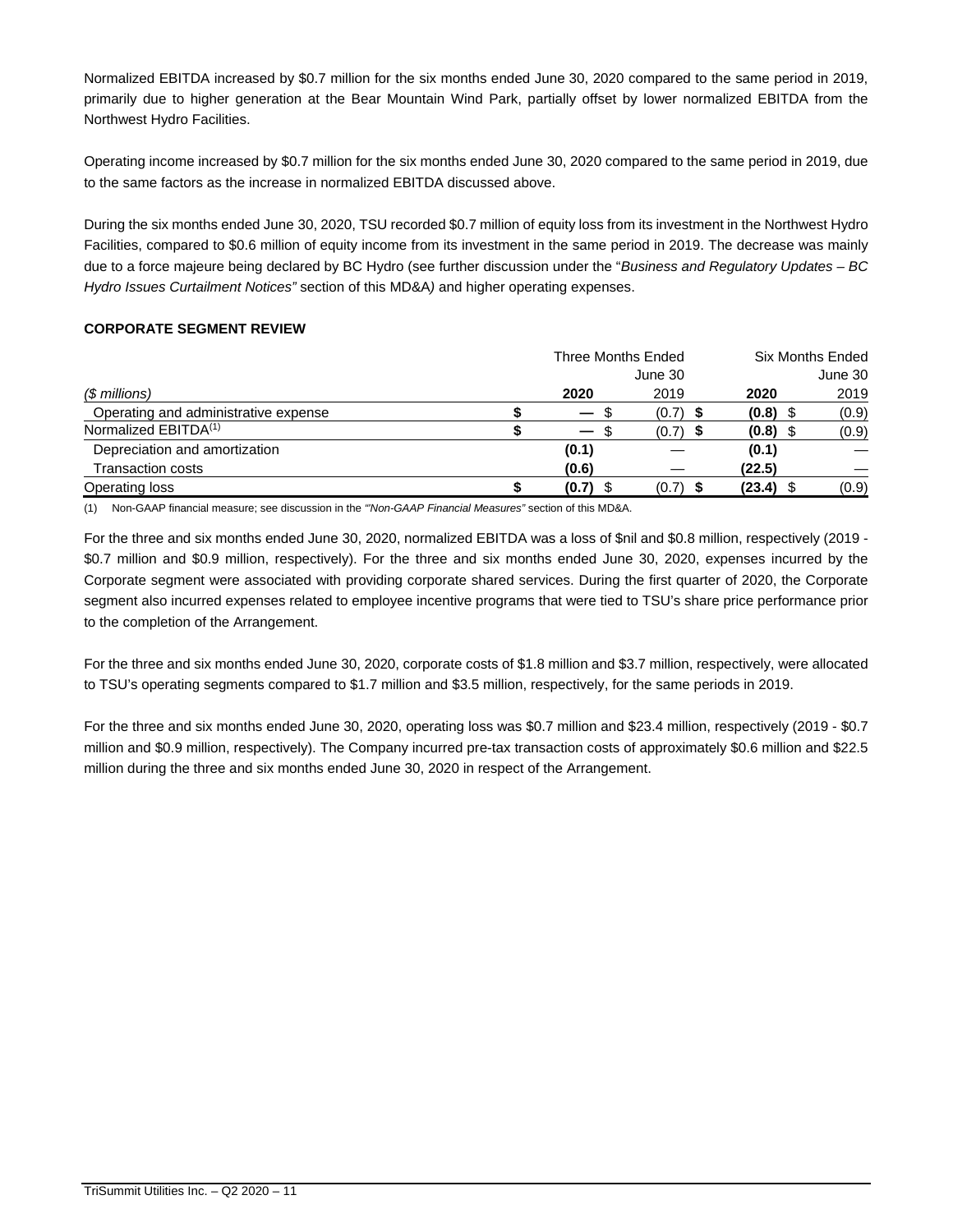Normalized EBITDA increased by $0.7 million for the six months ended June 30, 2020 compared to the same period in 2019, primarily due to higher generation at the Bear Mountain Wind Park, partially offset by lower normalized EBITDA from the Northwest Hydro Facilities.

Operating income increased by $0.7 million for the six months ended June 30, 2020 compared to the same period in 2019, due to the same factors as the increase in normalized EBITDA discussed above.

During the six months ended June 30, 2020, TSU recorded $0.7 million of equity loss from its investment in the Northwest Hydro Facilities, compared to $0.6 million of equity income from its investment in the same period in 2019. The decrease was mainly due to a force majeure being declared by BC Hydro (see further discussion under the "*Business and Regulatory Updates – BC Hydro Issues Curtailment Notices"* section of this MD&A) and higher operating expenses.

**CORPORATE SEGMENT REVIEW**

| | Three Months Ended June 30 | | Six Months Ended June 30 | |
|---|---|---|---|---|
| *($ millions)* | **2020** | 2019 | **2020** | 2019 |
| Operating and administrative expense | **$ —** | $ (0.7) | **$ (0.8)** | $ (0.9) |
| Normalized EBITDA[1] | **$ —** | $ (0.7) | **$ (0.8)** | $ (0.9) |
| Depreciation and amortization | **(0.1)** | — | **(0.1)** | — |
| Transaction costs | **(0.6)** | — | **(22.5)** | — |
| Operating loss | **$ (0.7)** | $ (0.7) | **$ (23.4)** | $ (0.9) |

(1) Non-GAAP financial measure; see discussion in the *"Non-GAAP Financial Measures"* section of this MD&A.

For the three and six months ended June 30, 2020, normalized EBITDA was a loss of $nil and $0.8 million, respectively (2019 - $0.7 million and $0.9 million, respectively). For the three and six months ended June 30, 2020, expenses incurred by the Corporate segment were associated with providing corporate shared services. During the first quarter of 2020, the Corporate segment also incurred expenses related to employee incentive programs that were tied to TSU's share price performance prior to the completion of the Arrangement.

For the three and six months ended June 30, 2020, corporate costs of $1.8 million and $3.7 million, respectively, were allocated to TSU's operating segments compared to $1.7 million and $3.5 million, respectively, for the same periods in 2019.

For the three and six months ended June 30, 2020, operating loss was $0.7 million and $23.4 million, respectively (2019 - $0.7 million and $0.9 million, respectively). The Company incurred pre-tax transaction costs of approximately $0.6 million and $22.5 million during the three and six months ended June 30, 2020 in respect of the Arrangement.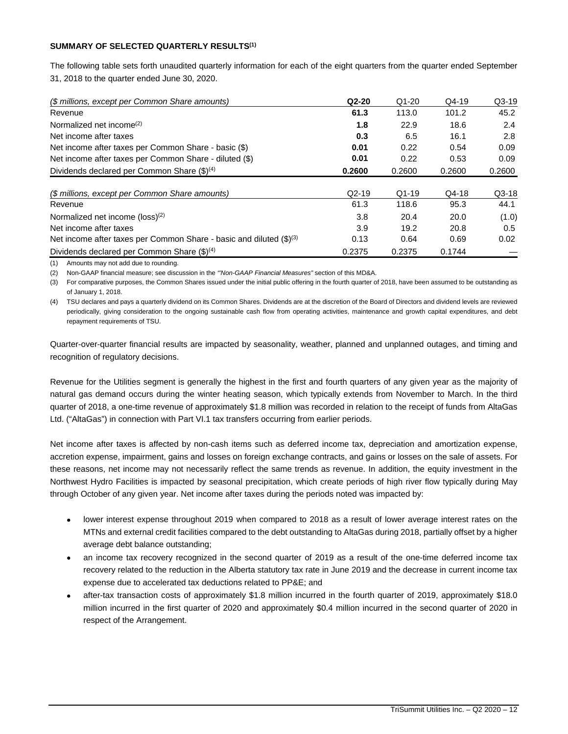**SUMMARY OF SELECTED QUARTERLY RESULTS[(1)]**

The following table sets forth unaudited quarterly information for each of the eight quarters from the quarter ended September 31, 2018 to the quarter ended June 30, 2020.

| *($ millions, except per Common Share amounts)* | **Q2-20** | Q1-20 | Q4-19 | Q3-19 |
|---|---|---|---|---|
| Revenue | **61.3** | 113.0 | 101.2 | 45.2 |
| Normalized net income[(2)] | **1.8** | 22.9 | 18.6 | 2.4 |
| Net income after taxes | **0.3** | 6.5 | 16.1 | 2.8 |
| Net income after taxes per Common Share - basic ($) | **0.01** | 0.22 | 0.54 | 0.09 |
| Net income after taxes per Common Share - diluted ($) | **0.01** | 0.22 | 0.53 | 0.09 |
| Dividends declared per Common Share ($)[(4)] | **0.2600** | 0.2600 | 0.2600 | 0.2600 |

| *($ millions, except per Common Share amounts)* | Q2-19 | Q1-19 | Q4-18 | Q3-18 |
|---|---|---|---|---|
| Revenue | 61.3 | 118.6 | 95.3 | 44.1 |
| Normalized net income (loss)[(2)] | 3.8 | 20.4 | 20.0 | (1.0) |
| Net income after taxes | 3.9 | 19.2 | 20.8 | 0.5 |
| Net income after taxes per Common Share - basic and diluted ($)[(3)] | 0.13 | 0.64 | 0.69 | 0.02 |
| Dividends declared per Common Share ($)[(4)] | 0.2375 | 0.2375 | 0.1744 | — |

(1) Amounts may not add due to rounding.

(2) Non-GAAP financial measure; see discussion in the *"Non-GAAP Financial Measures"* section of this MD&A.

(3) For comparative purposes, the Common Shares issued under the initial public offering in the fourth quarter of 2018, have been assumed to be outstanding as of January 1, 2018.

(4) TSU declares and pays a quarterly dividend on its Common Shares. Dividends are at the discretion of the Board of Directors and dividend levels are reviewed periodically, giving consideration to the ongoing sustainable cash flow from operating activities, maintenance and growth capital expenditures, and debt repayment requirements of TSU.

Quarter-over-quarter financial results are impacted by seasonality, weather, planned and unplanned outages, and timing and recognition of regulatory decisions.

Revenue for the Utilities segment is generally the highest in the first and fourth quarters of any given year as the majority of natural gas demand occurs during the winter heating season, which typically extends from November to March. In the third quarter of 2018, a one-time revenue of approximately $1.8 million was recorded in relation to the receipt of funds from AltaGas Ltd. ("AltaGas") in connection with Part VI.1 tax transfers occurring from earlier periods.

Net income after taxes is affected by non-cash items such as deferred income tax, depreciation and amortization expense, accretion expense, impairment, gains and losses on foreign exchange contracts, and gains or losses on the sale of assets. For these reasons, net income may not necessarily reflect the same trends as revenue. In addition, the equity investment in the Northwest Hydro Facilities is impacted by seasonal precipitation, which create periods of high river flow typically during May through October of any given year. Net income after taxes during the periods noted was impacted by:

- lower interest expense throughout 2019 when compared to 2018 as a result of lower average interest rates on the MTNs and external credit facilities compared to the debt outstanding to AltaGas during 2018, partially offset by a higher average debt balance outstanding;
- an income tax recovery recognized in the second quarter of 2019 as a result of the one-time deferred income tax recovery related to the reduction in the Alberta statutory tax rate in June 2019 and the decrease in current income tax expense due to accelerated tax deductions related to PP&E; and
- after-tax transaction costs of approximately $1.8 million incurred in the fourth quarter of 2019, approximately $18.0 million incurred in the first quarter of 2020 and approximately $0.4 million incurred in the second quarter of 2020 in respect of the Arrangement.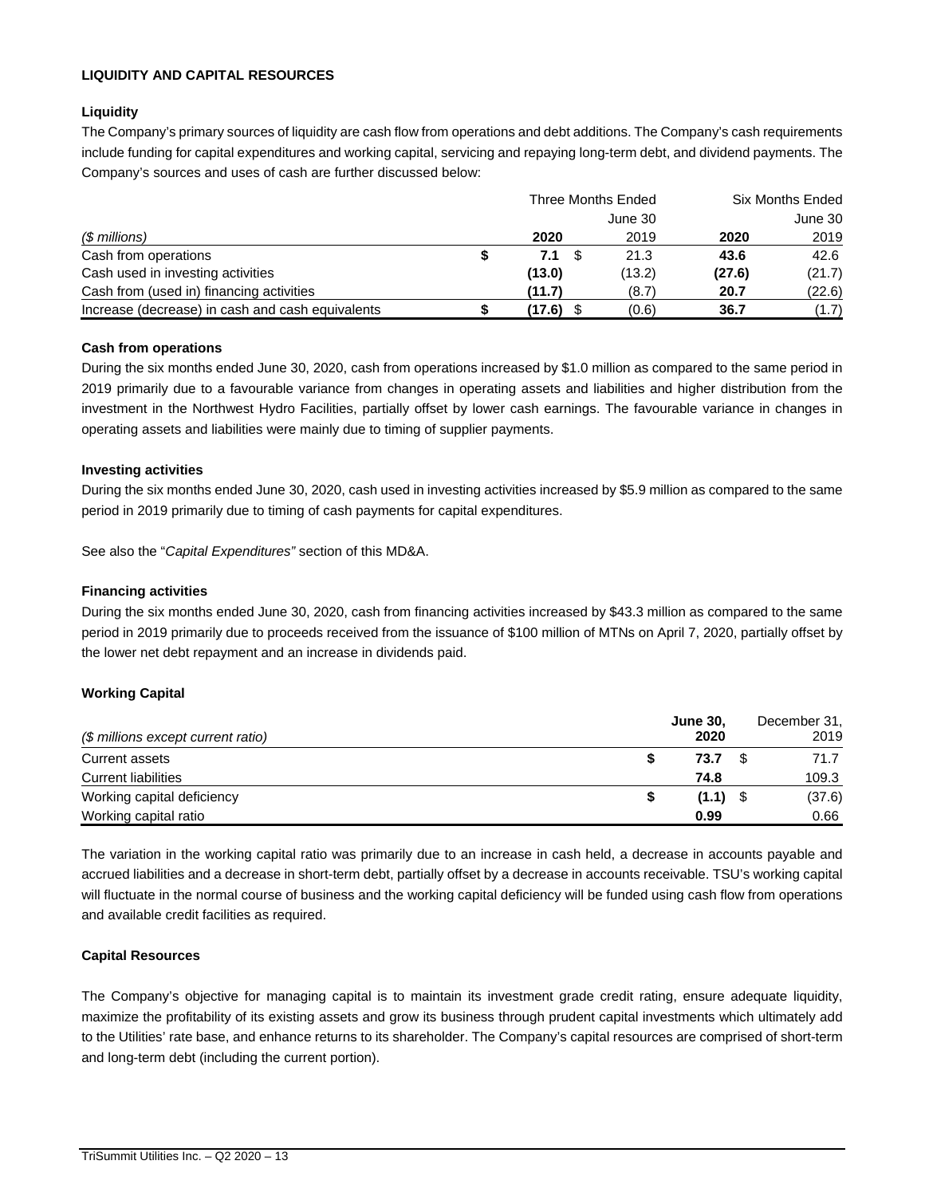## LIQUIDITY AND CAPITAL RESOURCES

### Liquidity

The Company's primary sources of liquidity are cash flow from operations and debt additions. The Company's cash requirements include funding for capital expenditures and working capital, servicing and repaying long-term debt, and dividend payments. The Company's sources and uses of cash are further discussed below:

| | Three Months Ended | | Six Months Ended | |
|---|---|---|---|---|
| | | June 30 | | June 30 |
| *($ millions)* | **2020** | 2019 | **2020** | 2019 |
| Cash from operations | **$ 7.1** | $ 21.3 | **43.6** | 42.6 |
| Cash used in investing activities | **(13.0)** | (13.2) | **(27.6)** | (21.7) |
| Cash from (used in) financing activities | **(11.7)** | (8.7) | **20.7** | (22.6) |
| Increase (decrease) in cash and cash equivalents | **$ (17.6)** | $ (0.6) | **36.7** | (1.7) |

### Cash from operations

During the six months ended June 30, 2020, cash from operations increased by $1.0 million as compared to the same period in 2019 primarily due to a favourable variance from changes in operating assets and liabilities and higher distribution from the investment in the Northwest Hydro Facilities, partially offset by lower cash earnings. The favourable variance in changes in operating assets and liabilities were mainly due to timing of supplier payments.

### Investing activities

During the six months ended June 30, 2020, cash used in investing activities increased by $5.9 million as compared to the same period in 2019 primarily due to timing of cash payments for capital expenditures.

See also the "*Capital Expenditures"* section of this MD&A.

### Financing activities

During the six months ended June 30, 2020, cash from financing activities increased by $43.3 million as compared to the same period in 2019 primarily due to proceeds received from the issuance of $100 million of MTNs on April 7, 2020, partially offset by the lower net debt repayment and an increase in dividends paid.

### Working Capital

| *($ millions except current ratio)* | **June 30, 2020** | December 31, 2019 |
|---|---|---|
| Current assets | **$ 73.7** | $ 71.7 |
| Current liabilities | **74.8** | 109.3 |
| Working capital deficiency | **$ (1.1)** | $ (37.6) |
| Working capital ratio | **0.99** | 0.66 |

The variation in the working capital ratio was primarily due to an increase in cash held, a decrease in accounts payable and accrued liabilities and a decrease in short-term debt, partially offset by a decrease in accounts receivable. TSU's working capital will fluctuate in the normal course of business and the working capital deficiency will be funded using cash flow from operations and available credit facilities as required.

### Capital Resources

The Company's objective for managing capital is to maintain its investment grade credit rating, ensure adequate liquidity, maximize the profitability of its existing assets and grow its business through prudent capital investments which ultimately add to the Utilities' rate base, and enhance returns to its shareholder. The Company's capital resources are comprised of short-term and long-term debt (including the current portion).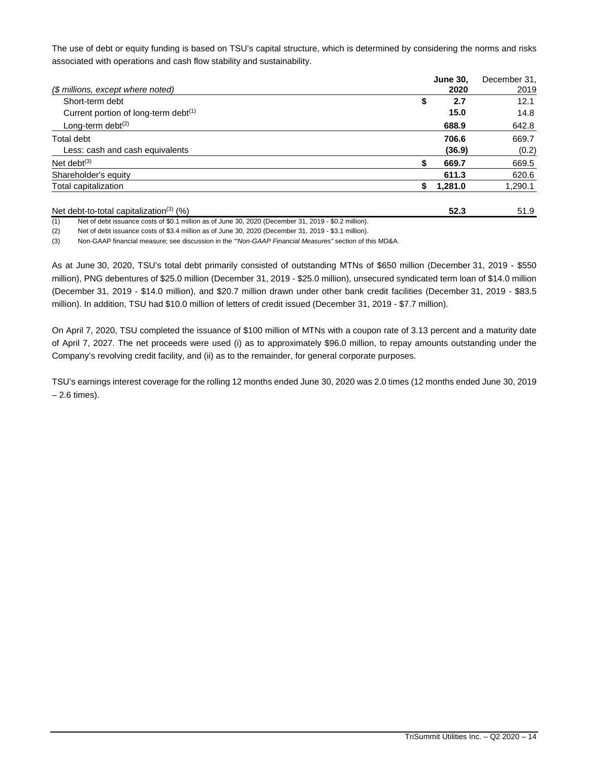The use of debt or equity funding is based on TSU's capital structure, which is determined by considering the norms and risks associated with operations and cash flow stability and sustainability.

| *($ millions, except where noted)* | | **June 30, 2020** | December 31, 2019 |
|---|---|---|---|
| Short-term debt | $ | **2.7** | 12.1 |
| Current portion of long-term debt[(1)] | | **15.0** | 14.8 |
| Long-term debt[(2)] | | **688.9** | 642.8 |
| Total debt | | **706.6** | 669.7 |
| Less: cash and cash equivalents | | **(36.9)** | (0.2) |
| Net debt[(3)] | $ | **669.7** | 669.5 |
| Shareholder's equity | | **611.3** | 620.6 |
| Total capitalization | $ | **1,281.0** | 1,290.1 |
| | | | |
| Net debt-to-total capitalization[(3)] (%) | | **52.3** | 51.9 |

(1) Net of debt issuance costs of $0.1 million as of June 30, 2020 (December 31, 2019 - $0.2 million).

(2) Net of debt issuance costs of $3.4 million as of June 30, 2020 (December 31, 2019 - $3.1 million).

(3) Non-GAAP financial measure; see discussion in the *"Non-GAAP Financial Measures"* section of this MD&A.

As at June 30, 2020, TSU's total debt primarily consisted of outstanding MTNs of $650 million (December 31, 2019 - $550 million), PNG debentures of $25.0 million (December 31, 2019 - $25.0 million), unsecured syndicated term loan of $14.0 million (December 31, 2019 - $14.0 million), and $20.7 million drawn under other bank credit facilities (December 31, 2019 - $83.5 million). In addition, TSU had $10.0 million of letters of credit issued (December 31, 2019 - $7.7 million).

On April 7, 2020, TSU completed the issuance of $100 million of MTNs with a coupon rate of 3.13 percent and a maturity date of April 7, 2027. The net proceeds were used (i) as to approximately $96.0 million, to repay amounts outstanding under the Company's revolving credit facility, and (ii) as to the remainder, for general corporate purposes.

TSU's earnings interest coverage for the rolling 12 months ended June 30, 2020 was 2.0 times (12 months ended June 30, 2019 – 2.6 times).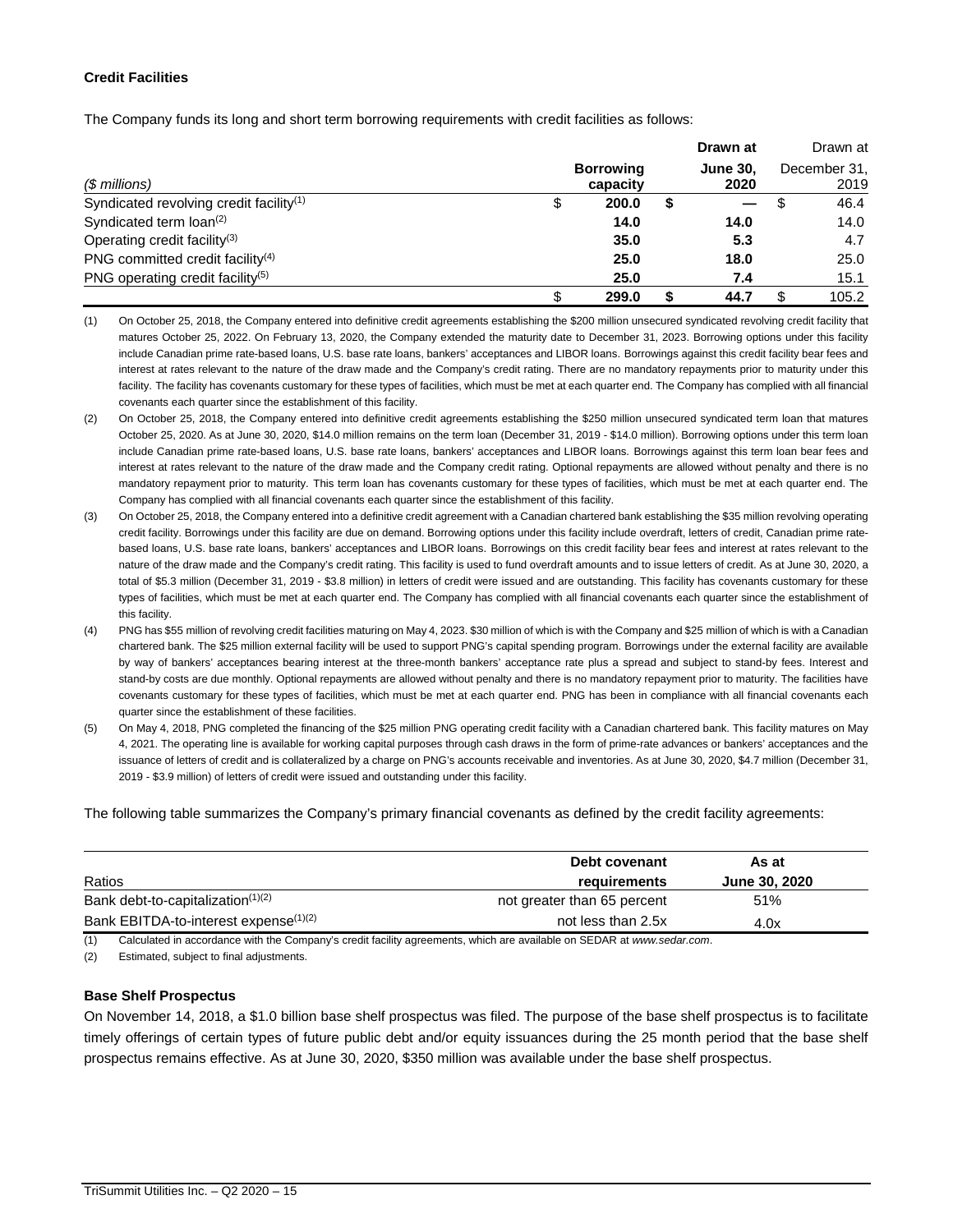### Credit Facilities

The Company funds its long and short term borrowing requirements with credit facilities as follows:

| ($ millions) | Borrowing capacity | Drawn at June 30, 2020 | Drawn at December 31, 2019 |
|---|---|---|---|
| Syndicated revolving credit facility[(1)] | $ 200.0 | $ — | $ 46.4 |
| Syndicated term loan[(2)] | 14.0 | 14.0 | 14.0 |
| Operating credit facility[(3)] | 35.0 | 5.3 | 4.7 |
| PNG committed credit facility[(4)] | 25.0 | 18.0 | 25.0 |
| PNG operating credit facility[(5)] | 25.0 | 7.4 | 15.1 |
| | $ 299.0 | $ 44.7 | $ 105.2 |

(1) On October 25, 2018, the Company entered into definitive credit agreements establishing the $200 million unsecured syndicated revolving credit facility that matures October 25, 2022. On February 13, 2020, the Company extended the maturity date to December 31, 2023. Borrowing options under this facility include Canadian prime rate-based loans, U.S. base rate loans, bankers' acceptances and LIBOR loans. Borrowings against this credit facility bear fees and interest at rates relevant to the nature of the draw made and the Company's credit rating. There are no mandatory repayments prior to maturity under this facility. The facility has covenants customary for these types of facilities, which must be met at each quarter end. The Company has complied with all financial covenants each quarter since the establishment of this facility.

(2) On October 25, 2018, the Company entered into definitive credit agreements establishing the $250 million unsecured syndicated term loan that matures October 25, 2020. As at June 30, 2020, $14.0 million remains on the term loan (December 31, 2019 - $14.0 million). Borrowing options under this term loan include Canadian prime rate-based loans, U.S. base rate loans, bankers' acceptances and LIBOR loans. Borrowings against this term loan bear fees and interest at rates relevant to the nature of the draw made and the Company credit rating. Optional repayments are allowed without penalty and there is no mandatory repayment prior to maturity. This term loan has covenants customary for these types of facilities, which must be met at each quarter end. The Company has complied with all financial covenants each quarter since the establishment of this facility.

(3) On October 25, 2018, the Company entered into a definitive credit agreement with a Canadian chartered bank establishing the $35 million revolving operating credit facility. Borrowings under this facility are due on demand. Borrowing options under this facility include overdraft, letters of credit, Canadian prime rate-based loans, U.S. base rate loans, bankers' acceptances and LIBOR loans. Borrowings on this credit facility bear fees and interest at rates relevant to the nature of the draw made and the Company's credit rating. This facility is used to fund overdraft amounts and to issue letters of credit. As at June 30, 2020, a total of $5.3 million (December 31, 2019 - $3.8 million) in letters of credit were issued and are outstanding. This facility has covenants customary for these types of facilities, which must be met at each quarter end. The Company has complied with all financial covenants each quarter since the establishment of this facility.

(4) PNG has $55 million of revolving credit facilities maturing on May 4, 2023. $30 million of which is with the Company and $25 million of which is with a Canadian chartered bank. The $25 million external facility will be used to support PNG's capital spending program. Borrowings under the external facility are available by way of bankers' acceptances bearing interest at the three-month bankers' acceptance rate plus a spread and subject to stand-by fees. Interest and stand-by costs are due monthly. Optional repayments are allowed without penalty and there is no mandatory repayment prior to maturity. The facilities have covenants customary for these types of facilities, which must be met at each quarter end. PNG has been in compliance with all financial covenants each quarter since the establishment of these facilities.

(5) On May 4, 2018, PNG completed the financing of the $25 million PNG operating credit facility with a Canadian chartered bank. This facility matures on May 4, 2021. The operating line is available for working capital purposes through cash draws in the form of prime-rate advances or bankers' acceptances and the issuance of letters of credit and is collateralized by a charge on PNG's accounts receivable and inventories. As at June 30, 2020, $4.7 million (December 31, 2019 - $3.9 million) of letters of credit were issued and outstanding under this facility.

The following table summarizes the Company's primary financial covenants as defined by the credit facility agreements:

| Ratios | Debt covenant requirements | As at June 30, 2020 |
|---|---|---|
| Bank debt-to-capitalization[(1)(2)] | not greater than 65 percent | 51% |
| Bank EBITDA-to-interest expense[(1)(2)] | not less than 2.5x | 4.0x |

(1) Calculated in accordance with the Company's credit facility agreements, which are available on SEDAR at *www.sedar.com*.

(2) Estimated, subject to final adjustments.

### Base Shelf Prospectus

On November 14, 2018, a $1.0 billion base shelf prospectus was filed. The purpose of the base shelf prospectus is to facilitate timely offerings of certain types of future public debt and/or equity issuances during the 25 month period that the base shelf prospectus remains effective. As at June 30, 2020, $350 million was available under the base shelf prospectus.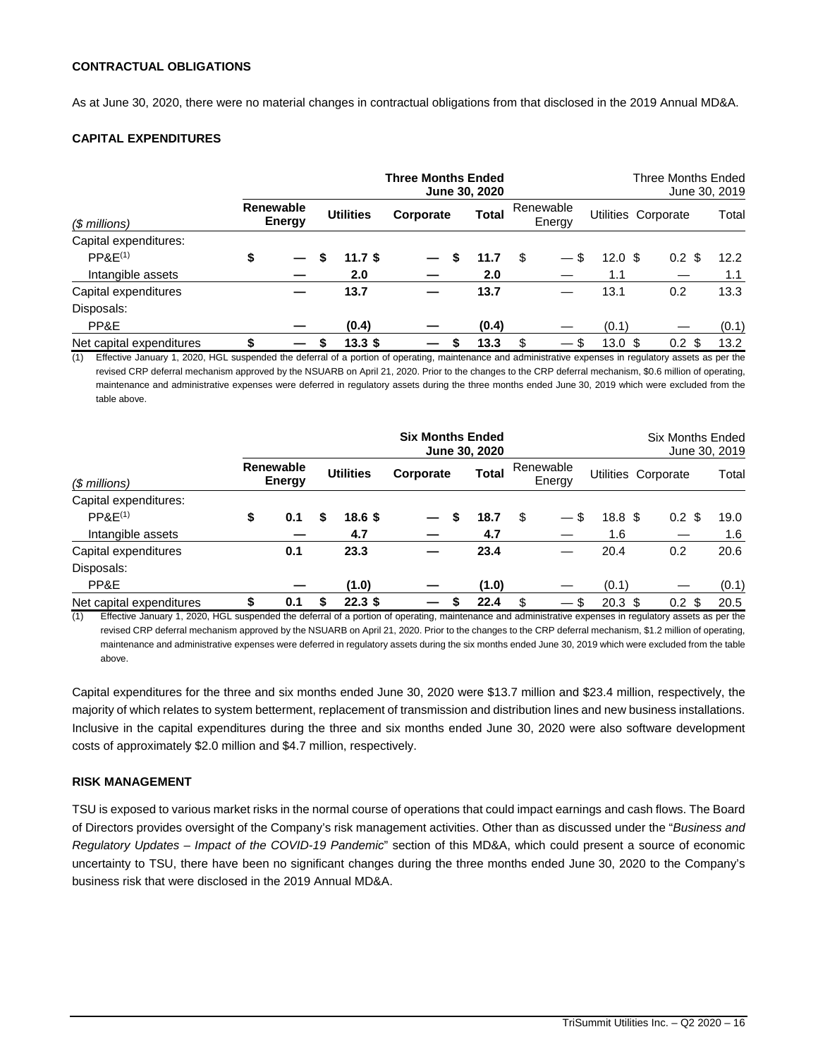**CONTRACTUAL OBLIGATIONS**

As at June 30, 2020, there were no material changes in contractual obligations from that disclosed in the 2019 Annual MD&A.

**CAPITAL EXPENDITURES**

| | **Three Months Ended June 30, 2020** | | | | Three Months Ended June 30, 2019 | | | |
|---|---|---|---|---|---|---|---|---|
| *($ millions)* | **Renewable Energy** | **Utilities** | **Corporate** | **Total** | Renewable Energy | Utilities | Corporate | Total |
| Capital expenditures: | | | | | | | | |
| PP&E[(1)] | **$ —** | **$ 11.7** | **$ —** | **$ 11.7** | $ — | $ 12.0 | $ 0.2 | $ 12.2 |
| Intangible assets | **—** | **2.0** | **—** | **2.0** | — | 1.1 | — | 1.1 |
| Capital expenditures | **—** | **13.7** | **—** | **13.7** | — | 13.1 | 0.2 | 13.3 |
| Disposals: | | | | | | | | |
| PP&E | **—** | **(0.4)** | **—** | **(0.4)** | — | (0.1) | — | (0.1) |
| Net capital expenditures | **$ —** | **$ 13.3** | **$ —** | **$ 13.3** | $ — | $ 13.0 | $ 0.2 | $ 13.2 |

(1) Effective January 1, 2020, HGL suspended the deferral of a portion of operating, maintenance and administrative expenses in regulatory assets as per the revised CRP deferral mechanism approved by the NSUARB on April 21, 2020. Prior to the changes to the CRP deferral mechanism, $0.6 million of operating, maintenance and administrative expenses were deferred in regulatory assets during the three months ended June 30, 2019 which were excluded from the table above.

| | **Six Months Ended June 30, 2020** | | | | Six Months Ended June 30, 2019 | | | |
|---|---|---|---|---|---|---|---|---|
| *($ millions)* | **Renewable Energy** | **Utilities** | **Corporate** | **Total** | Renewable Energy | Utilities | Corporate | Total |
| Capital expenditures: | | | | | | | | |
| PP&E[(1)] | **$ 0.1** | **$ 18.6** | **$ —** | **$ 18.7** | $ — | $ 18.8 | $ 0.2 | $ 19.0 |
| Intangible assets | **—** | **4.7** | **—** | **4.7** | — | 1.6 | — | 1.6 |
| Capital expenditures | **0.1** | **23.3** | **—** | **23.4** | — | 20.4 | 0.2 | 20.6 |
| Disposals: | | | | | | | | |
| PP&E | **—** | **(1.0)** | **—** | **(1.0)** | — | (0.1) | — | (0.1) |
| Net capital expenditures | **$ 0.1** | **$ 22.3** | **$ —** | **$ 22.4** | $ — | $ 20.3 | $ 0.2 | $ 20.5 |

(1) Effective January 1, 2020, HGL suspended the deferral of a portion of operating, maintenance and administrative expenses in regulatory assets as per the revised CRP deferral mechanism approved by the NSUARB on April 21, 2020. Prior to the changes to the CRP deferral mechanism, $1.2 million of operating, maintenance and administrative expenses were deferred in regulatory assets during the six months ended June 30, 2019 which were excluded from the table above.

Capital expenditures for the three and six months ended June 30, 2020 were $13.7 million and $23.4 million, respectively, the majority of which relates to system betterment, replacement of transmission and distribution lines and new business installations. Inclusive in the capital expenditures during the three and six months ended June 30, 2020 were also software development costs of approximately $2.0 million and $4.7 million, respectively.

**RISK MANAGEMENT**

TSU is exposed to various market risks in the normal course of operations that could impact earnings and cash flows. The Board of Directors provides oversight of the Company's risk management activities. Other than as discussed under the "*Business and Regulatory Updates – Impact of the COVID-19 Pandemic*" section of this MD&A, which could present a source of economic uncertainty to TSU, there have been no significant changes during the three months ended June 30, 2020 to the Company's business risk that were disclosed in the 2019 Annual MD&A.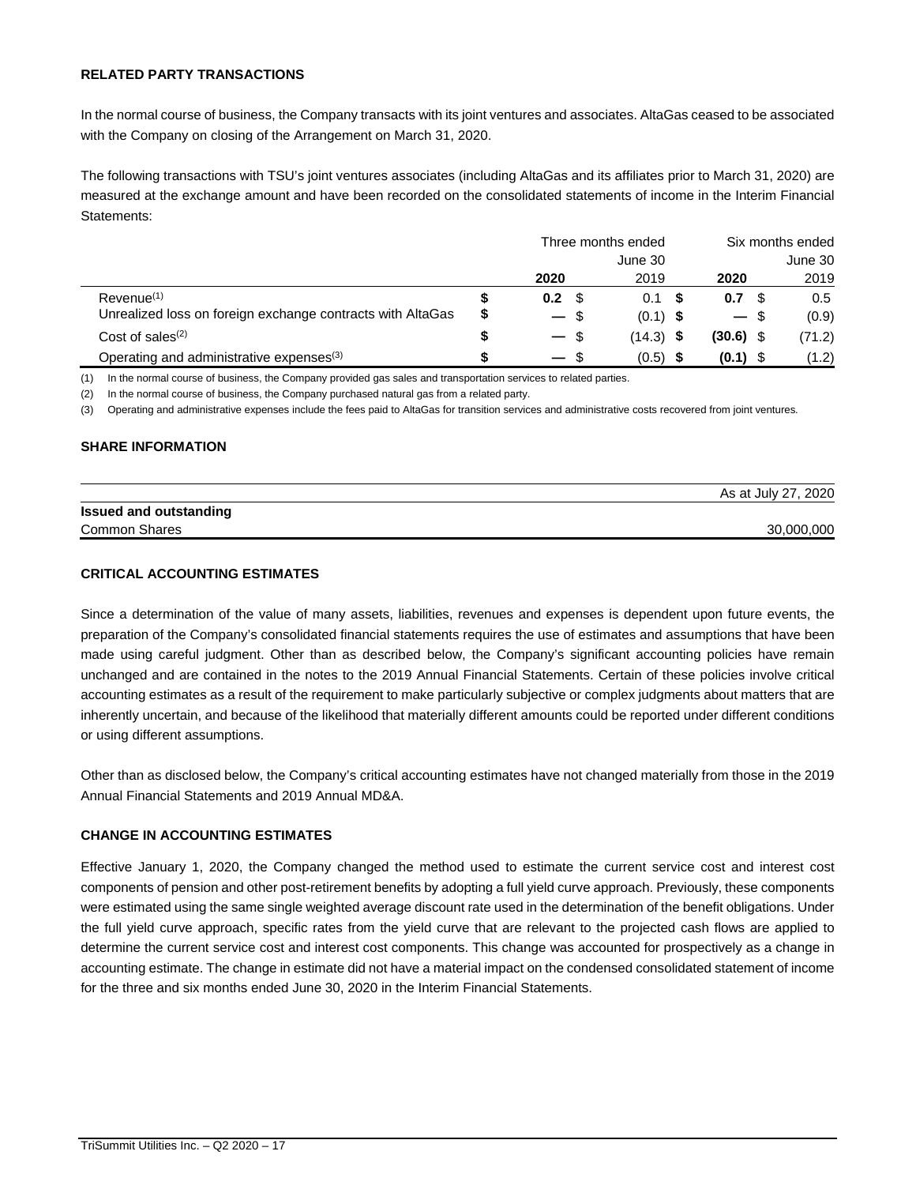## RELATED PARTY TRANSACTIONS

In the normal course of business, the Company transacts with its joint ventures and associates. AltaGas ceased to be associated with the Company on closing of the Arrangement on March 31, 2020.

The following transactions with TSU's joint ventures associates (including AltaGas and its affiliates prior to March 31, 2020) are measured at the exchange amount and have been recorded on the consolidated statements of income in the Interim Financial Statements:

| | Three months ended June 30 | | Six months ended June 30 | |
|---|---|---|---|---|
| | **2020** | 2019 | **2020** | 2019 |
| Revenue[(1)] | **$ 0.2** | $ 0.1 | **$ 0.7** | $ 0.5 |
| Unrealized loss on foreign exchange contracts with AltaGas | **$ —** | $ (0.1) | **$ —** | $ (0.9) |
| Cost of sales[(2)] | **$ —** | $ (14.3) | **$ (30.6)** | $ (71.2) |
| Operating and administrative expenses[(3)] | **$ —** | $ (0.5) | **$ (0.1)** | $ (1.2) |

(1) In the normal course of business, the Company provided gas sales and transportation services to related parties.

(2) In the normal course of business, the Company purchased natural gas from a related party.

(3) Operating and administrative expenses include the fees paid to AltaGas for transition services and administrative costs recovered from joint ventures.

## SHARE INFORMATION

| | As at July 27, 2020 |
|---|---|
| **Issued and outstanding** | |
| Common Shares | 30,000,000 |

## CRITICAL ACCOUNTING ESTIMATES

Since a determination of the value of many assets, liabilities, revenues and expenses is dependent upon future events, the preparation of the Company's consolidated financial statements requires the use of estimates and assumptions that have been made using careful judgment. Other than as described below, the Company's significant accounting policies have remain unchanged and are contained in the notes to the 2019 Annual Financial Statements. Certain of these policies involve critical accounting estimates as a result of the requirement to make particularly subjective or complex judgments about matters that are inherently uncertain, and because of the likelihood that materially different amounts could be reported under different conditions or using different assumptions.

Other than as disclosed below, the Company's critical accounting estimates have not changed materially from those in the 2019 Annual Financial Statements and 2019 Annual MD&A.

## CHANGE IN ACCOUNTING ESTIMATES

Effective January 1, 2020, the Company changed the method used to estimate the current service cost and interest cost components of pension and other post-retirement benefits by adopting a full yield curve approach. Previously, these components were estimated using the same single weighted average discount rate used in the determination of the benefit obligations. Under the full yield curve approach, specific rates from the yield curve that are relevant to the projected cash flows are applied to determine the current service cost and interest cost components. This change was accounted for prospectively as a change in accounting estimate. The change in estimate did not have a material impact on the condensed consolidated statement of income for the three and six months ended June 30, 2020 in the Interim Financial Statements.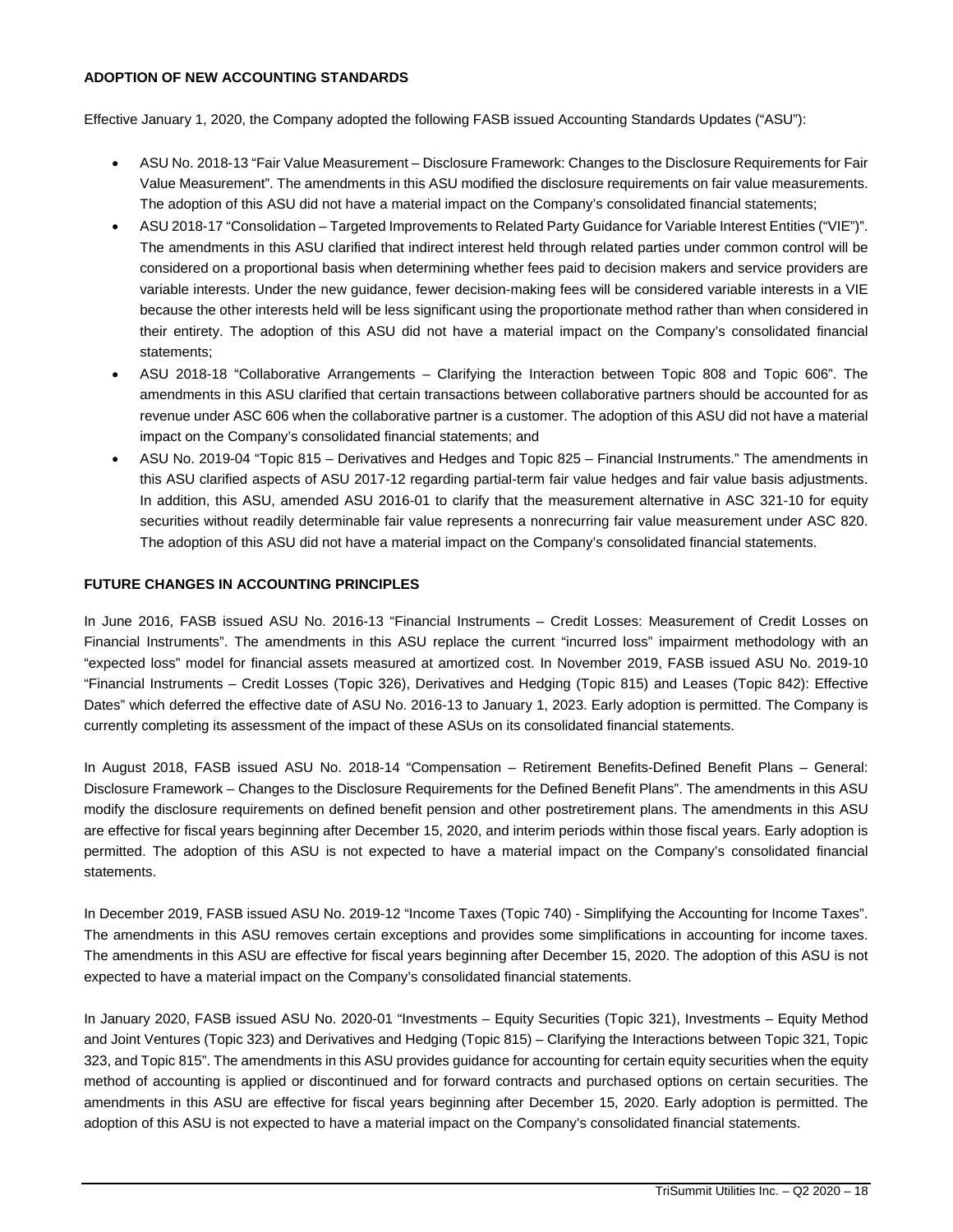**ADOPTION OF NEW ACCOUNTING STANDARDS**

Effective January 1, 2020, the Company adopted the following FASB issued Accounting Standards Updates ("ASU"):

- ASU No. 2018-13 "Fair Value Measurement – Disclosure Framework: Changes to the Disclosure Requirements for Fair Value Measurement". The amendments in this ASU modified the disclosure requirements on fair value measurements. The adoption of this ASU did not have a material impact on the Company's consolidated financial statements;
- ASU 2018-17 "Consolidation – Targeted Improvements to Related Party Guidance for Variable Interest Entities ("VIE")". The amendments in this ASU clarified that indirect interest held through related parties under common control will be considered on a proportional basis when determining whether fees paid to decision makers and service providers are variable interests. Under the new guidance, fewer decision-making fees will be considered variable interests in a VIE because the other interests held will be less significant using the proportionate method rather than when considered in their entirety. The adoption of this ASU did not have a material impact on the Company's consolidated financial statements;
- ASU 2018-18 "Collaborative Arrangements – Clarifying the Interaction between Topic 808 and Topic 606". The amendments in this ASU clarified that certain transactions between collaborative partners should be accounted for as revenue under ASC 606 when the collaborative partner is a customer. The adoption of this ASU did not have a material impact on the Company's consolidated financial statements; and
- ASU No. 2019-04 "Topic 815 – Derivatives and Hedges and Topic 825 – Financial Instruments." The amendments in this ASU clarified aspects of ASU 2017-12 regarding partial-term fair value hedges and fair value basis adjustments. In addition, this ASU, amended ASU 2016-01 to clarify that the measurement alternative in ASC 321-10 for equity securities without readily determinable fair value represents a nonrecurring fair value measurement under ASC 820. The adoption of this ASU did not have a material impact on the Company's consolidated financial statements.

**FUTURE CHANGES IN ACCOUNTING PRINCIPLES**

In June 2016, FASB issued ASU No. 2016-13 "Financial Instruments – Credit Losses: Measurement of Credit Losses on Financial Instruments". The amendments in this ASU replace the current "incurred loss" impairment methodology with an "expected loss" model for financial assets measured at amortized cost. In November 2019, FASB issued ASU No. 2019-10 "Financial Instruments – Credit Losses (Topic 326), Derivatives and Hedging (Topic 815) and Leases (Topic 842): Effective Dates" which deferred the effective date of ASU No. 2016-13 to January 1, 2023. Early adoption is permitted. The Company is currently completing its assessment of the impact of these ASUs on its consolidated financial statements.

In August 2018, FASB issued ASU No. 2018-14 "Compensation – Retirement Benefits-Defined Benefit Plans – General: Disclosure Framework – Changes to the Disclosure Requirements for the Defined Benefit Plans". The amendments in this ASU modify the disclosure requirements on defined benefit pension and other postretirement plans. The amendments in this ASU are effective for fiscal years beginning after December 15, 2020, and interim periods within those fiscal years. Early adoption is permitted. The adoption of this ASU is not expected to have a material impact on the Company's consolidated financial statements.

In December 2019, FASB issued ASU No. 2019-12 "Income Taxes (Topic 740) - Simplifying the Accounting for Income Taxes". The amendments in this ASU removes certain exceptions and provides some simplifications in accounting for income taxes. The amendments in this ASU are effective for fiscal years beginning after December 15, 2020. The adoption of this ASU is not expected to have a material impact on the Company's consolidated financial statements.

In January 2020, FASB issued ASU No. 2020-01 "Investments – Equity Securities (Topic 321), Investments – Equity Method and Joint Ventures (Topic 323) and Derivatives and Hedging (Topic 815) – Clarifying the Interactions between Topic 321, Topic 323, and Topic 815". The amendments in this ASU provides guidance for accounting for certain equity securities when the equity method of accounting is applied or discontinued and for forward contracts and purchased options on certain securities. The amendments in this ASU are effective for fiscal years beginning after December 15, 2020. Early adoption is permitted. The adoption of this ASU is not expected to have a material impact on the Company's consolidated financial statements.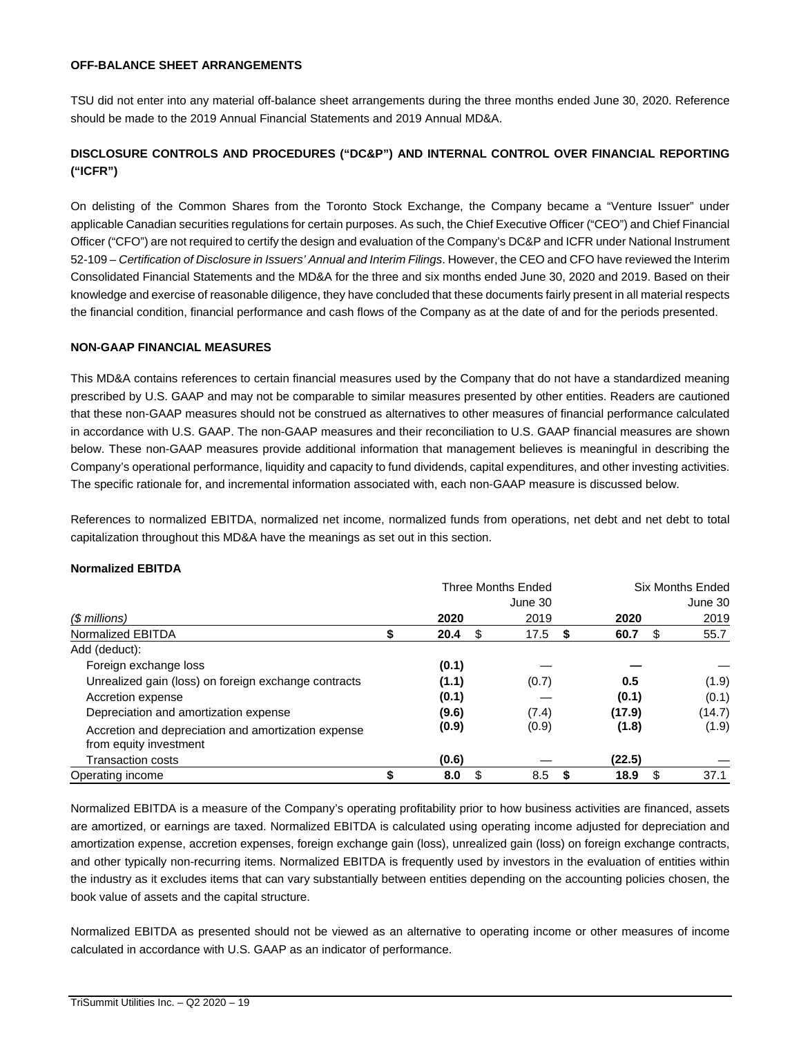**OFF-BALANCE SHEET ARRANGEMENTS**

TSU did not enter into any material off-balance sheet arrangements during the three months ended June 30, 2020. Reference should be made to the 2019 Annual Financial Statements and 2019 Annual MD&A.

**DISCLOSURE CONTROLS AND PROCEDURES ("DC&P") AND INTERNAL CONTROL OVER FINANCIAL REPORTING ("ICFR")**

On delisting of the Common Shares from the Toronto Stock Exchange, the Company became a "Venture Issuer" under applicable Canadian securities regulations for certain purposes. As such, the Chief Executive Officer ("CEO") and Chief Financial Officer ("CFO") are not required to certify the design and evaluation of the Company's DC&P and ICFR under National Instrument 52-109 – *Certification of Disclosure in Issuers' Annual and Interim Filings*. However, the CEO and CFO have reviewed the Interim Consolidated Financial Statements and the MD&A for the three and six months ended June 30, 2020 and 2019. Based on their knowledge and exercise of reasonable diligence, they have concluded that these documents fairly present in all material respects the financial condition, financial performance and cash flows of the Company as at the date of and for the periods presented.

**NON-GAAP FINANCIAL MEASURES**

This MD&A contains references to certain financial measures used by the Company that do not have a standardized meaning prescribed by U.S. GAAP and may not be comparable to similar measures presented by other entities. Readers are cautioned that these non-GAAP measures should not be construed as alternatives to other measures of financial performance calculated in accordance with U.S. GAAP. The non-GAAP measures and their reconciliation to U.S. GAAP financial measures are shown below. These non-GAAP measures provide additional information that management believes is meaningful in describing the Company's operational performance, liquidity and capacity to fund dividends, capital expenditures, and other investing activities. The specific rationale for, and incremental information associated with, each non-GAAP measure is discussed below.

References to normalized EBITDA, normalized net income, normalized funds from operations, net debt and net debt to total capitalization throughout this MD&A have the meanings as set out in this section.

**Normalized EBITDA**

| | Three Months Ended June 30 | | Six Months Ended June 30 | |
|---|---|---|---|---|
| *($ millions)* | **2020** | 2019 | **2020** | 2019 |
| Normalized EBITDA | **$ 20.4** | $ 17.5 | **$ 60.7** | $ 55.7 |
| Add (deduct): | | | | |
| Foreign exchange loss | **(0.1)** | — | **—** | — |
| Unrealized gain (loss) on foreign exchange contracts | **(1.1)** | (0.7) | **0.5** | (1.9) |
| Accretion expense | **(0.1)** | — | **(0.1)** | (0.1) |
| Depreciation and amortization expense | **(9.6)** | (7.4) | **(17.9)** | (14.7) |
| Accretion and depreciation and amortization expense from equity investment | **(0.9)** | (0.9) | **(1.8)** | (1.9) |
| Transaction costs | **(0.6)** | — | **(22.5)** | — |
| Operating income | **$ 8.0** | $ 8.5 | **$ 18.9** | $ 37.1 |

Normalized EBITDA is a measure of the Company's operating profitability prior to how business activities are financed, assets are amortized, or earnings are taxed. Normalized EBITDA is calculated using operating income adjusted for depreciation and amortization expense, accretion expenses, foreign exchange gain (loss), unrealized gain (loss) on foreign exchange contracts, and other typically non-recurring items. Normalized EBITDA is frequently used by investors in the evaluation of entities within the industry as it excludes items that can vary substantially between entities depending on the accounting policies chosen, the book value of assets and the capital structure.

Normalized EBITDA as presented should not be viewed as an alternative to operating income or other measures of income calculated in accordance with U.S. GAAP as an indicator of performance.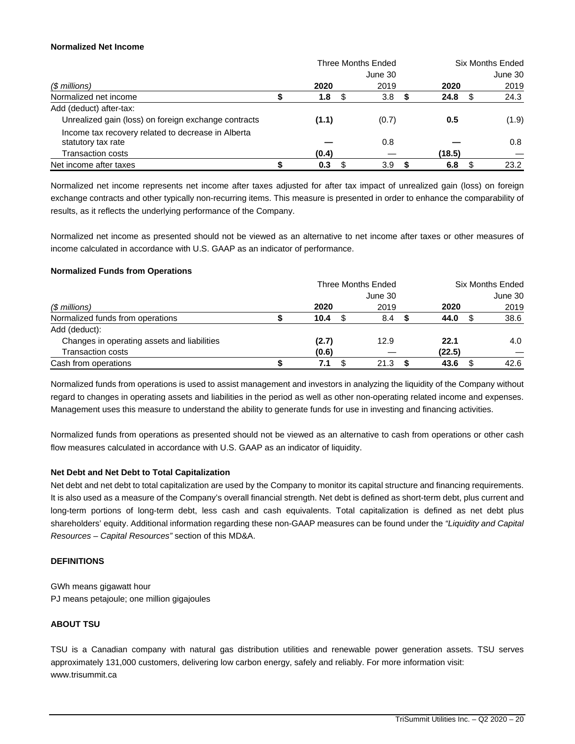**Normalized Net Income**

| | Three Months Ended | | Six Months Ended | |
|---|---|---|---|---|
| | June 30 | | June 30 | |
| *($ millions)* | **2020** | 2019 | **2020** | 2019 |
| Normalized net income | **$ 1.8** | $ 3.8 | **$ 24.8** | $ 24.3 |
| Add (deduct) after-tax: | | | | |
| Unrealized gain (loss) on foreign exchange contracts | **(1.1)** | (0.7) | **0.5** | (1.9) |
| Income tax recovery related to decrease in Alberta statutory tax rate | **—** | 0.8 | **—** | 0.8 |
| Transaction costs | **(0.4)** | — | **(18.5)** | — |
| Net income after taxes | **$ 0.3** | $ 3.9 | **$ 6.8** | $ 23.2 |

Normalized net income represents net income after taxes adjusted for after tax impact of unrealized gain (loss) on foreign exchange contracts and other typically non-recurring items. This measure is presented in order to enhance the comparability of results, as it reflects the underlying performance of the Company.

Normalized net income as presented should not be viewed as an alternative to net income after taxes or other measures of income calculated in accordance with U.S. GAAP as an indicator of performance.

**Normalized Funds from Operations**

| | Three Months Ended | | Six Months Ended | |
|---|---|---|---|---|
| | June 30 | | June 30 | |
| *($ millions)* | **2020** | 2019 | **2020** | 2019 |
| Normalized funds from operations | **$ 10.4** | $ 8.4 | **$ 44.0** | $ 38.6 |
| Add (deduct): | | | | |
| Changes in operating assets and liabilities | **(2.7)** | 12.9 | **22.1** | 4.0 |
| Transaction costs | **(0.6)** | — | **(22.5)** | — |
| Cash from operations | **$ 7.1** | $ 21.3 | **$ 43.6** | $ 42.6 |

Normalized funds from operations is used to assist management and investors in analyzing the liquidity of the Company without regard to changes in operating assets and liabilities in the period as well as other non-operating related income and expenses. Management uses this measure to understand the ability to generate funds for use in investing and financing activities.

Normalized funds from operations as presented should not be viewed as an alternative to cash from operations or other cash flow measures calculated in accordance with U.S. GAAP as an indicator of liquidity.

**Net Debt and Net Debt to Total Capitalization**

Net debt and net debt to total capitalization are used by the Company to monitor its capital structure and financing requirements. It is also used as a measure of the Company's overall financial strength. Net debt is defined as short-term debt, plus current and long-term portions of long-term debt, less cash and cash equivalents. Total capitalization is defined as net debt plus shareholders' equity. Additional information regarding these non-GAAP measures can be found under the *"Liquidity and Capital Resources – Capital Resources"* section of this MD&A.

**DEFINITIONS**

GWh means gigawatt hour
PJ means petajoule; one million gigajoules

**ABOUT TSU**

TSU is a Canadian company with natural gas distribution utilities and renewable power generation assets. TSU serves approximately 131,000 customers, delivering low carbon energy, safely and reliably. For more information visit: www.trisummit.ca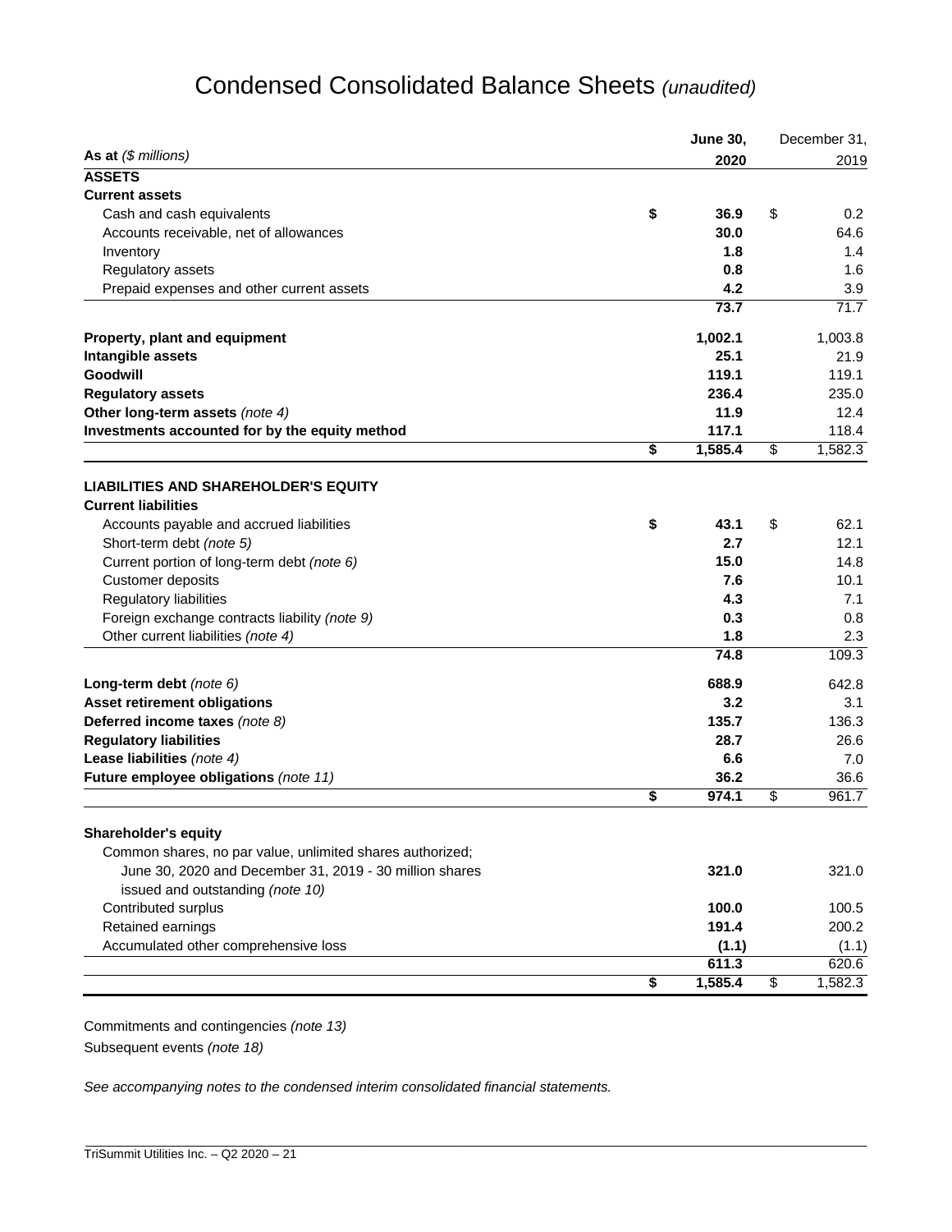# Condensed Consolidated Balance Sheets *(unaudited)*

| As at *($ millions)* | | **June 30, 2020** | | December 31, 2019 |
|---|---|---|---|---|
| **ASSETS** | | | | |
| **Current assets** | | | | |
| Cash and cash equivalents | **$** | **36.9** | $ | 0.2 |
| Accounts receivable, net of allowances | | **30.0** | | 64.6 |
| Inventory | | **1.8** | | 1.4 |
| Regulatory assets | | **0.8** | | 1.6 |
| Prepaid expenses and other current assets | | **4.2** | | 3.9 |
| | | **73.7** | | 71.7 |
| **Property, plant and equipment** | | **1,002.1** | | 1,003.8 |
| **Intangible assets** | | **25.1** | | 21.9 |
| **Goodwill** | | **119.1** | | 119.1 |
| **Regulatory assets** | | **236.4** | | 235.0 |
| **Other long-term assets** *(note 4)* | | **11.9** | | 12.4 |
| **Investments accounted for by the equity method** | | **117.1** | | 118.4 |
| | **$** | **1,585.4** | $ | 1,582.3 |
| **LIABILITIES AND SHAREHOLDER'S EQUITY** | | | | |
| **Current liabilities** | | | | |
| Accounts payable and accrued liabilities | **$** | **43.1** | $ | 62.1 |
| Short-term debt *(note 5)* | | **2.7** | | 12.1 |
| Current portion of long-term debt *(note 6)* | | **15.0** | | 14.8 |
| Customer deposits | | **7.6** | | 10.1 |
| Regulatory liabilities | | **4.3** | | 7.1 |
| Foreign exchange contracts liability *(note 9)* | | **0.3** | | 0.8 |
| Other current liabilities *(note 4)* | | **1.8** | | 2.3 |
| | | **74.8** | | 109.3 |
| **Long-term debt** *(note 6)* | | **688.9** | | 642.8 |
| **Asset retirement obligations** | | **3.2** | | 3.1 |
| **Deferred income taxes** *(note 8)* | | **135.7** | | 136.3 |
| **Regulatory liabilities** | | **28.7** | | 26.6 |
| **Lease liabilities** *(note 4)* | | **6.6** | | 7.0 |
| **Future employee obligations** *(note 11)* | | **36.2** | | 36.6 |
| | **$** | **974.1** | $ | 961.7 |
| **Shareholder's equity** | | | | |
| Common shares, no par value, unlimited shares authorized; June 30, 2020 and December 31, 2019 - 30 million shares issued and outstanding *(note 10)* | | **321.0** | | 321.0 |
| Contributed surplus | | **100.0** | | 100.5 |
| Retained earnings | | **191.4** | | 200.2 |
| Accumulated other comprehensive loss | | **(1.1)** | | (1.1) |
| | | **611.3** | | 620.6 |
| | **$** | **1,585.4** | $ | 1,582.3 |

Commitments and contingencies *(note 13)*

Subsequent events *(note 18)*

*See accompanying notes to the condensed interim consolidated financial statements.*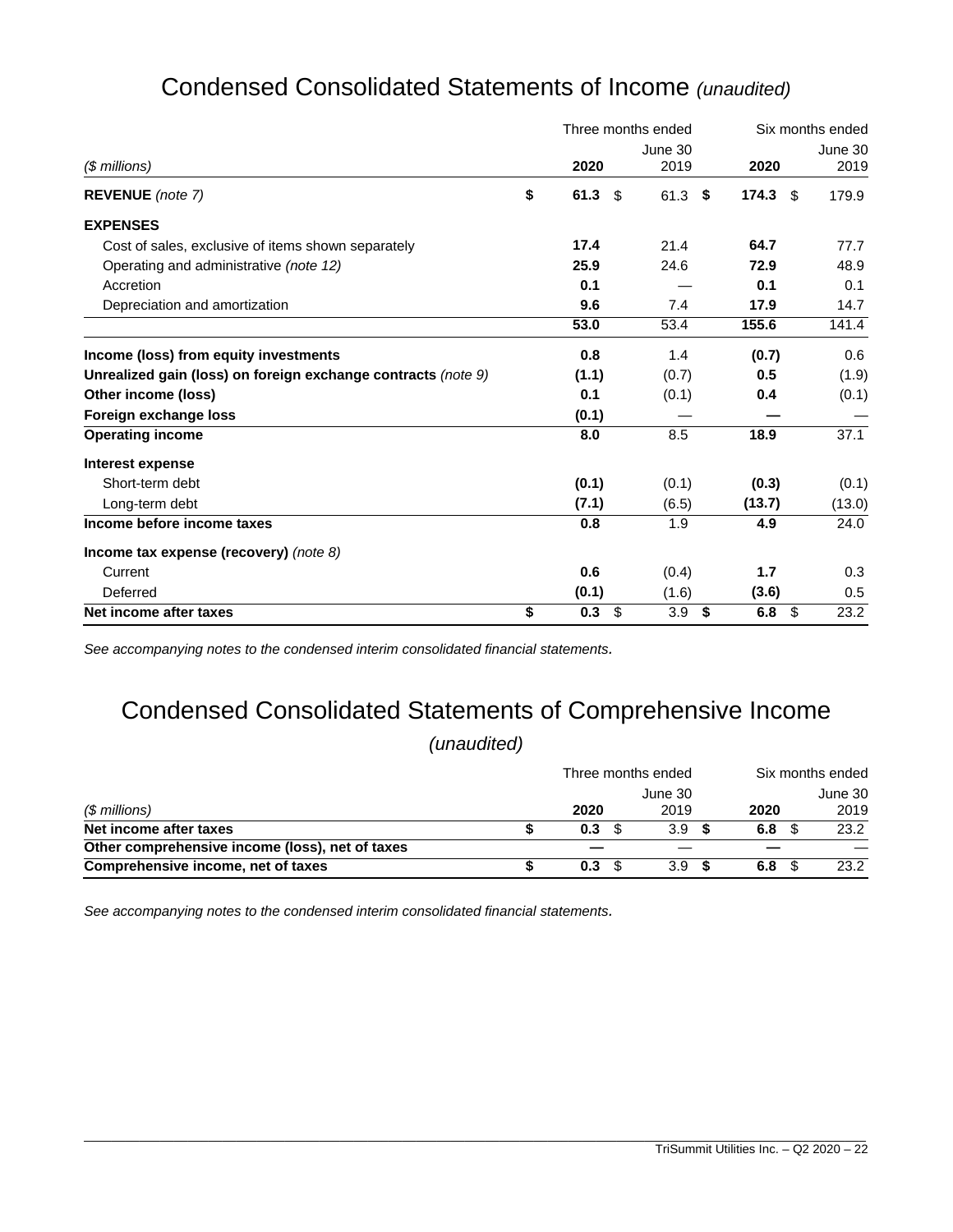# Condensed Consolidated Statements of Income *(unaudited)*

| *($ millions)* | Three months ended June 30 2020 | Three months ended June 30 2019 | Six months ended June 30 2020 | Six months ended June 30 2019 |
|---|---|---|---|---|
| **REVENUE** *(note 7)* | **$ 61.3** | $ 61.3 | **$ 174.3** | $ 179.9 |
| **EXPENSES** | | | | |
| Cost of sales, exclusive of items shown separately | **17.4** | 21.4 | **64.7** | 77.7 |
| Operating and administrative *(note 12)* | **25.9** | 24.6 | **72.9** | 48.9 |
| Accretion | **0.1** | — | **0.1** | 0.1 |
| Depreciation and amortization | **9.6** | 7.4 | **17.9** | 14.7 |
| | **53.0** | 53.4 | **155.6** | 141.4 |
| **Income (loss) from equity investments** | **0.8** | 1.4 | **(0.7)** | 0.6 |
| **Unrealized gain (loss) on foreign exchange contracts** *(note 9)* | **(1.1)** | (0.7) | **0.5** | (1.9) |
| **Other income (loss)** | **0.1** | (0.1) | **0.4** | (0.1) |
| **Foreign exchange loss** | **(0.1)** | — | **—** | — |
| **Operating income** | **8.0** | 8.5 | **18.9** | 37.1 |
| **Interest expense** | | | | |
| Short-term debt | **(0.1)** | (0.1) | **(0.3)** | (0.1) |
| Long-term debt | **(7.1)** | (6.5) | **(13.7)** | (13.0) |
| **Income before income taxes** | **0.8** | 1.9 | **4.9** | 24.0 |
| **Income tax expense (recovery)** *(note 8)* | | | | |
| Current | **0.6** | (0.4) | **1.7** | 0.3 |
| Deferred | **(0.1)** | (1.6) | **(3.6)** | 0.5 |
| **Net income after taxes** | **$ 0.3** | $ 3.9 | **$ 6.8** | $ 23.2 |

*See accompanying notes to the condensed interim consolidated financial statements.*

# Condensed Consolidated Statements of Comprehensive Income *(unaudited)*

| *($ millions)* | Three months ended June 30 2020 | Three months ended June 30 2019 | Six months ended June 30 2020 | Six months ended June 30 2019 |
|---|---|---|---|---|
| **Net income after taxes** | **$ 0.3** | $ 3.9 | **$ 6.8** | $ 23.2 |
| **Other comprehensive income (loss), net of taxes** | **—** | — | **—** | — |
| **Comprehensive income, net of taxes** | **$ 0.3** | $ 3.9 | **$ 6.8** | $ 23.2 |

*See accompanying notes to the condensed interim consolidated financial statements.*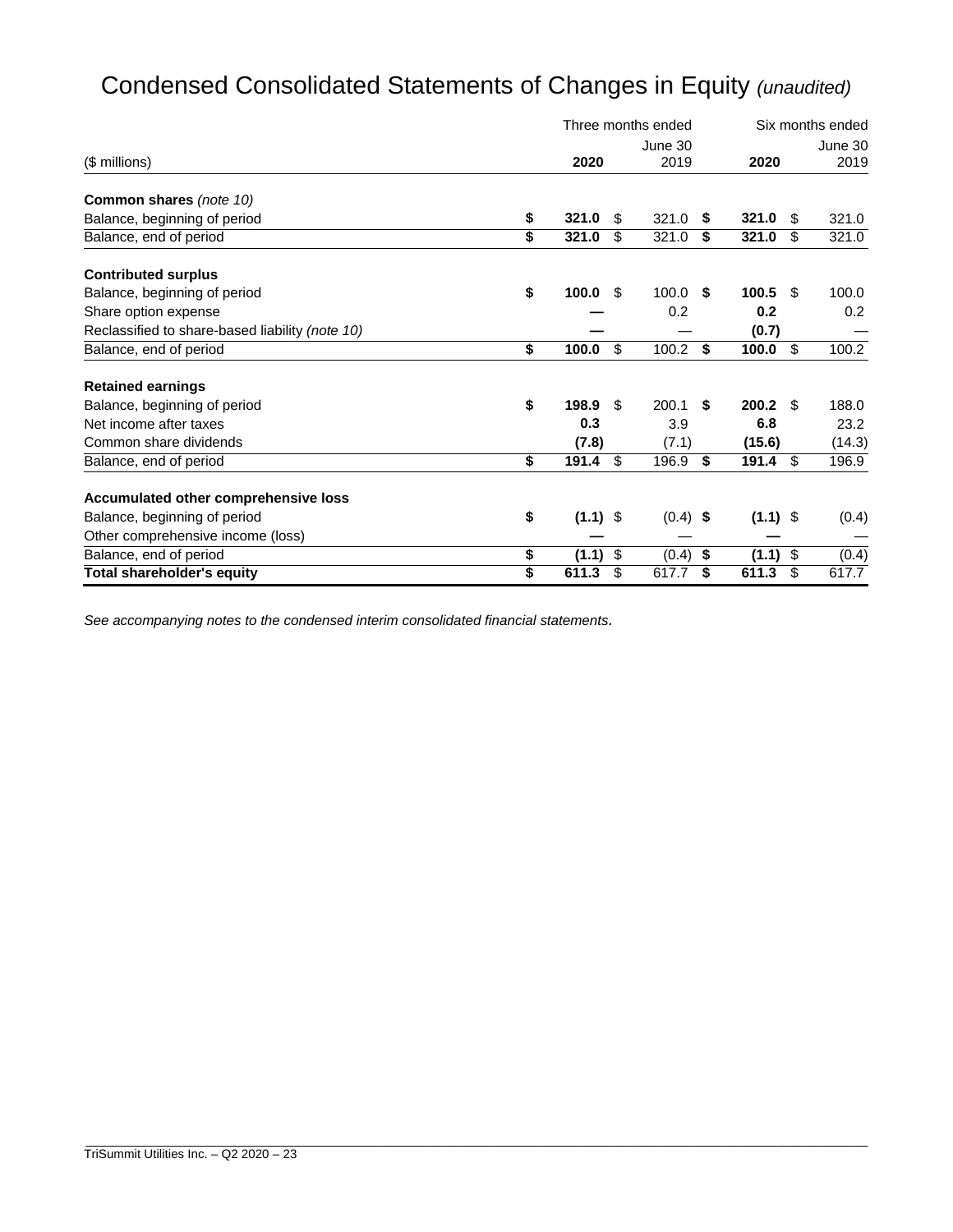# Condensed Consolidated Statements of Changes in Equity *(unaudited)*

| ($ millions) | Three months ended June 30 2020 | Three months ended June 30 2019 | Six months ended June 30 2020 | Six months ended June 30 2019 |
|---|---|---|---|---|
| **Common shares** *(note 10)* | | | | |
| Balance, beginning of period | **$ 321.0** | $ 321.0 | **$ 321.0** | $ 321.0 |
| Balance, end of period | **$ 321.0** | $ 321.0 | **$ 321.0** | $ 321.0 |
| **Contributed surplus** | | | | |
| Balance, beginning of period | **$ 100.0** | $ 100.0 | **$ 100.5** | $ 100.0 |
| Share option expense | **—** | 0.2 | **0.2** | 0.2 |
| Reclassified to share-based liability *(note 10)* | **—** | — | **(0.7)** | — |
| Balance, end of period | **$ 100.0** | $ 100.2 | **$ 100.0** | $ 100.2 |
| **Retained earnings** | | | | |
| Balance, beginning of period | **$ 198.9** | $ 200.1 | **$ 200.2** | $ 188.0 |
| Net income after taxes | **0.3** | 3.9 | **6.8** | 23.2 |
| Common share dividends | **(7.8)** | (7.1) | **(15.6)** | (14.3) |
| Balance, end of period | **$ 191.4** | $ 196.9 | **$ 191.4** | $ 196.9 |
| **Accumulated other comprehensive loss** | | | | |
| Balance, beginning of period | **$ (1.1)** | $ (0.4) | **$ (1.1)** | $ (0.4) |
| Other comprehensive income (loss) | **—** | — | **—** | — |
| Balance, end of period | **$ (1.1)** | $ (0.4) | **$ (1.1)** | $ (0.4) |
| **Total shareholder's equity** | **$ 611.3** | $ 617.7 | **$ 611.3** | $ 617.7 |

*See accompanying notes to the condensed interim consolidated financial statements.*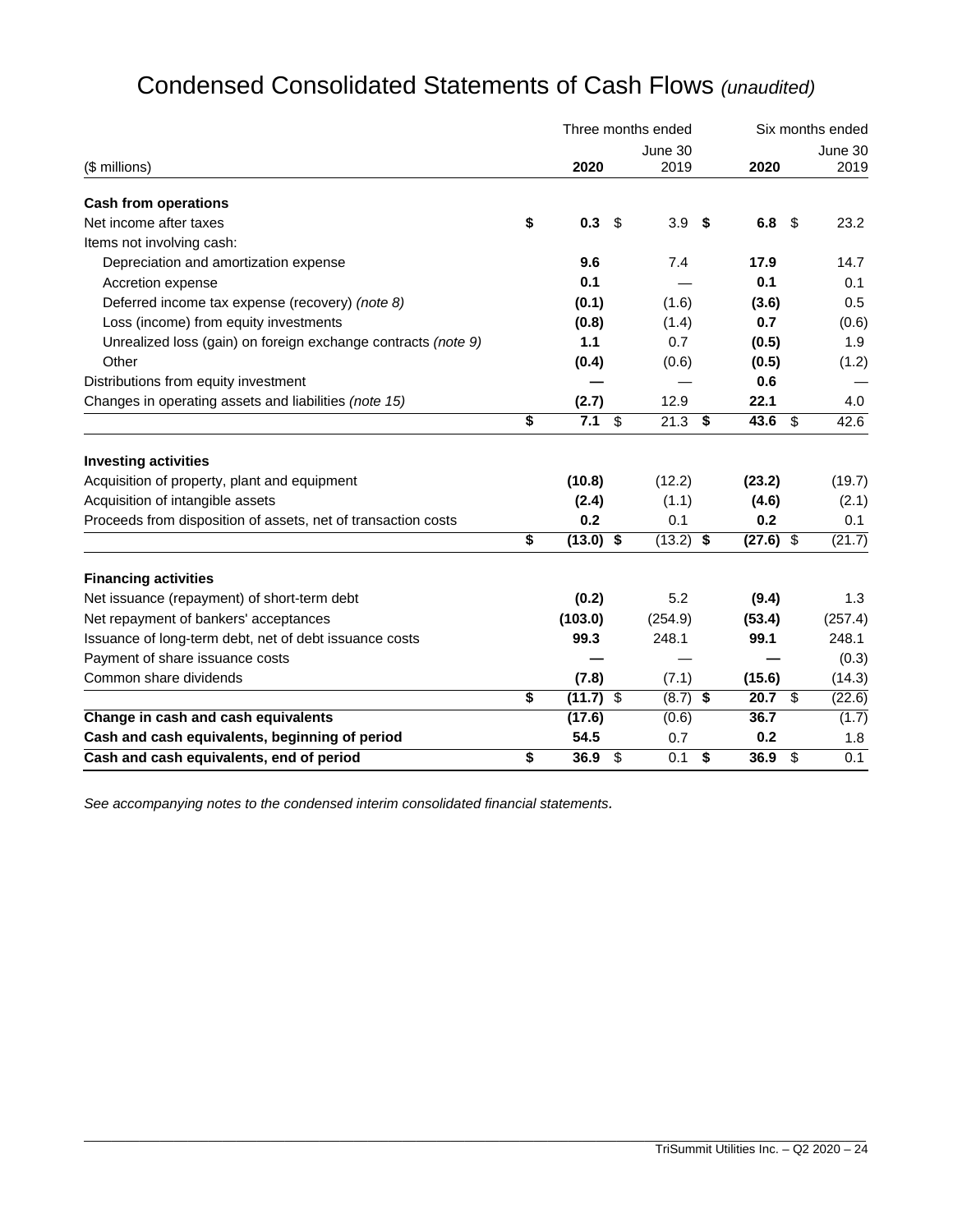# Condensed Consolidated Statements of Cash Flows *(unaudited)*

| ($ millions) | Three months ended June 30 2020 | Three months ended June 30 2019 | Six months ended June 30 2020 | Six months ended June 30 2019 |
|---|---|---|---|---|
| **Cash from operations** | | | | |
| Net income after taxes | **$ 0.3** | $ 3.9 | **$ 6.8** | $ 23.2 |
| Items not involving cash: | | | | |
| Depreciation and amortization expense | **9.6** | 7.4 | **17.9** | 14.7 |
| Accretion expense | **0.1** | — | **0.1** | 0.1 |
| Deferred income tax expense (recovery) *(note 8)* | **(0.1)** | (1.6) | **(3.6)** | 0.5 |
| Loss (income) from equity investments | **(0.8)** | (1.4) | **0.7** | (0.6) |
| Unrealized loss (gain) on foreign exchange contracts *(note 9)* | **1.1** | 0.7 | **(0.5)** | 1.9 |
| Other | **(0.4)** | (0.6) | **(0.5)** | (1.2) |
| Distributions from equity investment | **—** | — | **0.6** | — |
| Changes in operating assets and liabilities *(note 15)* | **(2.7)** | 12.9 | **22.1** | 4.0 |
| | **$ 7.1** | $ 21.3 | **$ 43.6** | $ 42.6 |
| **Investing activities** | | | | |
| Acquisition of property, plant and equipment | **(10.8)** | (12.2) | **(23.2)** | (19.7) |
| Acquisition of intangible assets | **(2.4)** | (1.1) | **(4.6)** | (2.1) |
| Proceeds from disposition of assets, net of transaction costs | **0.2** | 0.1 | **0.2** | 0.1 |
| | **$ (13.0)** | **$** (13.2) | **$ (27.6)** | $ (21.7) |
| **Financing activities** | | | | |
| Net issuance (repayment) of short-term debt | **(0.2)** | 5.2 | **(9.4)** | 1.3 |
| Net repayment of bankers' acceptances | **(103.0)** | (254.9) | **(53.4)** | (257.4) |
| Issuance of long-term debt, net of debt issuance costs | **99.3** | 248.1 | **99.1** | 248.1 |
| Payment of share issuance costs | **—** | — | **—** | (0.3) |
| Common share dividends | **(7.8)** | (7.1) | **(15.6)** | (14.3) |
| | **$ (11.7)** | $ (8.7) | **$ 20.7** | $ (22.6) |
| **Change in cash and cash equivalents** | **(17.6)** | (0.6) | **36.7** | (1.7) |
| **Cash and cash equivalents, beginning of period** | **54.5** | 0.7 | **0.2** | 1.8 |
| **Cash and cash equivalents, end of period** | **$ 36.9** | $ 0.1 | **$ 36.9** | $ 0.1 |

*See accompanying notes to the condensed interim consolidated financial statements.*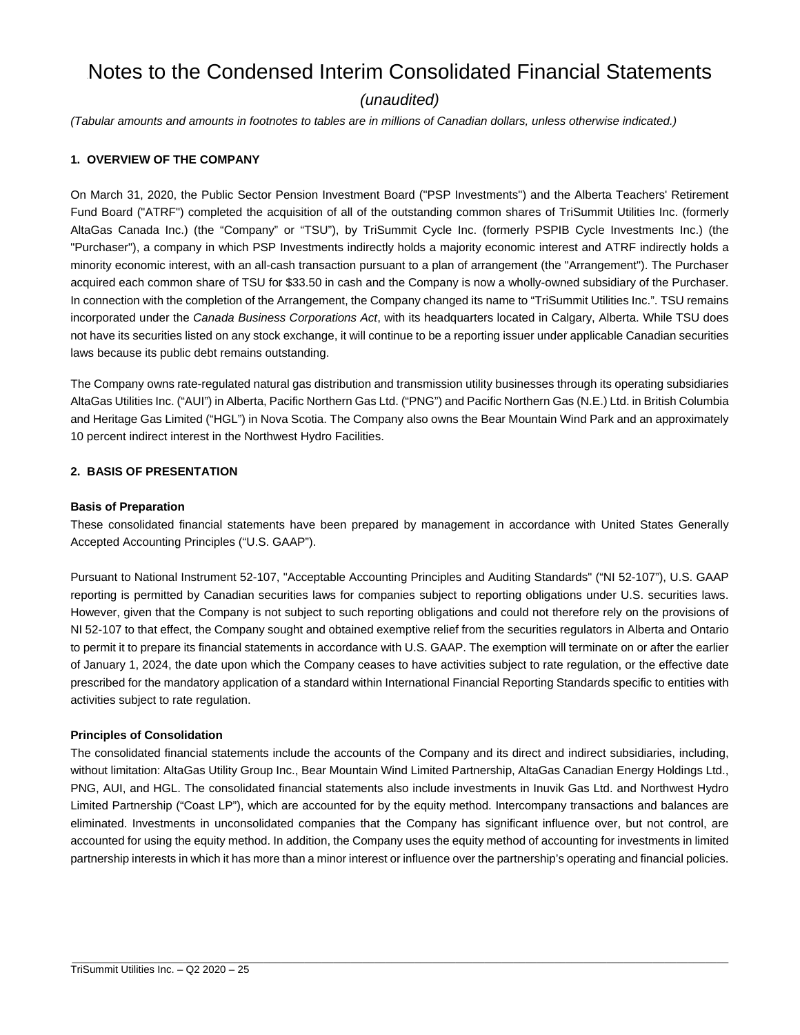# Notes to the Condensed Interim Consolidated Financial Statements

*(unaudited)*

*(Tabular amounts and amounts in footnotes to tables are in millions of Canadian dollars, unless otherwise indicated.)*

## 1. OVERVIEW OF THE COMPANY

On March 31, 2020, the Public Sector Pension Investment Board ("PSP Investments") and the Alberta Teachers' Retirement Fund Board ("ATRF") completed the acquisition of all of the outstanding common shares of TriSummit Utilities Inc. (formerly AltaGas Canada Inc.) (the "Company" or "TSU"), by TriSummit Cycle Inc. (formerly PSPIB Cycle Investments Inc.) (the "Purchaser"), a company in which PSP Investments indirectly holds a majority economic interest and ATRF indirectly holds a minority economic interest, with an all-cash transaction pursuant to a plan of arrangement (the "Arrangement"). The Purchaser acquired each common share of TSU for $33.50 in cash and the Company is now a wholly-owned subsidiary of the Purchaser. In connection with the completion of the Arrangement, the Company changed its name to "TriSummit Utilities Inc.". TSU remains incorporated under the *Canada Business Corporations Act*, with its headquarters located in Calgary, Alberta. While TSU does not have its securities listed on any stock exchange, it will continue to be a reporting issuer under applicable Canadian securities laws because its public debt remains outstanding.

The Company owns rate-regulated natural gas distribution and transmission utility businesses through its operating subsidiaries AltaGas Utilities Inc. ("AUI") in Alberta, Pacific Northern Gas Ltd. ("PNG") and Pacific Northern Gas (N.E.) Ltd. in British Columbia and Heritage Gas Limited ("HGL") in Nova Scotia. The Company also owns the Bear Mountain Wind Park and an approximately 10 percent indirect interest in the Northwest Hydro Facilities.

## 2. BASIS OF PRESENTATION

### Basis of Preparation

These consolidated financial statements have been prepared by management in accordance with United States Generally Accepted Accounting Principles ("U.S. GAAP").

Pursuant to National Instrument 52-107, "Acceptable Accounting Principles and Auditing Standards" ("NI 52-107"), U.S. GAAP reporting is permitted by Canadian securities laws for companies subject to reporting obligations under U.S. securities laws. However, given that the Company is not subject to such reporting obligations and could not therefore rely on the provisions of NI 52-107 to that effect, the Company sought and obtained exemptive relief from the securities regulators in Alberta and Ontario to permit it to prepare its financial statements in accordance with U.S. GAAP. The exemption will terminate on or after the earlier of January 1, 2024, the date upon which the Company ceases to have activities subject to rate regulation, or the effective date prescribed for the mandatory application of a standard within International Financial Reporting Standards specific to entities with activities subject to rate regulation.

### Principles of Consolidation

The consolidated financial statements include the accounts of the Company and its direct and indirect subsidiaries, including, without limitation: AltaGas Utility Group Inc., Bear Mountain Wind Limited Partnership, AltaGas Canadian Energy Holdings Ltd., PNG, AUI, and HGL. The consolidated financial statements also include investments in Inuvik Gas Ltd. and Northwest Hydro Limited Partnership ("Coast LP"), which are accounted for by the equity method. Intercompany transactions and balances are eliminated. Investments in unconsolidated companies that the Company has significant influence over, but not control, are accounted for using the equity method. In addition, the Company uses the equity method of accounting for investments in limited partnership interests in which it has more than a minor interest or influence over the partnership's operating and financial policies.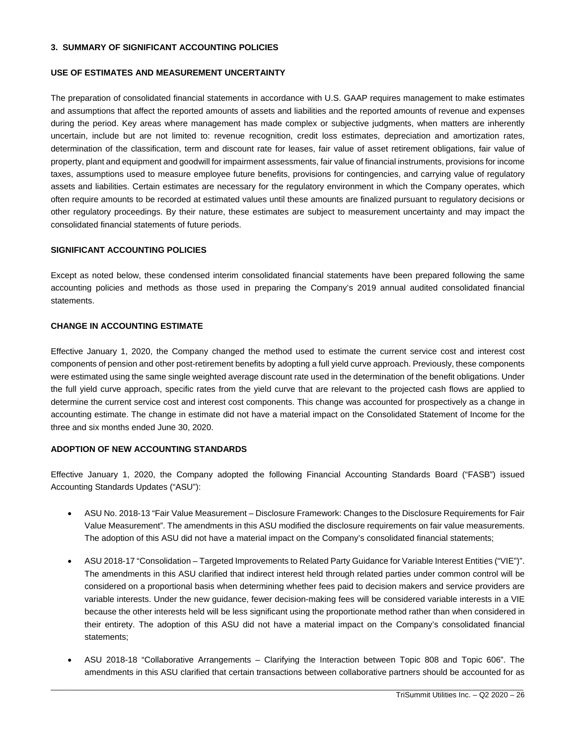## 3. SUMMARY OF SIGNIFICANT ACCOUNTING POLICIES

### USE OF ESTIMATES AND MEASUREMENT UNCERTAINTY

The preparation of consolidated financial statements in accordance with U.S. GAAP requires management to make estimates and assumptions that affect the reported amounts of assets and liabilities and the reported amounts of revenue and expenses during the period. Key areas where management has made complex or subjective judgments, when matters are inherently uncertain, include but are not limited to: revenue recognition, credit loss estimates, depreciation and amortization rates, determination of the classification, term and discount rate for leases, fair value of asset retirement obligations, fair value of property, plant and equipment and goodwill for impairment assessments, fair value of financial instruments, provisions for income taxes, assumptions used to measure employee future benefits, provisions for contingencies, and carrying value of regulatory assets and liabilities. Certain estimates are necessary for the regulatory environment in which the Company operates, which often require amounts to be recorded at estimated values until these amounts are finalized pursuant to regulatory decisions or other regulatory proceedings. By their nature, these estimates are subject to measurement uncertainty and may impact the consolidated financial statements of future periods.

### SIGNIFICANT ACCOUNTING POLICIES

Except as noted below, these condensed interim consolidated financial statements have been prepared following the same accounting policies and methods as those used in preparing the Company's 2019 annual audited consolidated financial statements.

### CHANGE IN ACCOUNTING ESTIMATE

Effective January 1, 2020, the Company changed the method used to estimate the current service cost and interest cost components of pension and other post-retirement benefits by adopting a full yield curve approach. Previously, these components were estimated using the same single weighted average discount rate used in the determination of the benefit obligations. Under the full yield curve approach, specific rates from the yield curve that are relevant to the projected cash flows are applied to determine the current service cost and interest cost components. This change was accounted for prospectively as a change in accounting estimate. The change in estimate did not have a material impact on the Consolidated Statement of Income for the three and six months ended June 30, 2020.

### ADOPTION OF NEW ACCOUNTING STANDARDS

Effective January 1, 2020, the Company adopted the following Financial Accounting Standards Board ("FASB") issued Accounting Standards Updates ("ASU"):

- ASU No. 2018-13 "Fair Value Measurement – Disclosure Framework: Changes to the Disclosure Requirements for Fair Value Measurement". The amendments in this ASU modified the disclosure requirements on fair value measurements. The adoption of this ASU did not have a material impact on the Company's consolidated financial statements;

- ASU 2018-17 "Consolidation – Targeted Improvements to Related Party Guidance for Variable Interest Entities ("VIE")". The amendments in this ASU clarified that indirect interest held through related parties under common control will be considered on a proportional basis when determining whether fees paid to decision makers and service providers are variable interests. Under the new guidance, fewer decision-making fees will be considered variable interests in a VIE because the other interests held will be less significant using the proportionate method rather than when considered in their entirety. The adoption of this ASU did not have a material impact on the Company's consolidated financial statements;

- ASU 2018-18 "Collaborative Arrangements – Clarifying the Interaction between Topic 808 and Topic 606". The amendments in this ASU clarified that certain transactions between collaborative partners should be accounted for as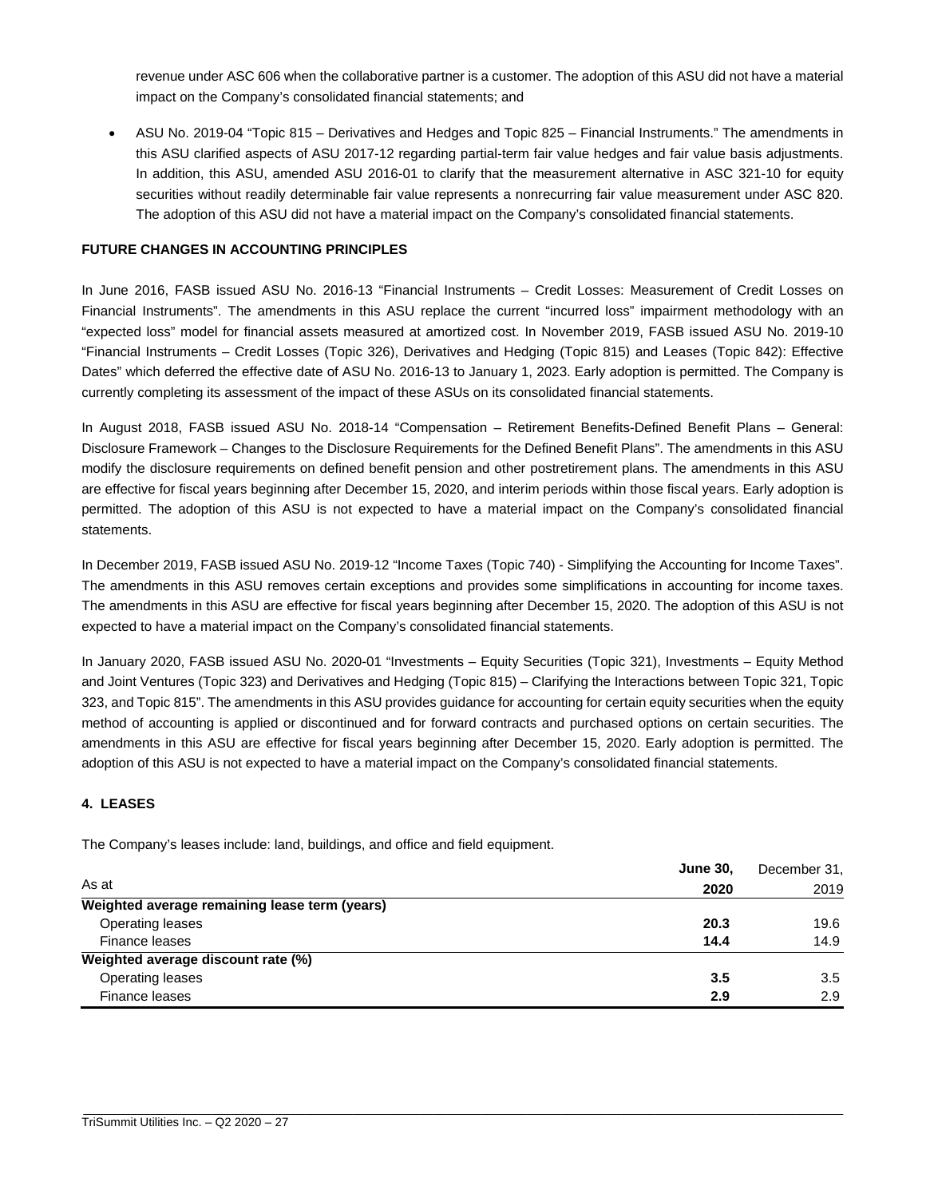revenue under ASC 606 when the collaborative partner is a customer. The adoption of this ASU did not have a material impact on the Company's consolidated financial statements; and

- ASU No. 2019-04 "Topic 815 – Derivatives and Hedges and Topic 825 – Financial Instruments." The amendments in this ASU clarified aspects of ASU 2017-12 regarding partial-term fair value hedges and fair value basis adjustments. In addition, this ASU, amended ASU 2016-01 to clarify that the measurement alternative in ASC 321-10 for equity securities without readily determinable fair value represents a nonrecurring fair value measurement under ASC 820. The adoption of this ASU did not have a material impact on the Company's consolidated financial statements.

**FUTURE CHANGES IN ACCOUNTING PRINCIPLES**

In June 2016, FASB issued ASU No. 2016-13 "Financial Instruments – Credit Losses: Measurement of Credit Losses on Financial Instruments". The amendments in this ASU replace the current "incurred loss" impairment methodology with an "expected loss" model for financial assets measured at amortized cost. In November 2019, FASB issued ASU No. 2019-10 "Financial Instruments – Credit Losses (Topic 326), Derivatives and Hedging (Topic 815) and Leases (Topic 842): Effective Dates" which deferred the effective date of ASU No. 2016-13 to January 1, 2023. Early adoption is permitted. The Company is currently completing its assessment of the impact of these ASUs on its consolidated financial statements.

In August 2018, FASB issued ASU No. 2018-14 "Compensation – Retirement Benefits-Defined Benefit Plans – General: Disclosure Framework – Changes to the Disclosure Requirements for the Defined Benefit Plans". The amendments in this ASU modify the disclosure requirements on defined benefit pension and other postretirement plans. The amendments in this ASU are effective for fiscal years beginning after December 15, 2020, and interim periods within those fiscal years. Early adoption is permitted. The adoption of this ASU is not expected to have a material impact on the Company's consolidated financial statements.

In December 2019, FASB issued ASU No. 2019-12 "Income Taxes (Topic 740) - Simplifying the Accounting for Income Taxes". The amendments in this ASU removes certain exceptions and provides some simplifications in accounting for income taxes. The amendments in this ASU are effective for fiscal years beginning after December 15, 2020. The adoption of this ASU is not expected to have a material impact on the Company's consolidated financial statements.

In January 2020, FASB issued ASU No. 2020-01 "Investments – Equity Securities (Topic 321), Investments – Equity Method and Joint Ventures (Topic 323) and Derivatives and Hedging (Topic 815) – Clarifying the Interactions between Topic 321, Topic 323, and Topic 815". The amendments in this ASU provides guidance for accounting for certain equity securities when the equity method of accounting is applied or discontinued and for forward contracts and purchased options on certain securities. The amendments in this ASU are effective for fiscal years beginning after December 15, 2020. Early adoption is permitted. The adoption of this ASU is not expected to have a material impact on the Company's consolidated financial statements.

**4. LEASES**

The Company's leases include: land, buildings, and office and field equipment.

| As at | **June 30, 2020** | December 31, 2019 |
|---|---|---|
| **Weighted average remaining lease term (years)** | | |
| Operating leases | **20.3** | 19.6 |
| Finance leases | **14.4** | 14.9 |
| **Weighted average discount rate (%)** | | |
| Operating leases | **3.5** | 3.5 |
| Finance leases | **2.9** | 2.9 |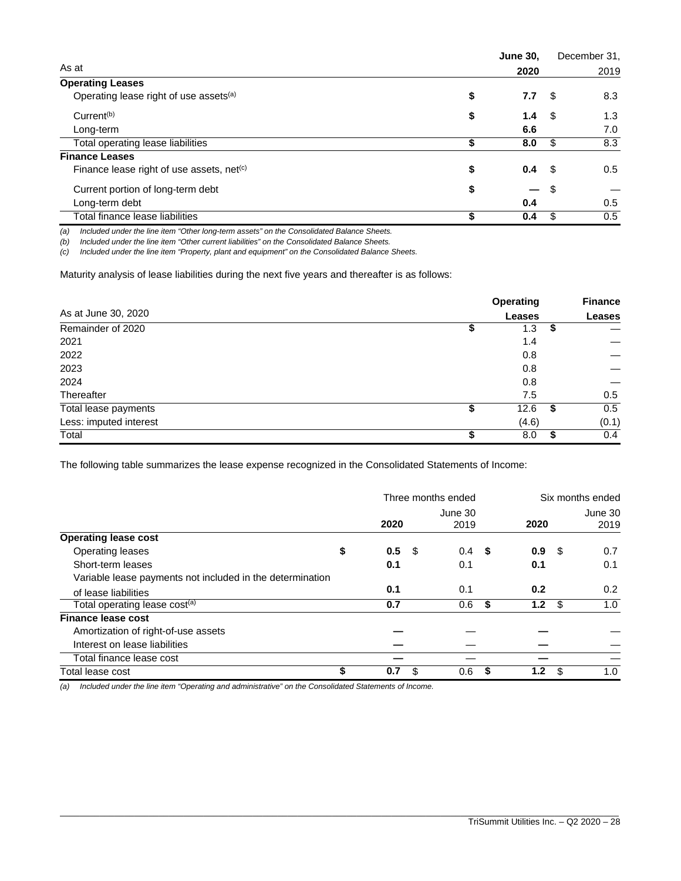| As at | June 30, 2020 | December 31, 2019 |
|---|---|---|
| **Operating Leases** | | |
| Operating lease right of use assets[(a)] | **$ 7.7** | $ 8.3 |
| Current[(b)] | **$ 1.4** | $ 1.3 |
| Long-term | **6.6** | 7.0 |
| Total operating lease liabilities | **$ 8.0** | $ 8.3 |
| **Finance Leases** | | |
| Finance lease right of use assets, net[(c)] | **$ 0.4** | $ 0.5 |
| Current portion of long-term debt | **$ —** | $ — |
| Long-term debt | **0.4** | 0.5 |
| Total finance lease liabilities | **$ 0.4** | $ 0.5 |

*(a) Included under the line item "Other long-term assets" on the Consolidated Balance Sheets.*
*(b) Included under the line item "Other current liabilities" on the Consolidated Balance Sheets.*
*(c) Included under the line item "Property, plant and equipment" on the Consolidated Balance Sheets.*

Maturity analysis of lease liabilities during the next five years and thereafter is as follows:

| As at June 30, 2020 | Operating Leases | Finance Leases |
|---|---|---|
| Remainder of 2020 | $ 1.3 | $ — |
| 2021 | 1.4 | — |
| 2022 | 0.8 | — |
| 2023 | 0.8 | — |
| 2024 | 0.8 | — |
| Thereafter | 7.5 | 0.5 |
| Total lease payments | $ 12.6 | $ 0.5 |
| Less: imputed interest | (4.6) | (0.1) |
| Total | $ 8.0 | $ 0.4 |

The following table summarizes the lease expense recognized in the Consolidated Statements of Income:

| | Three months ended June 30 | | Six months ended June 30 | |
|---|---|---|---|---|
| | 2020 | 2019 | 2020 | 2019 |
| **Operating lease cost** | | | | |
| Operating leases | **$ 0.5** | $ 0.4 | **$ 0.9** | $ 0.7 |
| Short-term leases | **0.1** | 0.1 | **0.1** | 0.1 |
| Variable lease payments not included in the determination of lease liabilities | **0.1** | 0.1 | **0.2** | 0.2 |
| Total operating lease cost[(a)] | **0.7** | 0.6 | **$ 1.2** | $ 1.0 |
| **Finance lease cost** | | | | |
| Amortization of right-of-use assets | **—** | — | **—** | — |
| Interest on lease liabilities | **—** | — | **—** | — |
| Total finance lease cost | **—** | — | **—** | — |
| Total lease cost | **$ 0.7** | $ 0.6 | **$ 1.2** | $ 1.0 |

*(a) Included under the line item "Operating and administrative" on the Consolidated Statements of Income.*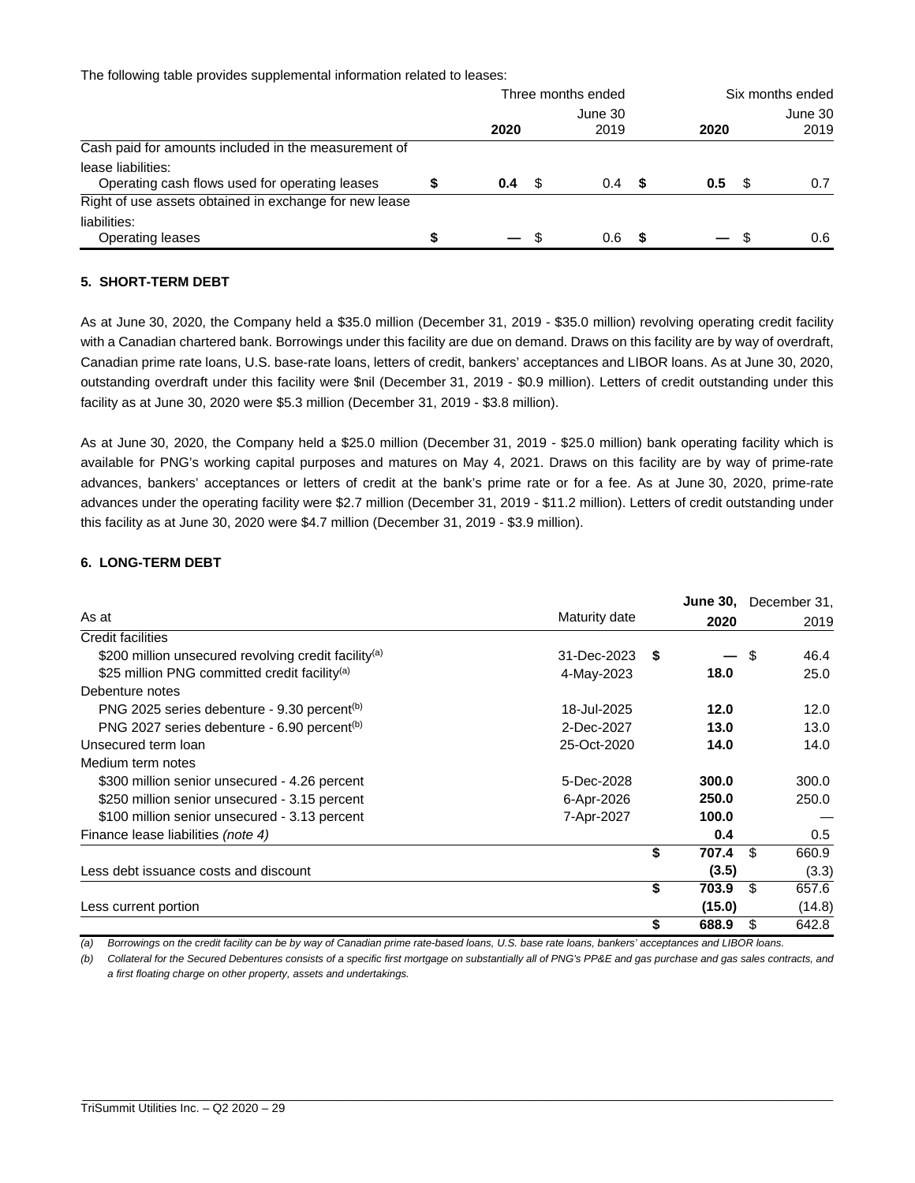The following table provides supplemental information related to leases:

| | Three months ended | | Six months ended | |
|---|---|---|---|---|
| | **2020** | June 30 2019 | **2020** | June 30 2019 |
| Cash paid for amounts included in the measurement of lease liabilities: | | | | |
| Operating cash flows used for operating leases | **$ 0.4** | $ 0.4 | **$ 0.5** | $ 0.7 |
| Right of use assets obtained in exchange for new lease liabilities: | | | | |
| Operating leases | **$ —** | $ 0.6 | **$ —** | $ 0.6 |

**5. SHORT-TERM DEBT**

As at June 30, 2020, the Company held a $35.0 million (December 31, 2019 - $35.0 million) revolving operating credit facility with a Canadian chartered bank. Borrowings under this facility are due on demand. Draws on this facility are by way of overdraft, Canadian prime rate loans, U.S. base-rate loans, letters of credit, bankers' acceptances and LIBOR loans. As at June 30, 2020, outstanding overdraft under this facility were $nil (December 31, 2019 - $0.9 million). Letters of credit outstanding under this facility as at June 30, 2020 were $5.3 million (December 31, 2019 - $3.8 million).

As at June 30, 2020, the Company held a $25.0 million (December 31, 2019 - $25.0 million) bank operating facility which is available for PNG's working capital purposes and matures on May 4, 2021. Draws on this facility are by way of prime-rate advances, bankers' acceptances or letters of credit at the bank's prime rate or for a fee. As at June 30, 2020, prime-rate advances under the operating facility were $2.7 million (December 31, 2019 - $11.2 million). Letters of credit outstanding under this facility as at June 30, 2020 were $4.7 million (December 31, 2019 - $3.9 million).

**6. LONG-TERM DEBT**

| As at | Maturity date | **June 30, 2020** | December 31, 2019 |
|---|---|---|---|
| Credit facilities | | | |
| $200 million unsecured revolving credit facility[(a)] | 31-Dec-2023 | **$ —** | $ 46.4 |
| $25 million PNG committed credit facility[(a)] | 4-May-2023 | **18.0** | 25.0 |
| Debenture notes | | | |
| PNG 2025 series debenture - 9.30 percent[(b)] | 18-Jul-2025 | **12.0** | 12.0 |
| PNG 2027 series debenture - 6.90 percent[(b)] | 2-Dec-2027 | **13.0** | 13.0 |
| Unsecured term loan | 25-Oct-2020 | **14.0** | 14.0 |
| Medium term notes | | | |
| $300 million senior unsecured - 4.26 percent | 5-Dec-2028 | **300.0** | 300.0 |
| $250 million senior unsecured - 3.15 percent | 6-Apr-2026 | **250.0** | 250.0 |
| $100 million senior unsecured - 3.13 percent | 7-Apr-2027 | **100.0** | — |
| Finance lease liabilities *(note 4)* | | **0.4** | 0.5 |
| | | **$ 707.4** | $ 660.9 |
| Less debt issuance costs and discount | | **(3.5)** | (3.3) |
| | | **$ 703.9** | $ 657.6 |
| Less current portion | | **(15.0)** | (14.8) |
| | | **$ 688.9** | $ 642.8 |

*(a) Borrowings on the credit facility can be by way of Canadian prime rate-based loans, U.S. base rate loans, bankers' acceptances and LIBOR loans.*

*(b) Collateral for the Secured Debentures consists of a specific first mortgage on substantially all of PNG's PP&E and gas purchase and gas sales contracts, and a first floating charge on other property, assets and undertakings.*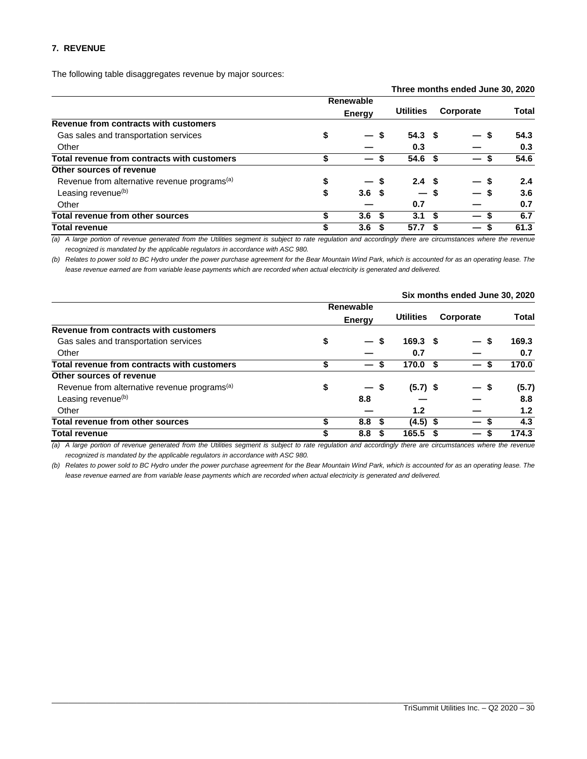### 7. REVENUE

The following table disaggregates revenue by major sources:

| Three months ended June 30, 2020 | Renewable Energy | Utilities | Corporate | Total |
|---|---|---|---|---|
| **Revenue from contracts with customers** | | | | |
| Gas sales and transportation services | $ — | $ 54.3 | $ — | $ 54.3 |
| Other | — | 0.3 | — | 0.3 |
| **Total revenue from contracts with customers** | **$ —** | **$ 54.6** | **$ —** | **$ 54.6** |
| **Other sources of revenue** | | | | |
| Revenue from alternative revenue programs[(a)] | $ — | $ 2.4 | $ — | $ 2.4 |
| Leasing revenue[(b)] | $ 3.6 | $ — | $ — | $ 3.6 |
| Other | — | 0.7 | — | 0.7 |
| **Total revenue from other sources** | **$ 3.6** | **$ 3.1** | **$ —** | **$ 6.7** |
| **Total revenue** | **$ 3.6** | **$ 57.7** | **$ —** | **$ 61.3** |

*(a) A large portion of revenue generated from the Utilities segment is subject to rate regulation and accordingly there are circumstances where the revenue recognized is mandated by the applicable regulators in accordance with ASC 980.*

*(b) Relates to power sold to BC Hydro under the power purchase agreement for the Bear Mountain Wind Park, which is accounted for as an operating lease. The lease revenue earned are from variable lease payments which are recorded when actual electricity is generated and delivered.*

| Six months ended June 30, 2020 | Renewable Energy | Utilities | Corporate | Total |
|---|---|---|---|---|
| **Revenue from contracts with customers** | | | | |
| Gas sales and transportation services | $ — | $ 169.3 | $ — | $ 169.3 |
| Other | — | 0.7 | — | 0.7 |
| **Total revenue from contracts with customers** | **$ —** | **$ 170.0** | **$ —** | **$ 170.0** |
| **Other sources of revenue** | | | | |
| Revenue from alternative revenue programs[(a)] | $ — | $ (5.7) | $ — | $ (5.7) |
| Leasing revenue[(b)] | 8.8 | — | — | 8.8 |
| Other | — | 1.2 | — | 1.2 |
| **Total revenue from other sources** | **$ 8.8** | **$ (4.5)** | **$ —** | **$ 4.3** |
| **Total revenue** | **$ 8.8** | **$ 165.5** | **$ —** | **$ 174.3** |

*(a) A large portion of revenue generated from the Utilities segment is subject to rate regulation and accordingly there are circumstances where the revenue recognized is mandated by the applicable regulators in accordance with ASC 980.*

*(b) Relates to power sold to BC Hydro under the power purchase agreement for the Bear Mountain Wind Park, which is accounted for as an operating lease. The lease revenue earned are from variable lease payments which are recorded when actual electricity is generated and delivered.*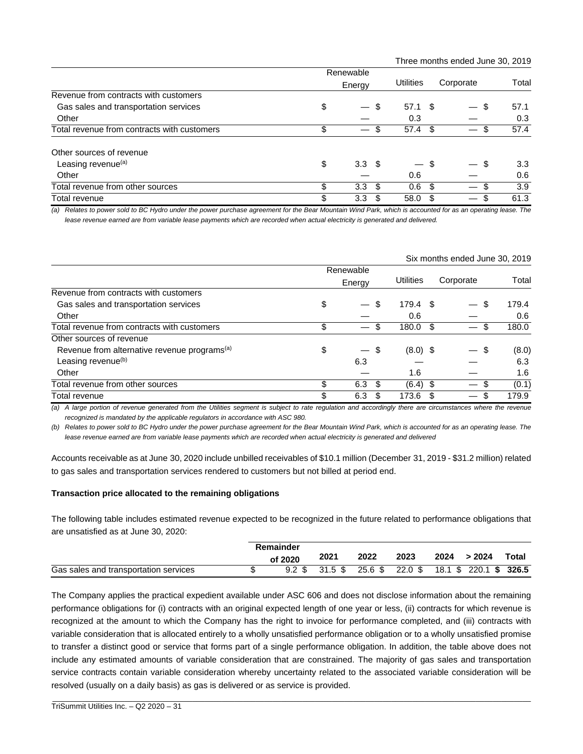Three months ended June 30, 2019

| | Renewable Energy | Utilities | Corporate | Total |
|---|---|---|---|---|
| Revenue from contracts with customers | | | | |
| Gas sales and transportation services | $ — | $ 57.1 | $ — | $ 57.1 |
| Other | — | 0.3 | — | 0.3 |
| Total revenue from contracts with customers | $ — | $ 57.4 | $ — | $ 57.4 |
| Other sources of revenue | | | | |
| Leasing revenue[(a)] | $ 3.3 | $ — | $ — | $ 3.3 |
| Other | — | 0.6 | — | 0.6 |
| Total revenue from other sources | $ 3.3 | $ 0.6 | $ — | $ 3.9 |
| Total revenue | $ 3.3 | $ 58.0 | $ — | $ 61.3 |

*(a) Relates to power sold to BC Hydro under the power purchase agreement for the Bear Mountain Wind Park, which is accounted for as an operating lease. The lease revenue earned are from variable lease payments which are recorded when actual electricity is generated and delivered.*

Six months ended June 30, 2019

| | Renewable Energy | Utilities | Corporate | Total |
|---|---|---|---|---|
| Revenue from contracts with customers | | | | |
| Gas sales and transportation services | $ — | $ 179.4 | $ — | $ 179.4 |
| Other | — | 0.6 | — | 0.6 |
| Total revenue from contracts with customers | $ — | $ 180.0 | $ — | $ 180.0 |
| Other sources of revenue | | | | |
| Revenue from alternative revenue programs[(a)] | $ — | $ (8.0) | $ — | $ (8.0) |
| Leasing revenue[(b)] | 6.3 | — | — | 6.3 |
| Other | — | 1.6 | — | 1.6 |
| Total revenue from other sources | $ 6.3 | $ (6.4) | $ — | $ (0.1) |
| Total revenue | $ 6.3 | $ 173.6 | $ — | $ 179.9 |

*(a) A large portion of revenue generated from the Utilities segment is subject to rate regulation and accordingly there are circumstances where the revenue recognized is mandated by the applicable regulators in accordance with ASC 980.*

*(b) Relates to power sold to BC Hydro under the power purchase agreement for the Bear Mountain Wind Park, which is accounted for as an operating lease. The lease revenue earned are from variable lease payments which are recorded when actual electricity is generated and delivered*

Accounts receivable as at June 30, 2020 include unbilled receivables of $10.1 million (December 31, 2019 - $31.2 million) related to gas sales and transportation services rendered to customers but not billed at period end.

**Transaction price allocated to the remaining obligations**

The following table includes estimated revenue expected to be recognized in the future related to performance obligations that are unsatisfied as at June 30, 2020:

| | Remainder of 2020 | 2021 | 2022 | 2023 | 2024 | > 2024 | Total |
|---|---|---|---|---|---|---|---|
| Gas sales and transportation services | $ 9.2 | $ 31.5 | $ 25.6 | $ 22.0 | $ 18.1 | $ 220.1 | **$ 326.5** |

The Company applies the practical expedient available under ASC 606 and does not disclose information about the remaining performance obligations for (i) contracts with an original expected length of one year or less, (ii) contracts for which revenue is recognized at the amount to which the Company has the right to invoice for performance completed, and (iii) contracts with variable consideration that is allocated entirely to a wholly unsatisfied performance obligation or to a wholly unsatisfied promise to transfer a distinct good or service that forms part of a single performance obligation. In addition, the table above does not include any estimated amounts of variable consideration that are constrained. The majority of gas sales and transportation service contracts contain variable consideration whereby uncertainty related to the associated variable consideration will be resolved (usually on a daily basis) as gas is delivered or as service is provided.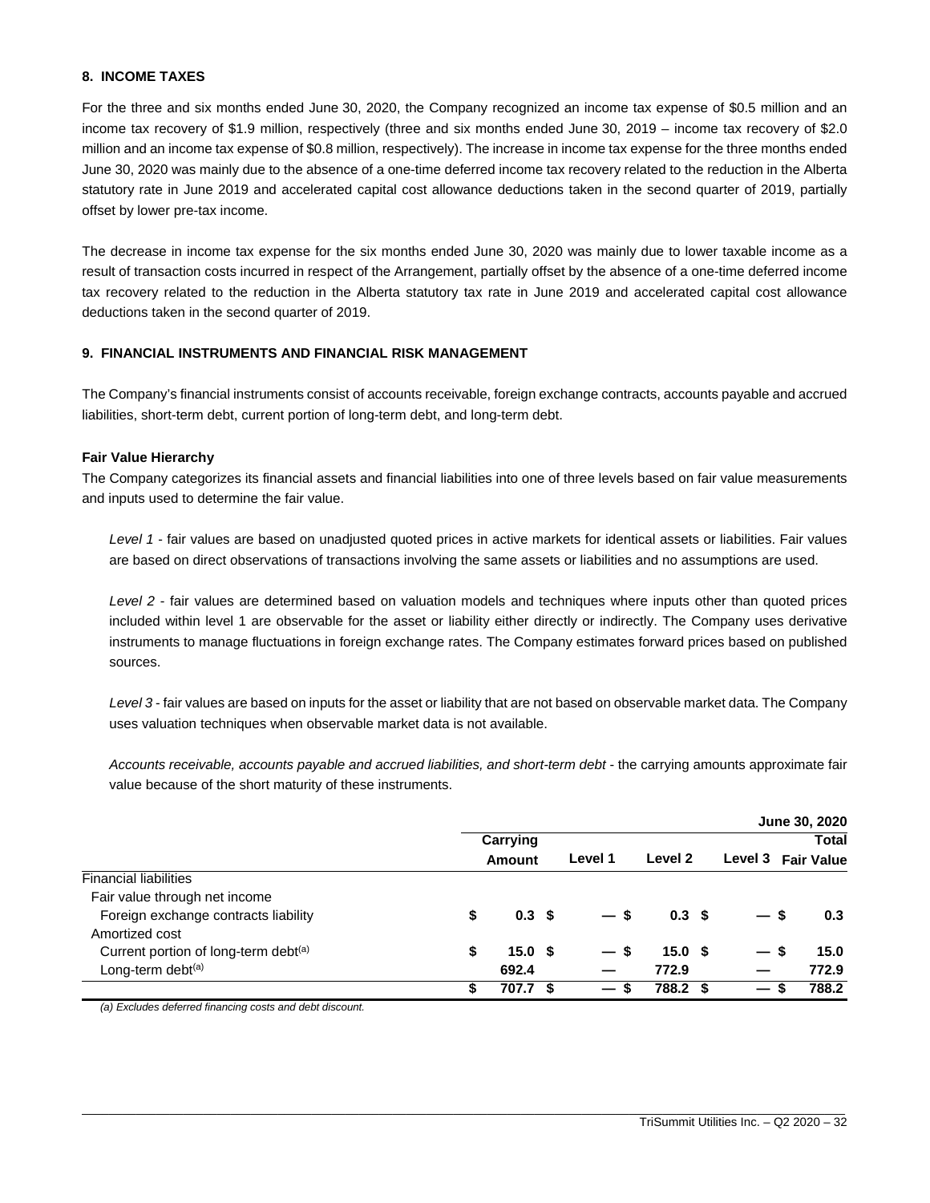## 8. INCOME TAXES

For the three and six months ended June 30, 2020, the Company recognized an income tax expense of $0.5 million and an income tax recovery of $1.9 million, respectively (three and six months ended June 30, 2019 – income tax recovery of $2.0 million and an income tax expense of $0.8 million, respectively). The increase in income tax expense for the three months ended June 30, 2020 was mainly due to the absence of a one-time deferred income tax recovery related to the reduction in the Alberta statutory rate in June 2019 and accelerated capital cost allowance deductions taken in the second quarter of 2019, partially offset by lower pre-tax income.

The decrease in income tax expense for the six months ended June 30, 2020 was mainly due to lower taxable income as a result of transaction costs incurred in respect of the Arrangement, partially offset by the absence of a one-time deferred income tax recovery related to the reduction in the Alberta statutory tax rate in June 2019 and accelerated capital cost allowance deductions taken in the second quarter of 2019.

## 9. FINANCIAL INSTRUMENTS AND FINANCIAL RISK MANAGEMENT

The Company's financial instruments consist of accounts receivable, foreign exchange contracts, accounts payable and accrued liabilities, short-term debt, current portion of long-term debt, and long-term debt.

**Fair Value Hierarchy**

The Company categorizes its financial assets and financial liabilities into one of three levels based on fair value measurements and inputs used to determine the fair value.

*Level 1* - fair values are based on unadjusted quoted prices in active markets for identical assets or liabilities. Fair values are based on direct observations of transactions involving the same assets or liabilities and no assumptions are used.

*Level 2* - fair values are determined based on valuation models and techniques where inputs other than quoted prices included within level 1 are observable for the asset or liability either directly or indirectly. The Company uses derivative instruments to manage fluctuations in foreign exchange rates. The Company estimates forward prices based on published sources.

*Level 3* - fair values are based on inputs for the asset or liability that are not based on observable market data. The Company uses valuation techniques when observable market data is not available.

*Accounts receivable, accounts payable and accrued liabilities, and short-term debt* - the carrying amounts approximate fair value because of the short maturity of these instruments.

| | | | | | June 30, 2020 |
|---|---|---|---|---|---|
| | Carrying Amount | Level 1 | Level 2 | Level 3 | Total Fair Value |
| Financial liabilities | | | | | |
| Fair value through net income | | | | | |
| Foreign exchange contracts liability | $ 0.3 | $ — | $ 0.3 | $ — | $ 0.3 |
| Amortized cost | | | | | |
| Current portion of long-term debt[(a)] | $ 15.0 | $ — | $ 15.0 | $ — | $ 15.0 |
| Long-term debt[(a)] | 692.4 | — | 772.9 | — | 772.9 |
| | $ 707.7 | $ — | $ 788.2 | $ — | $ 788.2 |

*(a) Excludes deferred financing costs and debt discount.*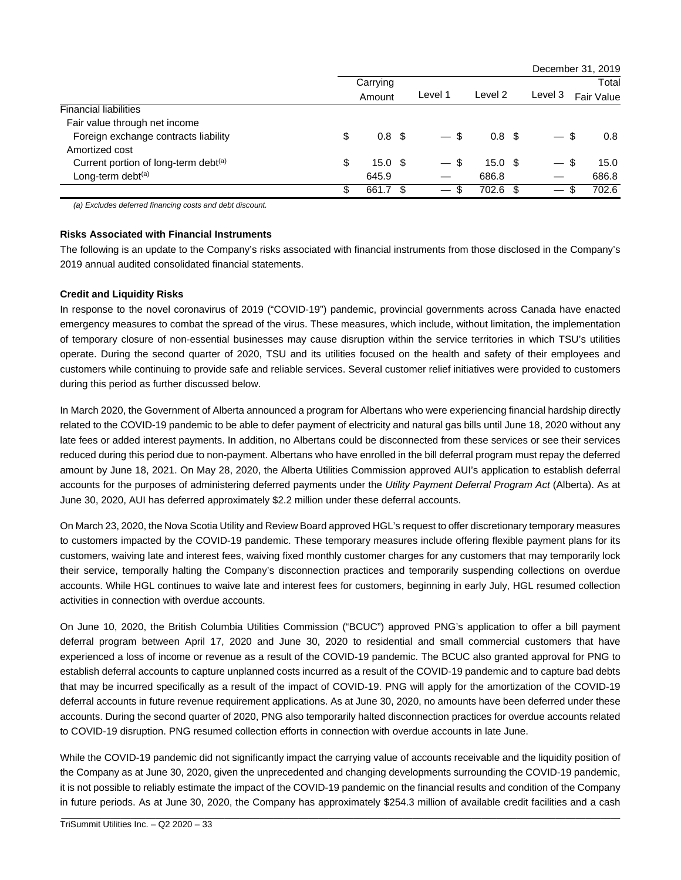| | December 31, 2019 | | | | |
|---|---|---|---|---|---|
| | Carrying Amount | Level 1 | Level 2 | Level 3 | Total Fair Value |
| Financial liabilities | | | | | |
| Fair value through net income | | | | | |
| Foreign exchange contracts liability | $ 0.8 | $ — | $ 0.8 | $ — | $ 0.8 |
| Amortized cost | | | | | |
| Current portion of long-term debt[(a)] | $ 15.0 | $ — | $ 15.0 | $ — | $ 15.0 |
| Long-term debt[(a)] | 645.9 | — | 686.8 | — | 686.8 |
| | $ 661.7 | $ — | $ 702.6 | $ — | $ 702.6 |

*(a) Excludes deferred financing costs and debt discount.*

**Risks Associated with Financial Instruments**

The following is an update to the Company's risks associated with financial instruments from those disclosed in the Company's 2019 annual audited consolidated financial statements.

**Credit and Liquidity Risks**

In response to the novel coronavirus of 2019 ("COVID-19") pandemic, provincial governments across Canada have enacted emergency measures to combat the spread of the virus. These measures, which include, without limitation, the implementation of temporary closure of non-essential businesses may cause disruption within the service territories in which TSU's utilities operate. During the second quarter of 2020, TSU and its utilities focused on the health and safety of their employees and customers while continuing to provide safe and reliable services. Several customer relief initiatives were provided to customers during this period as further discussed below.

In March 2020, the Government of Alberta announced a program for Albertans who were experiencing financial hardship directly related to the COVID-19 pandemic to be able to defer payment of electricity and natural gas bills until June 18, 2020 without any late fees or added interest payments. In addition, no Albertans could be disconnected from these services or see their services reduced during this period due to non-payment. Albertans who have enrolled in the bill deferral program must repay the deferred amount by June 18, 2021. On May 28, 2020, the Alberta Utilities Commission approved AUI's application to establish deferral accounts for the purposes of administering deferred payments under the *Utility Payment Deferral Program Act* (Alberta). As at June 30, 2020, AUI has deferred approximately $2.2 million under these deferral accounts.

On March 23, 2020, the Nova Scotia Utility and Review Board approved HGL's request to offer discretionary temporary measures to customers impacted by the COVID-19 pandemic. These temporary measures include offering flexible payment plans for its customers, waiving late and interest fees, waiving fixed monthly customer charges for any customers that may temporarily lock their service, temporally halting the Company's disconnection practices and temporarily suspending collections on overdue accounts. While HGL continues to waive late and interest fees for customers, beginning in early July, HGL resumed collection activities in connection with overdue accounts.

On June 10, 2020, the British Columbia Utilities Commission ("BCUC") approved PNG's application to offer a bill payment deferral program between April 17, 2020 and June 30, 2020 to residential and small commercial customers that have experienced a loss of income or revenue as a result of the COVID-19 pandemic. The BCUC also granted approval for PNG to establish deferral accounts to capture unplanned costs incurred as a result of the COVID-19 pandemic and to capture bad debts that may be incurred specifically as a result of the impact of COVID-19. PNG will apply for the amortization of the COVID-19 deferral accounts in future revenue requirement applications. As at June 30, 2020, no amounts have been deferred under these accounts. During the second quarter of 2020, PNG also temporarily halted disconnection practices for overdue accounts related to COVID-19 disruption. PNG resumed collection efforts in connection with overdue accounts in late June.

While the COVID-19 pandemic did not significantly impact the carrying value of accounts receivable and the liquidity position of the Company as at June 30, 2020, given the unprecedented and changing developments surrounding the COVID-19 pandemic, it is not possible to reliably estimate the impact of the COVID-19 pandemic on the financial results and condition of the Company in future periods. As at June 30, 2020, the Company has approximately $254.3 million of available credit facilities and a cash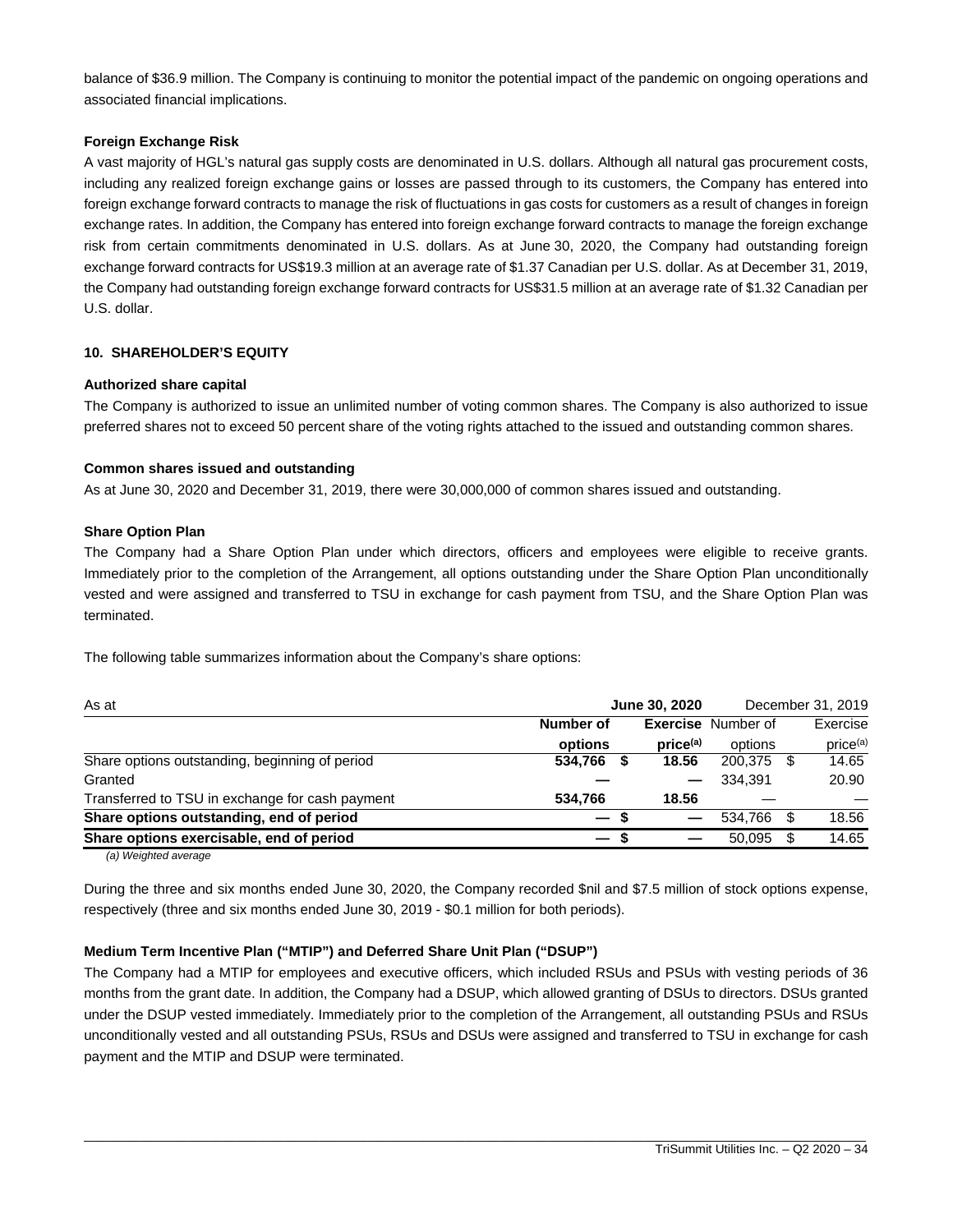balance of $36.9 million. The Company is continuing to monitor the potential impact of the pandemic on ongoing operations and associated financial implications.

**Foreign Exchange Risk**

A vast majority of HGL's natural gas supply costs are denominated in U.S. dollars. Although all natural gas procurement costs, including any realized foreign exchange gains or losses are passed through to its customers, the Company has entered into foreign exchange forward contracts to manage the risk of fluctuations in gas costs for customers as a result of changes in foreign exchange rates. In addition, the Company has entered into foreign exchange forward contracts to manage the foreign exchange risk from certain commitments denominated in U.S. dollars. As at June 30, 2020, the Company had outstanding foreign exchange forward contracts for US$19.3 million at an average rate of $1.37 Canadian per U.S. dollar. As at December 31, 2019, the Company had outstanding foreign exchange forward contracts for US$31.5 million at an average rate of $1.32 Canadian per U.S. dollar.

## 10. SHAREHOLDER'S EQUITY

**Authorized share capital**

The Company is authorized to issue an unlimited number of voting common shares. The Company is also authorized to issue preferred shares not to exceed 50 percent share of the voting rights attached to the issued and outstanding common shares.

**Common shares issued and outstanding**

As at June 30, 2020 and December 31, 2019, there were 30,000,000 of common shares issued and outstanding.

**Share Option Plan**

The Company had a Share Option Plan under which directors, officers and employees were eligible to receive grants. Immediately prior to the completion of the Arrangement, all options outstanding under the Share Option Plan unconditionally vested and were assigned and transferred to TSU in exchange for cash payment from TSU, and the Share Option Plan was terminated.

The following table summarizes information about the Company's share options:

| As at | **June 30, 2020** | | December 31, 2019 | |
|---|---|---|---|---|
| | **Number of options** | **Exercise price[(a)]** | Number of options | Exercise price[(a)] |
| Share options outstanding, beginning of period | **534,766** | **$ 18.56** | 200,375 | $ 14.65 |
| Granted | **—** | **—** | 334,391 | 20.90 |
| Transferred to TSU in exchange for cash payment | **534,766** | **18.56** | — | — |
| **Share options outstanding, end of period** | **—** | **$ —** | 534,766 | $ 18.56 |
| **Share options exercisable, end of period** | **—** | **$ —** | 50,095 | $ 14.65 |

*(a) Weighted average*

During the three and six months ended June 30, 2020, the Company recorded $nil and $7.5 million of stock options expense, respectively (three and six months ended June 30, 2019 - $0.1 million for both periods).

**Medium Term Incentive Plan ("MTIP") and Deferred Share Unit Plan ("DSUP")**

The Company had a MTIP for employees and executive officers, which included RSUs and PSUs with vesting periods of 36 months from the grant date. In addition, the Company had a DSUP, which allowed granting of DSUs to directors. DSUs granted under the DSUP vested immediately. Immediately prior to the completion of the Arrangement, all outstanding PSUs and RSUs unconditionally vested and all outstanding PSUs, RSUs and DSUs were assigned and transferred to TSU in exchange for cash payment and the MTIP and DSUP were terminated.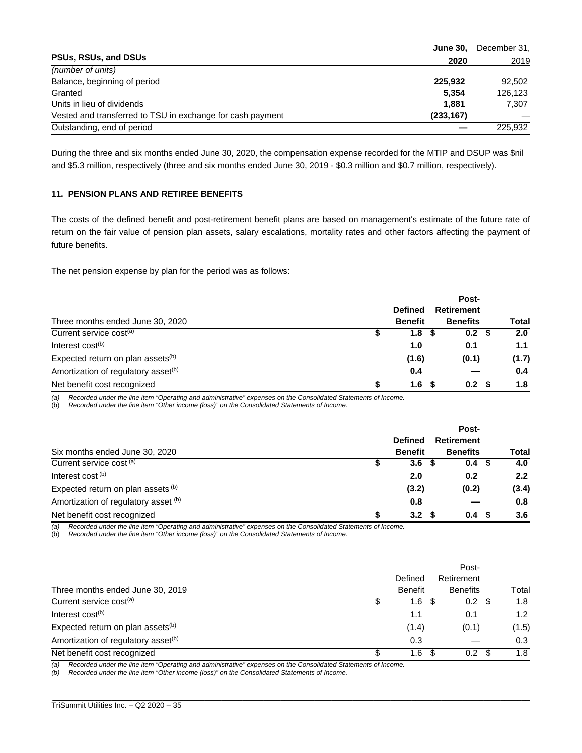| PSUs, RSUs, and DSUs | **June 30, 2020** | December 31, 2019 |
|---|---|---|
| *(number of units)* | | |
| Balance, beginning of period | **225,932** | 92,502 |
| Granted | **5,354** | 126,123 |
| Units in lieu of dividends | **1,881** | 7,307 |
| Vested and transferred to TSU in exchange for cash payment | **(233,167)** | — |
| Outstanding, end of period | **—** | 225,932 |

During the three and six months ended June 30, 2020, the compensation expense recorded for the MTIP and DSUP was $nil and $5.3 million, respectively (three and six months ended June 30, 2019 - $0.3 million and $0.7 million, respectively).

### 11. PENSION PLANS AND RETIREE BENEFITS

The costs of the defined benefit and post-retirement benefit plans are based on management's estimate of the future rate of return on the fair value of pension plan assets, salary escalations, mortality rates and other factors affecting the payment of future benefits.

The net pension expense by plan for the period was as follows:

| Three months ended June 30, 2020 | **Defined Benefit** | **Post-Retirement Benefits** | **Total** |
|---|---|---|---|
| Current service cost[(a)] | **$ 1.8** | **$ 0.2** | **$ 2.0** |
| Interest cost[(b)] | **1.0** | **0.1** | **1.1** |
| Expected return on plan assets[(b)] | **(1.6)** | **(0.1)** | **(1.7)** |
| Amortization of regulatory asset[(b)] | **0.4** | **—** | **0.4** |
| Net benefit cost recognized | **$ 1.6** | **$ 0.2** | **$ 1.8** |

*(a) Recorded under the line item "Operating and administrative" expenses on the Consolidated Statements of Income.*
*(b) Recorded under the line item "Other income (loss)" on the Consolidated Statements of Income.*

| Six months ended June 30, 2020 | **Defined Benefit** | **Post-Retirement Benefits** | **Total** |
|---|---|---|---|
| Current service cost [(a)] | **$ 3.6** | **$ 0.4** | **$ 4.0** |
| Interest cost [(b)] | **2.0** | **0.2** | **2.2** |
| Expected return on plan assets [(b)] | **(3.2)** | **(0.2)** | **(3.4)** |
| Amortization of regulatory asset [(b)] | **0.8** | **—** | **0.8** |
| Net benefit cost recognized | **$ 3.2** | **$ 0.4** | **$ 3.6** |

*(a) Recorded under the line item "Operating and administrative" expenses on the Consolidated Statements of Income.*
*(b) Recorded under the line item "Other income (loss)" on the Consolidated Statements of Income.*

| Three months ended June 30, 2019 | Defined Benefit | Post-Retirement Benefits | Total |
|---|---|---|---|
| Current service cost[(a)] | $ 1.6 | $ 0.2 | $ 1.8 |
| Interest cost[(b)] | 1.1 | 0.1 | 1.2 |
| Expected return on plan assets[(b)] | (1.4) | (0.1) | (1.5) |
| Amortization of regulatory asset[(b)] | 0.3 | — | 0.3 |
| Net benefit cost recognized | $ 1.6 | $ 0.2 | $ 1.8 |

*(a) Recorded under the line item "Operating and administrative" expenses on the Consolidated Statements of Income.*
*(b) Recorded under the line item "Other income (loss)" on the Consolidated Statements of Income.*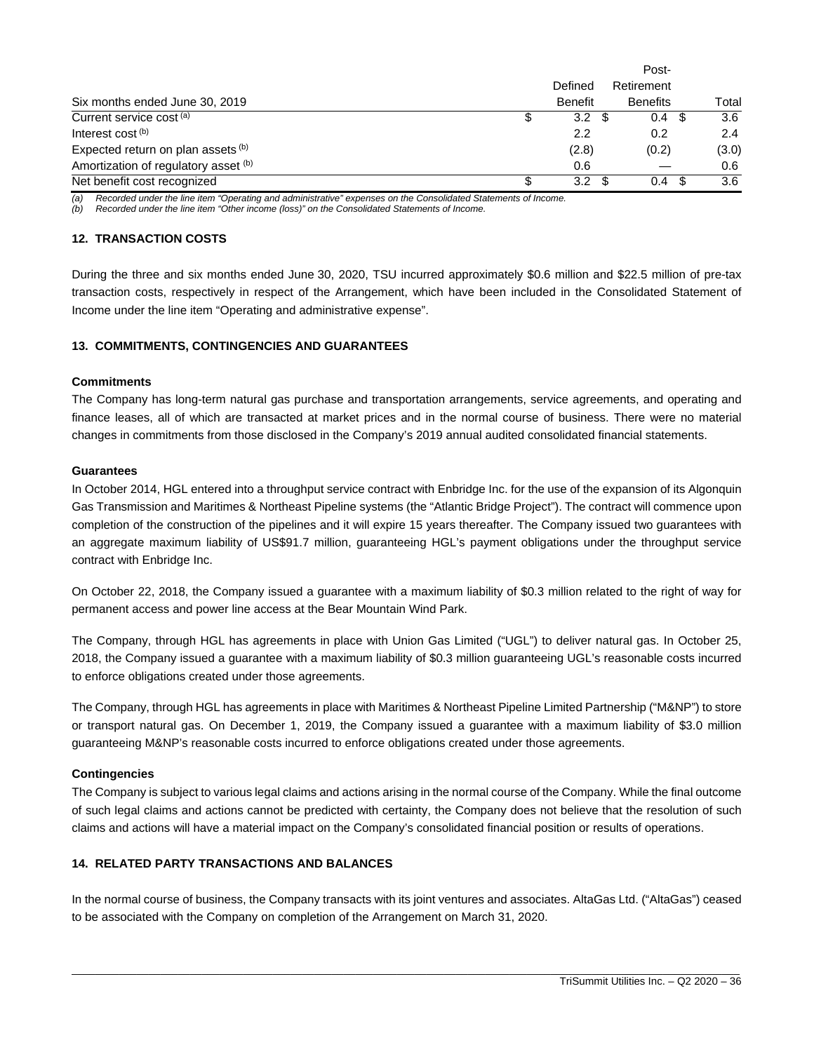| Six months ended June 30, 2019 | Defined Benefit | Post-Retirement Benefits | Total |
|---|---|---|---|
| Current service cost [(a)] | $ 3.2 | $ 0.4 | $ 3.6 |
| Interest cost [(b)] | 2.2 | 0.2 | 2.4 |
| Expected return on plan assets [(b)] | (2.8) | (0.2) | (3.0) |
| Amortization of regulatory asset [(b)] | 0.6 | — | 0.6 |
| Net benefit cost recognized | $ 3.2 | $ 0.4 | $ 3.6 |

*(a) Recorded under the line item "Operating and administrative" expenses on the Consolidated Statements of Income.*
*(b) Recorded under the line item "Other income (loss)" on the Consolidated Statements of Income.*

## 12. TRANSACTION COSTS

During the three and six months ended June 30, 2020, TSU incurred approximately $0.6 million and $22.5 million of pre-tax transaction costs, respectively in respect of the Arrangement, which have been included in the Consolidated Statement of Income under the line item "Operating and administrative expense".

## 13. COMMITMENTS, CONTINGENCIES AND GUARANTEES

**Commitments**

The Company has long-term natural gas purchase and transportation arrangements, service agreements, and operating and finance leases, all of which are transacted at market prices and in the normal course of business. There were no material changes in commitments from those disclosed in the Company's 2019 annual audited consolidated financial statements.

**Guarantees**

In October 2014, HGL entered into a throughput service contract with Enbridge Inc. for the use of the expansion of its Algonquin Gas Transmission and Maritimes & Northeast Pipeline systems (the "Atlantic Bridge Project"). The contract will commence upon completion of the construction of the pipelines and it will expire 15 years thereafter. The Company issued two guarantees with an aggregate maximum liability of US$91.7 million, guaranteeing HGL's payment obligations under the throughput service contract with Enbridge Inc.

On October 22, 2018, the Company issued a guarantee with a maximum liability of $0.3 million related to the right of way for permanent access and power line access at the Bear Mountain Wind Park.

The Company, through HGL has agreements in place with Union Gas Limited ("UGL") to deliver natural gas. In October 25, 2018, the Company issued a guarantee with a maximum liability of $0.3 million guaranteeing UGL's reasonable costs incurred to enforce obligations created under those agreements.

The Company, through HGL has agreements in place with Maritimes & Northeast Pipeline Limited Partnership ("M&NP") to store or transport natural gas. On December 1, 2019, the Company issued a guarantee with a maximum liability of $3.0 million guaranteeing M&NP's reasonable costs incurred to enforce obligations created under those agreements.

**Contingencies**

The Company is subject to various legal claims and actions arising in the normal course of the Company. While the final outcome of such legal claims and actions cannot be predicted with certainty, the Company does not believe that the resolution of such claims and actions will have a material impact on the Company's consolidated financial position or results of operations.

## 14. RELATED PARTY TRANSACTIONS AND BALANCES

In the normal course of business, the Company transacts with its joint ventures and associates. AltaGas Ltd. ("AltaGas") ceased to be associated with the Company on completion of the Arrangement on March 31, 2020.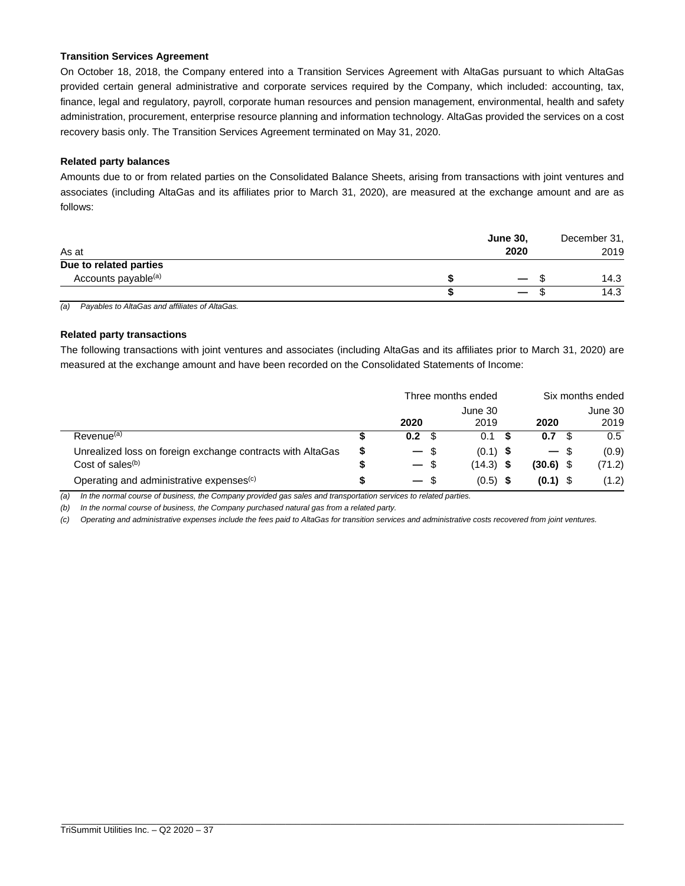**Transition Services Agreement**

On October 18, 2018, the Company entered into a Transition Services Agreement with AltaGas pursuant to which AltaGas provided certain general administrative and corporate services required by the Company, which included: accounting, tax, finance, legal and regulatory, payroll, corporate human resources and pension management, environmental, health and safety administration, procurement, enterprise resource planning and information technology. AltaGas provided the services on a cost recovery basis only. The Transition Services Agreement terminated on May 31, 2020.

**Related party balances**

Amounts due to or from related parties on the Consolidated Balance Sheets, arising from transactions with joint ventures and associates (including AltaGas and its affiliates prior to March 31, 2020), are measured at the exchange amount and are as follows:

| As at | **June 30, 2020** | December 31, 2019 |
|---|---|---|
| **Due to related parties** | | |
| Accounts payable[(a)] | **$ —** | $ 14.3 |
| | **$ —** | $ 14.3 |

*(a) Payables to AltaGas and affiliates of AltaGas.*

**Related party transactions**

The following transactions with joint ventures and associates (including AltaGas and its affiliates prior to March 31, 2020) are measured at the exchange amount and have been recorded on the Consolidated Statements of Income:

| | Three months ended June 30 | | Six months ended June 30 | |
|---|---|---|---|---|
| | **2020** | 2019 | **2020** | 2019 |
| Revenue[(a)] | **$ 0.2** | $ 0.1 | **$ 0.7** | $ 0.5 |
| Unrealized loss on foreign exchange contracts with AltaGas | **$ —** | $ (0.1) | **$ —** | $ (0.9) |
| Cost of sales[(b)] | **$ —** | $ (14.3) | **$ (30.6)** | $ (71.2) |
| Operating and administrative expenses[(c)] | **$ —** | $ (0.5) | **$ (0.1)** | $ (1.2) |

*(a) In the normal course of business, the Company provided gas sales and transportation services to related parties.*

*(b) In the normal course of business, the Company purchased natural gas from a related party.*

*(c) Operating and administrative expenses include the fees paid to AltaGas for transition services and administrative costs recovered from joint ventures.*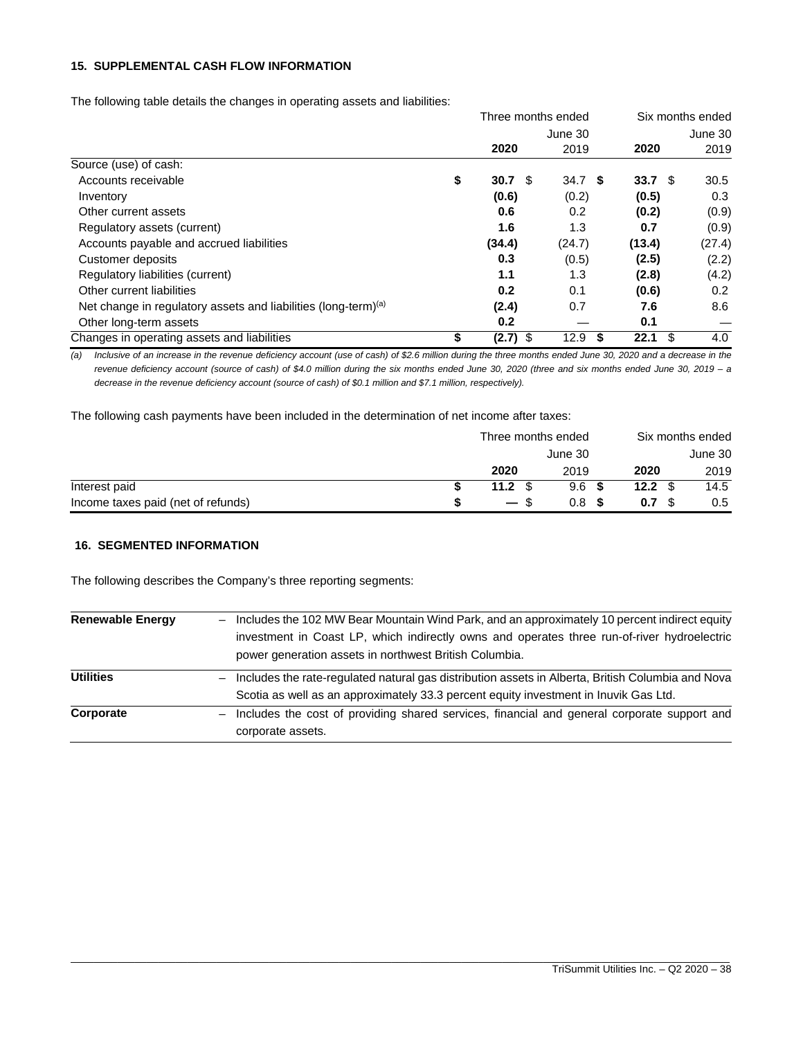## 15. SUPPLEMENTAL CASH FLOW INFORMATION

The following table details the changes in operating assets and liabilities:

| | Three months ended June 30 2020 | Three months ended June 30 2019 | Six months ended June 30 2020 | Six months ended June 30 2019 |
|---|---|---|---|---|
| Source (use) of cash: | | | | |
| Accounts receivable | **$ 30.7** | $ 34.7 | **$ 33.7** | $ 30.5 |
| Inventory | **(0.6)** | (0.2) | **(0.5)** | 0.3 |
| Other current assets | **0.6** | 0.2 | **(0.2)** | (0.9) |
| Regulatory assets (current) | **1.6** | 1.3 | **0.7** | (0.9) |
| Accounts payable and accrued liabilities | **(34.4)** | (24.7) | **(13.4)** | (27.4) |
| Customer deposits | **0.3** | (0.5) | **(2.5)** | (2.2) |
| Regulatory liabilities (current) | **1.1** | 1.3 | **(2.8)** | (4.2) |
| Other current liabilities | **0.2** | 0.1 | **(0.6)** | 0.2 |
| Net change in regulatory assets and liabilities (long-term)[(a)] | **(2.4)** | 0.7 | **7.6** | 8.6 |
| Other long-term assets | **0.2** | — | **0.1** | — |
| Changes in operating assets and liabilities | **$ (2.7)** | $ 12.9 | **$ 22.1** | $ 4.0 |

*(a) Inclusive of an increase in the revenue deficiency account (use of cash) of $2.6 million during the three months ended June 30, 2020 and a decrease in the revenue deficiency account (source of cash) of $4.0 million during the six months ended June 30, 2020 (three and six months ended June 30, 2019 – a decrease in the revenue deficiency account (source of cash) of $0.1 million and $7.1 million, respectively).*

The following cash payments have been included in the determination of net income after taxes:

| | Three months ended June 30 2020 | Three months ended June 30 2019 | Six months ended June 30 2020 | Six months ended June 30 2019 |
|---|---|---|---|---|
| Interest paid | **$ 11.2** | $ 9.6 | **$ 12.2** | $ 14.5 |
| Income taxes paid (net of refunds) | **$ —** | $ 0.8 | **$ 0.7** | $ 0.5 |

## 16. SEGMENTED INFORMATION

The following describes the Company's three reporting segments:

| | |
|---|---|
| **Renewable Energy** | – Includes the 102 MW Bear Mountain Wind Park, and an approximately 10 percent indirect equity investment in Coast LP, which indirectly owns and operates three run-of-river hydroelectric power generation assets in northwest British Columbia. |
| **Utilities** | – Includes the rate-regulated natural gas distribution assets in Alberta, British Columbia and Nova Scotia as well as an approximately 33.3 percent equity investment in Inuvik Gas Ltd. |
| **Corporate** | – Includes the cost of providing shared services, financial and general corporate support and corporate assets. |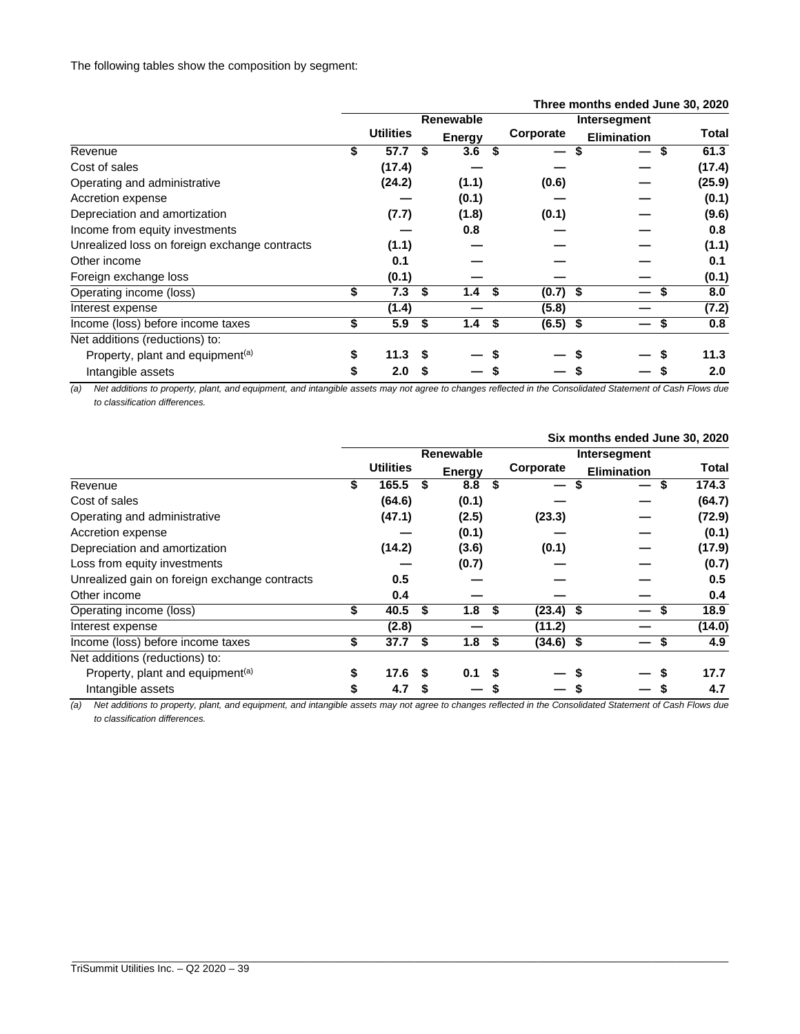The following tables show the composition by segment:

| Three months ended June 30, 2020 | Utilities | Renewable Energy | Corporate | Intersegment Elimination | Total |
|---|---|---|---|---|---|
| Revenue | $ 57.7 | $ 3.6 | $ — | $ — | $ 61.3 |
| Cost of sales | (17.4) | — | — | — | (17.4) |
| Operating and administrative | (24.2) | (1.1) | (0.6) | — | (25.9) |
| Accretion expense | — | (0.1) | — | — | (0.1) |
| Depreciation and amortization | (7.7) | (1.8) | (0.1) | — | (9.6) |
| Income from equity investments | — | 0.8 | — | — | 0.8 |
| Unrealized loss on foreign exchange contracts | (1.1) | — | — | — | (1.1) |
| Other income | 0.1 | — | — | — | 0.1 |
| Foreign exchange loss | (0.1) | — | — | — | (0.1) |
| Operating income (loss) | $ 7.3 | $ 1.4 | $ (0.7) | $ — | $ 8.0 |
| Interest expense | (1.4) | — | (5.8) | — | (7.2) |
| Income (loss) before income taxes | $ 5.9 | $ 1.4 | $ (6.5) | $ — | $ 0.8 |
| Net additions (reductions) to: | | | | | |
| Property, plant and equipment[(a)] | $ 11.3 | $ — | $ — | $ — | $ 11.3 |
| Intangible assets | $ 2.0 | $ — | $ — | $ — | $ 2.0 |

*(a) Net additions to property, plant, and equipment, and intangible assets may not agree to changes reflected in the Consolidated Statement of Cash Flows due to classification differences.*

| Six months ended June 30, 2020 | Utilities | Renewable Energy | Corporate | Intersegment Elimination | Total |
|---|---|---|---|---|---|
| Revenue | $ 165.5 | $ 8.8 | $ — | $ — | $ 174.3 |
| Cost of sales | (64.6) | (0.1) | — | — | (64.7) |
| Operating and administrative | (47.1) | (2.5) | (23.3) | — | (72.9) |
| Accretion expense | — | (0.1) | — | — | (0.1) |
| Depreciation and amortization | (14.2) | (3.6) | (0.1) | — | (17.9) |
| Loss from equity investments | — | (0.7) | — | — | (0.7) |
| Unrealized gain on foreign exchange contracts | 0.5 | — | — | — | 0.5 |
| Other income | 0.4 | — | — | — | 0.4 |
| Operating income (loss) | $ 40.5 | $ 1.8 | $ (23.4) | $ — | $ 18.9 |
| Interest expense | (2.8) | — | (11.2) | — | (14.0) |
| Income (loss) before income taxes | $ 37.7 | $ 1.8 | $ (34.6) | $ — | $ 4.9 |
| Net additions (reductions) to: | | | | | |
| Property, plant and equipment[(a)] | $ 17.6 | $ 0.1 | $ — | $ — | $ 17.7 |
| Intangible assets | $ 4.7 | $ — | $ — | $ — | $ 4.7 |

*(a) Net additions to property, plant, and equipment, and intangible assets may not agree to changes reflected in the Consolidated Statement of Cash Flows due to classification differences.*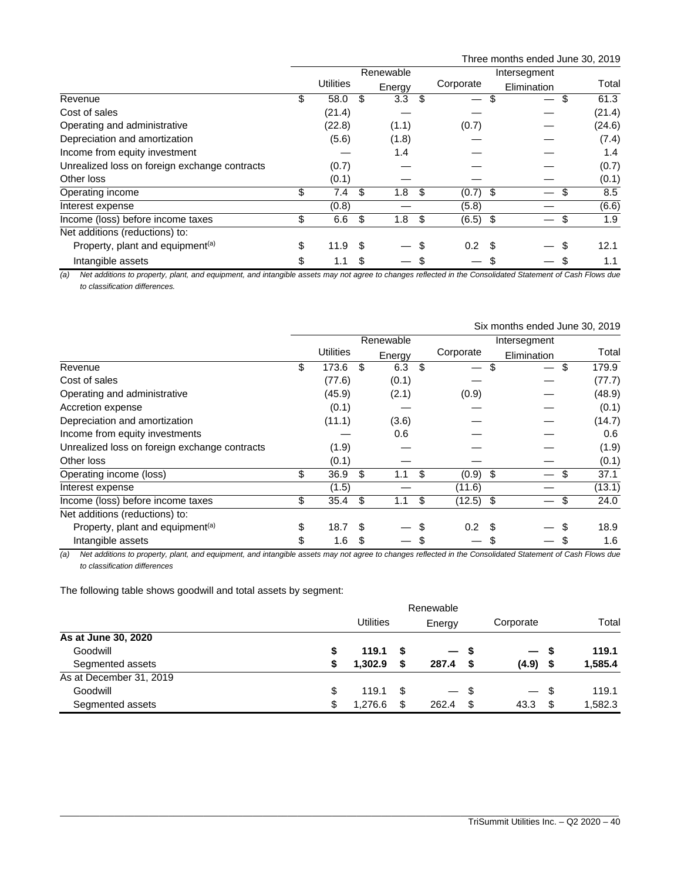| | Three months ended June 30, 2019 | | | | |
|---|---|---|---|---|---|
| | Utilities | Renewable Energy | Corporate | Intersegment Elimination | Total |
| Revenue | $ 58.0 | $ 3.3 | $ — | $ — | $ 61.3 |
| Cost of sales | (21.4) | — | — | — | (21.4) |
| Operating and administrative | (22.8) | (1.1) | (0.7) | — | (24.6) |
| Depreciation and amortization | (5.6) | (1.8) | — | — | (7.4) |
| Income from equity investment | — | 1.4 | — | — | 1.4 |
| Unrealized loss on foreign exchange contracts | (0.7) | — | — | — | (0.7) |
| Other loss | (0.1) | — | — | — | (0.1) |
| Operating income | $ 7.4 | $ 1.8 | $ (0.7) | $ — | $ 8.5 |
| Interest expense | (0.8) | — | (5.8) | — | (6.6) |
| Income (loss) before income taxes | $ 6.6 | $ 1.8 | $ (6.5) | $ — | $ 1.9 |
| Net additions (reductions) to: | | | | | |
| Property, plant and equipment[(a)] | $ 11.9 | $ — | $ 0.2 | $ — | $ 12.1 |
| Intangible assets | $ 1.1 | $ — | $ — | $ — | $ 1.1 |

*(a) Net additions to property, plant, and equipment, and intangible assets may not agree to changes reflected in the Consolidated Statement of Cash Flows due to classification differences.*

| | Six months ended June 30, 2019 | | | | |
|---|---|---|---|---|---|
| | Utilities | Renewable Energy | Corporate | Intersegment Elimination | Total |
| Revenue | $ 173.6 | $ 6.3 | $ — | $ — | $ 179.9 |
| Cost of sales | (77.6) | (0.1) | — | — | (77.7) |
| Operating and administrative | (45.9) | (2.1) | (0.9) | — | (48.9) |
| Accretion expense | (0.1) | — | — | — | (0.1) |
| Depreciation and amortization | (11.1) | (3.6) | — | — | (14.7) |
| Income from equity investments | — | 0.6 | — | — | 0.6 |
| Unrealized loss on foreign exchange contracts | (1.9) | — | — | — | (1.9) |
| Other loss | (0.1) | — | — | — | (0.1) |
| Operating income (loss) | $ 36.9 | $ 1.1 | $ (0.9) | $ — | $ 37.1 |
| Interest expense | (1.5) | — | (11.6) | — | (13.1) |
| Income (loss) before income taxes | $ 35.4 | $ 1.1 | $ (12.5) | $ — | $ 24.0 |
| Net additions (reductions) to: | | | | | |
| Property, plant and equipment[(a)] | $ 18.7 | $ — | $ 0.2 | $ — | $ 18.9 |
| Intangible assets | $ 1.6 | $ — | $ — | $ — | $ 1.6 |

*(a) Net additions to property, plant, and equipment, and intangible assets may not agree to changes reflected in the Consolidated Statement of Cash Flows due to classification differences*

The following table shows goodwill and total assets by segment:

| | Utilities | Renewable Energy | Corporate | Total |
|---|---|---|---|---|
| **As at June 30, 2020** | | | | |
| Goodwill | **$ 119.1** | **$ —** | **$ —** | **$ 119.1** |
| Segmented assets | **$ 1,302.9** | **$ 287.4** | **$ (4.9)** | **$ 1,585.4** |
| As at December 31, 2019 | | | | |
| Goodwill | $ 119.1 | $ — | $ — | $ 119.1 |
| Segmented assets | $ 1,276.6 | $ 262.4 | $ 43.3 | $ 1,582.3 |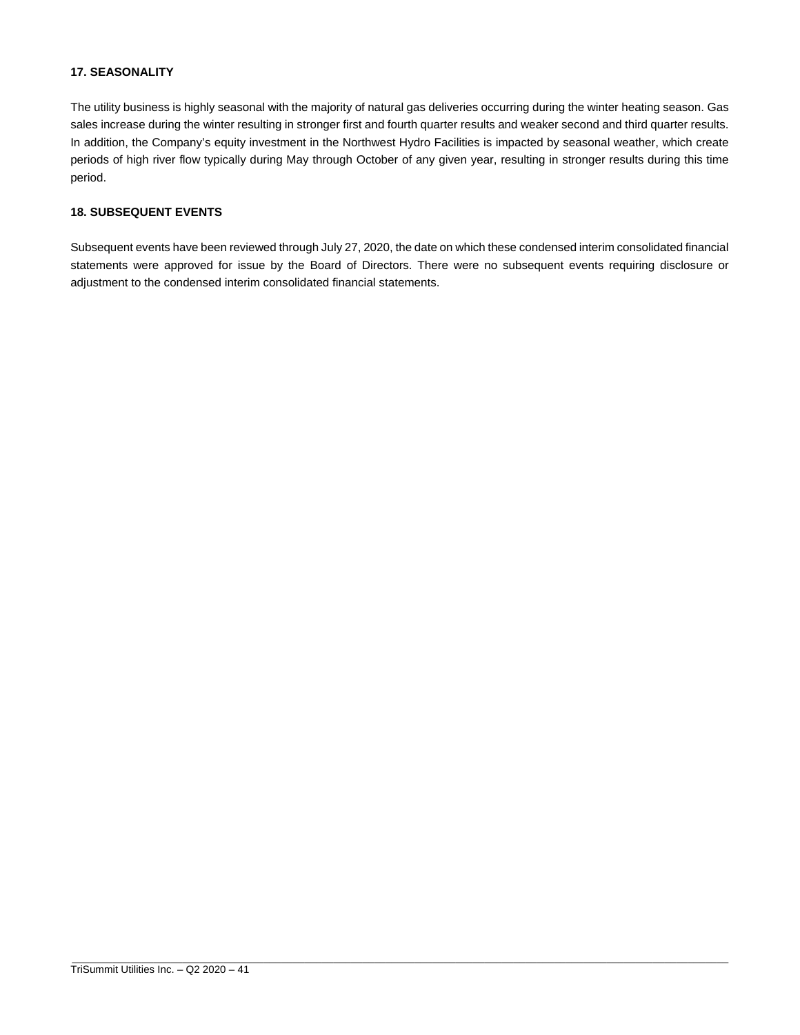## 17. SEASONALITY

The utility business is highly seasonal with the majority of natural gas deliveries occurring during the winter heating season. Gas sales increase during the winter resulting in stronger first and fourth quarter results and weaker second and third quarter results. In addition, the Company's equity investment in the Northwest Hydro Facilities is impacted by seasonal weather, which create periods of high river flow typically during May through October of any given year, resulting in stronger results during this time period.

## 18. SUBSEQUENT EVENTS

Subsequent events have been reviewed through July 27, 2020, the date on which these condensed interim consolidated financial statements were approved for issue by the Board of Directors. There were no subsequent events requiring disclosure or adjustment to the condensed interim consolidated financial statements.